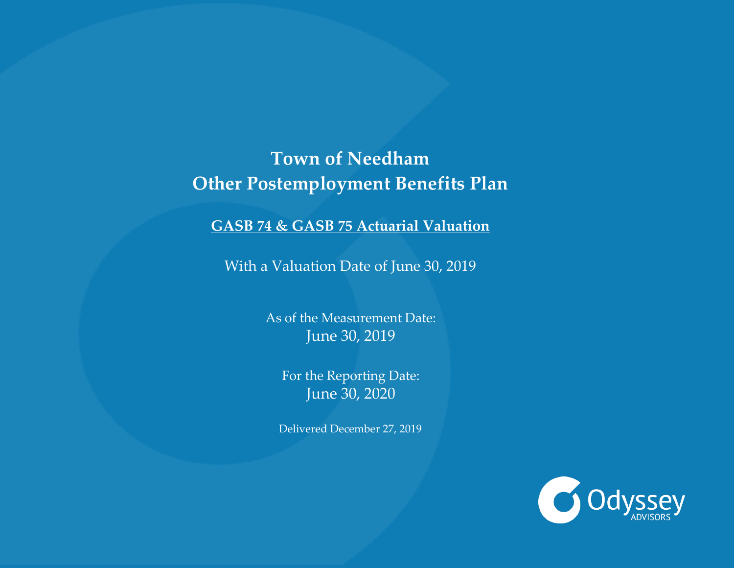# Town of Needham
# Other Postemployment Benefits Plan

**GASB 74 & GASB 75 Actuarial Valuation**

With a Valuation Date of June 30, 2019

As of the Measurement Date:
June 30, 2019

For the Reporting Date:
June 30, 2020

Delivered December 27, 2019

Odyssey ADVISORS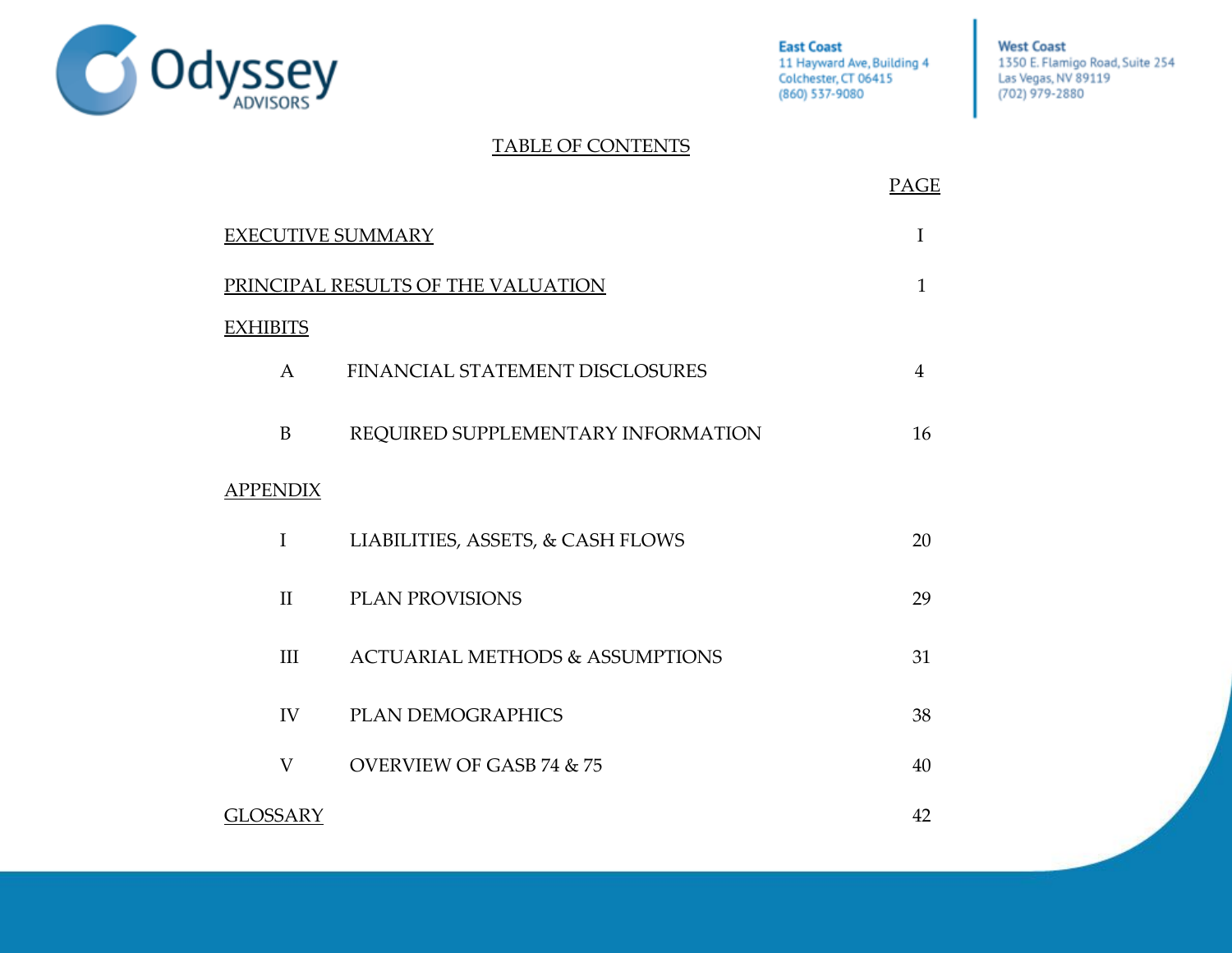Odyssey ADVISORS

**East Coast**
11 Hayward Ave, Building 4
Colchester, CT 06415
(860) 537-9080

**West Coast**
1350 E. Flamigo Road, Suite 254
Las Vegas, NV 89119
(702) 979-2880

# TABLE OF CONTENTS

| | | PAGE |
|---|---|---|
| EXECUTIVE SUMMARY | | I |
| PRINCIPAL RESULTS OF THE VALUATION | | 1 |
| EXHIBITS | | |
| A | FINANCIAL STATEMENT DISCLOSURES | 4 |
| B | REQUIRED SUPPLEMENTARY INFORMATION | 16 |
| APPENDIX | | |
| I | LIABILITIES, ASSETS, & CASH FLOWS | 20 |
| II | PLAN PROVISIONS | 29 |
| III | ACTUARIAL METHODS & ASSUMPTIONS | 31 |
| IV | PLAN DEMOGRAPHICS | 38 |
| V | OVERVIEW OF GASB 74 & 75 | 40 |
| GLOSSARY | | 42 |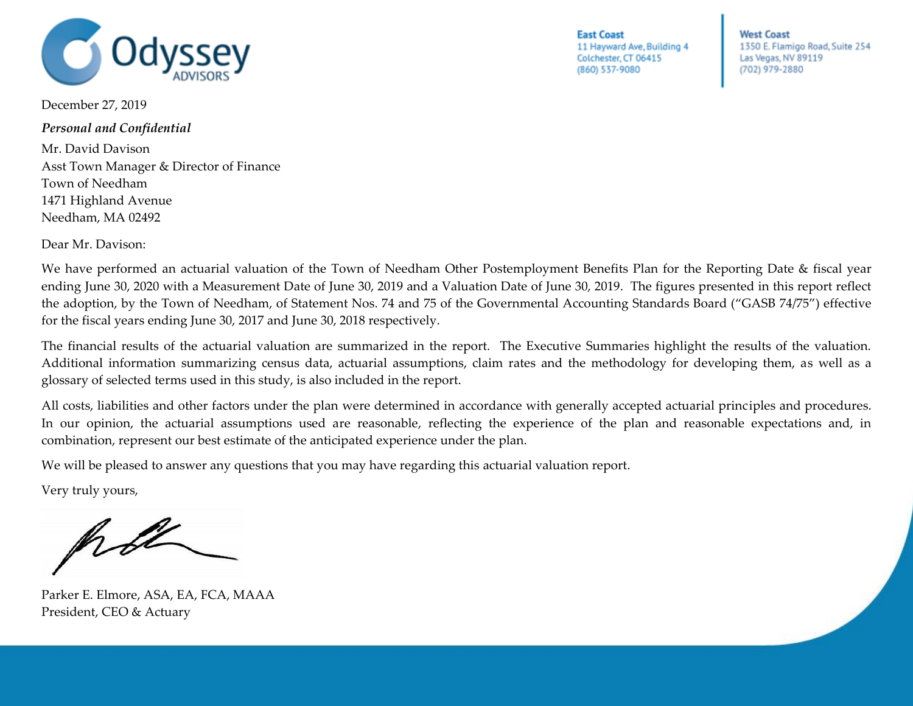Odyssey ADVISORS

**East Coast**
11 Hayward Ave, Building 4
Colchester, CT 06415
(860) 537-9080

**West Coast**
1350 E. Flamigo Road, Suite 254
Las Vegas, NV 89119
(702) 979-2880

December 27, 2019

***Personal and Confidential***

Mr. David Davison
Asst Town Manager & Director of Finance
Town of Needham
1471 Highland Avenue
Needham, MA 02492

Dear Mr. Davison:

We have performed an actuarial valuation of the Town of Needham Other Postemployment Benefits Plan for the Reporting Date & fiscal year ending June 30, 2020 with a Measurement Date of June 30, 2019 and a Valuation Date of June 30, 2019. The figures presented in this report reflect the adoption, by the Town of Needham, of Statement Nos. 74 and 75 of the Governmental Accounting Standards Board ("GASB 74/75") effective for the fiscal years ending June 30, 2017 and June 30, 2018 respectively.

The financial results of the actuarial valuation are summarized in the report. The Executive Summaries highlight the results of the valuation. Additional information summarizing census data, actuarial assumptions, claim rates and the methodology for developing them, as well as a glossary of selected terms used in this study, is also included in the report.

All costs, liabilities and other factors under the plan were determined in accordance with generally accepted actuarial principles and procedures. In our opinion, the actuarial assumptions used are reasonable, reflecting the experience of the plan and reasonable expectations and, in combination, represent our best estimate of the anticipated experience under the plan.

We will be pleased to answer any questions that you may have regarding this actuarial valuation report.

Very truly yours,

Parker E. Elmore, ASA, EA, FCA, MAAA
President, CEO & Actuary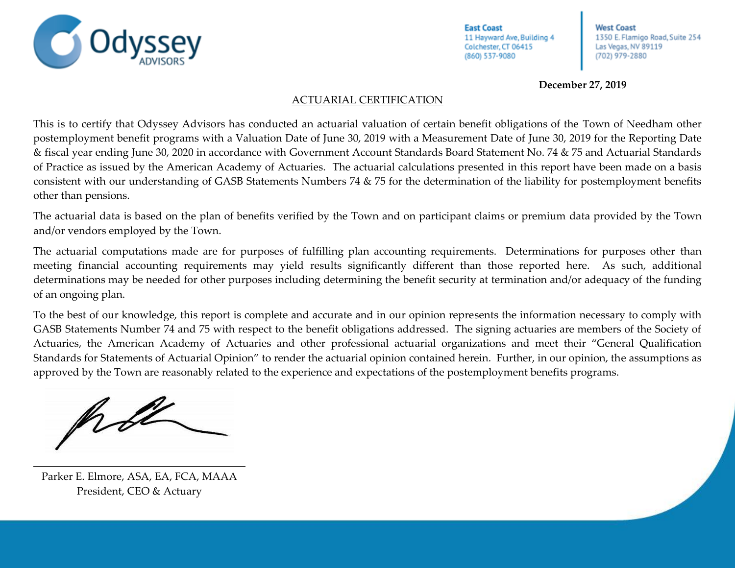Odyssey ADVISORS

**East Coast**
11 Hayward Ave, Building 4
Colchester, CT 06415
(860) 537-9080

**West Coast**
1350 E. Flamigo Road, Suite 254
Las Vegas, NV 89119
(702) 979-2880

**December 27, 2019**

## ACTUARIAL CERTIFICATION

This is to certify that Odyssey Advisors has conducted an actuarial valuation of certain benefit obligations of the Town of Needham other postemployment benefit programs with a Valuation Date of June 30, 2019 with a Measurement Date of June 30, 2019 for the Reporting Date & fiscal year ending June 30, 2020 in accordance with Government Account Standards Board Statement No. 74 & 75 and Actuarial Standards of Practice as issued by the American Academy of Actuaries. The actuarial calculations presented in this report have been made on a basis consistent with our understanding of GASB Statements Numbers 74 & 75 for the determination of the liability for postemployment benefits other than pensions.

The actuarial data is based on the plan of benefits verified by the Town and on participant claims or premium data provided by the Town and/or vendors employed by the Town.

The actuarial computations made are for purposes of fulfilling plan accounting requirements. Determinations for purposes other than meeting financial accounting requirements may yield results significantly different than those reported here. As such, additional determinations may be needed for other purposes including determining the benefit security at termination and/or adequacy of the funding of an ongoing plan.

To the best of our knowledge, this report is complete and accurate and in our opinion represents the information necessary to comply with GASB Statements Number 74 and 75 with respect to the benefit obligations addressed. The signing actuaries are members of the Society of Actuaries, the American Academy of Actuaries and other professional actuarial organizations and meet their "General Qualification Standards for Statements of Actuarial Opinion" to render the actuarial opinion contained herein. Further, in our opinion, the assumptions as approved by the Town are reasonably related to the experience and expectations of the postemployment benefits programs.

Parker E. Elmore, ASA, EA, FCA, MAAA
President, CEO & Actuary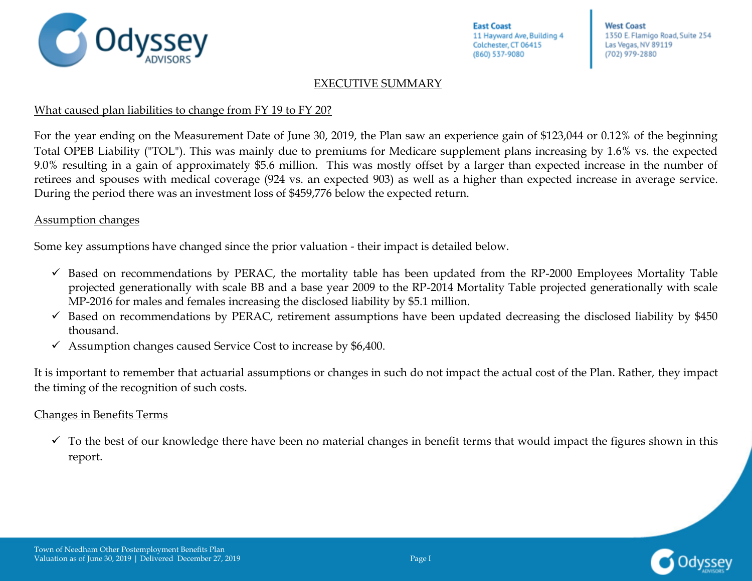# EXECUTIVE SUMMARY

## What caused plan liabilities to change from FY 19 to FY 20?

For the year ending on the Measurement Date of June 30, 2019, the Plan saw an experience gain of $123,044 or 0.12% of the beginning Total OPEB Liability ("TOL"). This was mainly due to premiums for Medicare supplement plans increasing by 1.6% vs. the expected 9.0% resulting in a gain of approximately $5.6 million. This was mostly offset by a larger than expected increase in the number of retirees and spouses with medical coverage (924 vs. an expected 903) as well as a higher than expected increase in average service. During the period there was an investment loss of $459,776 below the expected return.

## Assumption changes

Some key assumptions have changed since the prior valuation - their impact is detailed below.

- ✓ Based on recommendations by PERAC, the mortality table has been updated from the RP-2000 Employees Mortality Table projected generationally with scale BB and a base year 2009 to the RP-2014 Mortality Table projected generationally with scale MP-2016 for males and females increasing the disclosed liability by $5.1 million.
- ✓ Based on recommendations by PERAC, retirement assumptions have been updated decreasing the disclosed liability by $450 thousand.
- ✓ Assumption changes caused Service Cost to increase by $6,400.

It is important to remember that actuarial assumptions or changes in such do not impact the actual cost of the Plan. Rather, they impact the timing of the recognition of such costs.

## Changes in Benefits Terms

- ✓ To the best of our knowledge there have been no material changes in benefit terms that would impact the figures shown in this report.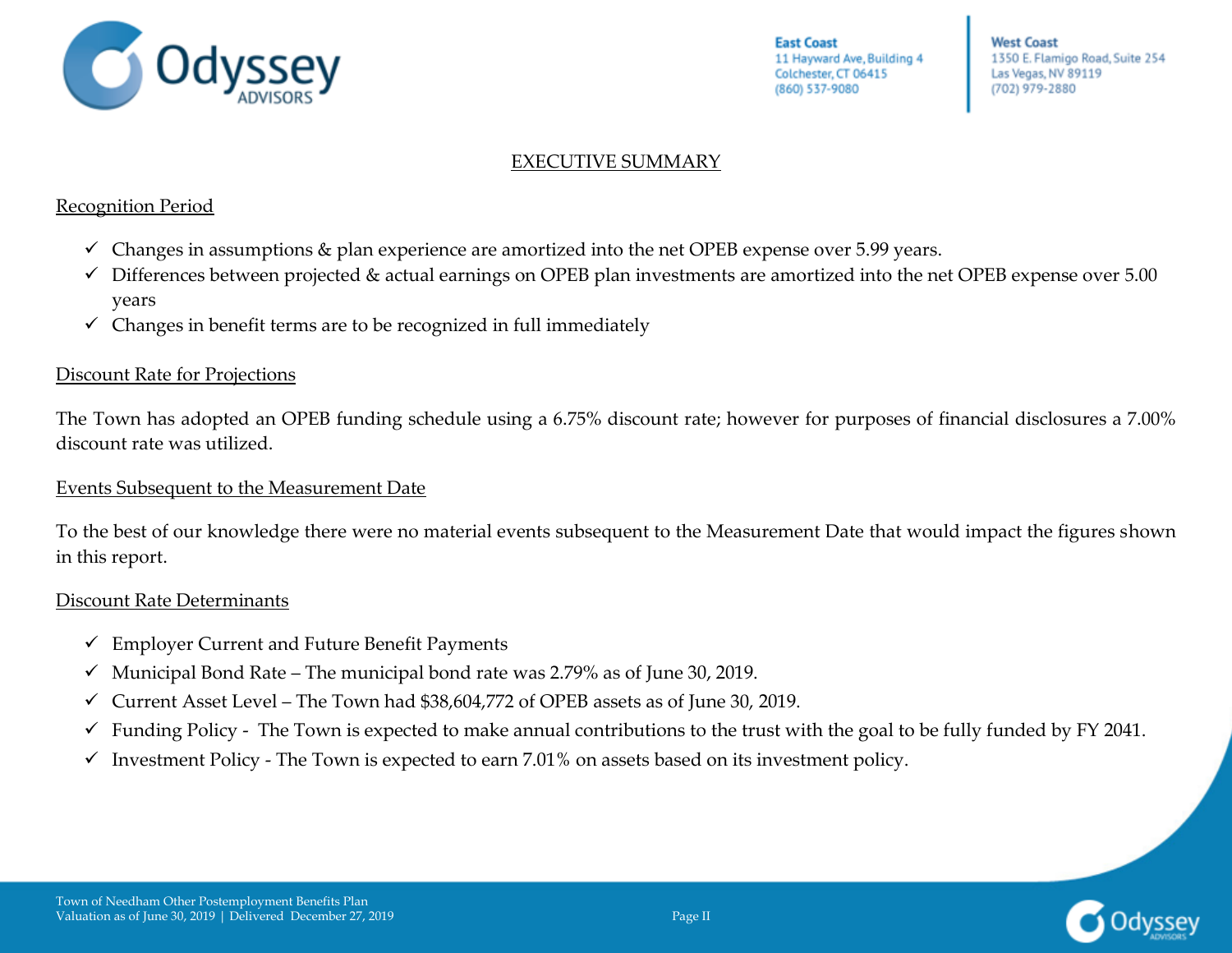## EXECUTIVE SUMMARY

### Recognition Period

- ✓ Changes in assumptions & plan experience are amortized into the net OPEB expense over 5.99 years.
- ✓ Differences between projected & actual earnings on OPEB plan investments are amortized into the net OPEB expense over 5.00 years
- ✓ Changes in benefit terms are to be recognized in full immediately

### Discount Rate for Projections

The Town has adopted an OPEB funding schedule using a 6.75% discount rate; however for purposes of financial disclosures a 7.00% discount rate was utilized.

### Events Subsequent to the Measurement Date

To the best of our knowledge there were no material events subsequent to the Measurement Date that would impact the figures shown in this report.

### Discount Rate Determinants

- ✓ Employer Current and Future Benefit Payments
- ✓ Municipal Bond Rate – The municipal bond rate was 2.79% as of June 30, 2019.
- ✓ Current Asset Level – The Town had $38,604,772 of OPEB assets as of June 30, 2019.
- ✓ Funding Policy - The Town is expected to make annual contributions to the trust with the goal to be fully funded by FY 2041.
- ✓ Investment Policy - The Town is expected to earn 7.01% on assets based on its investment policy.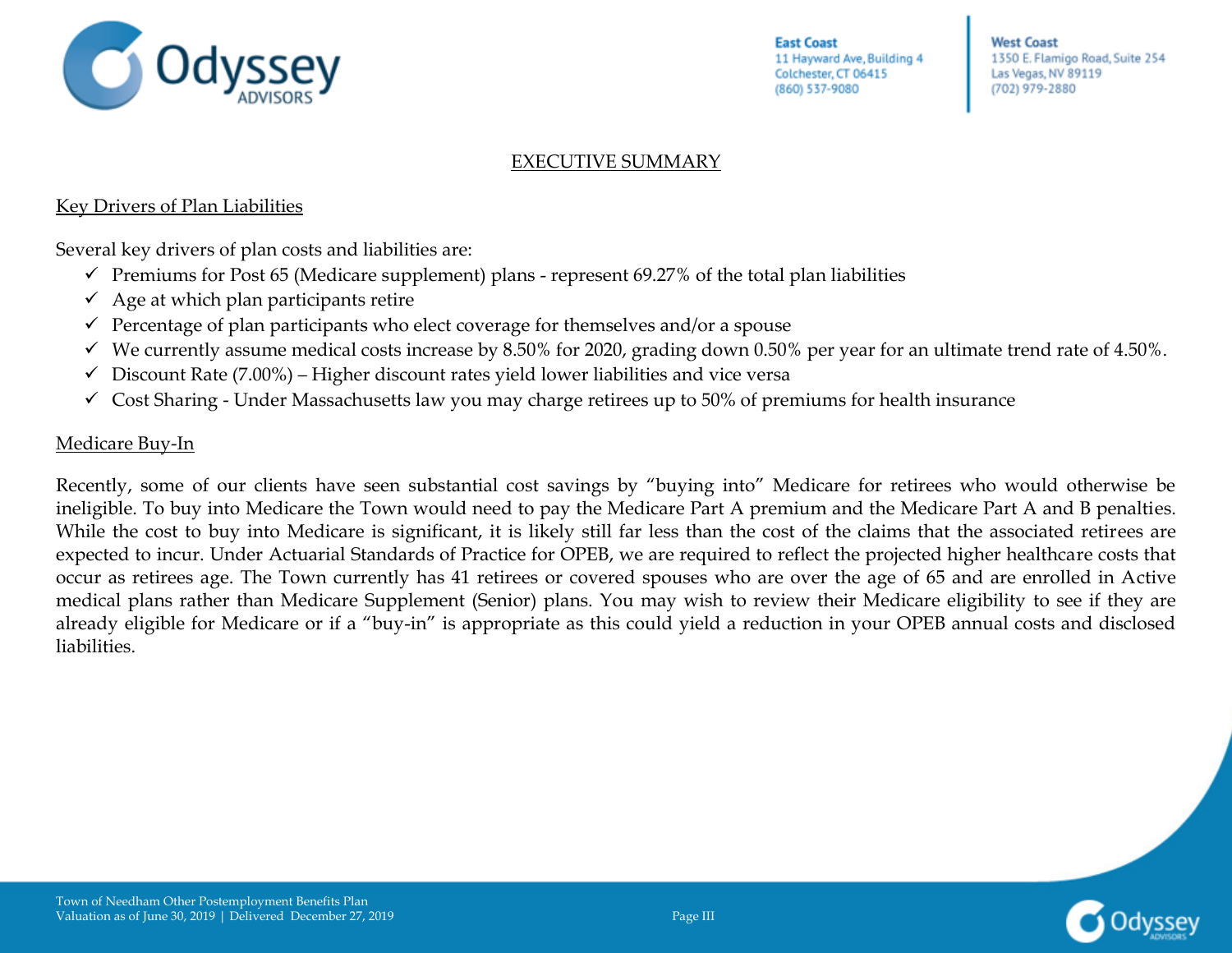## EXECUTIVE SUMMARY

### Key Drivers of Plan Liabilities

Several key drivers of plan costs and liabilities are:

- ✓ Premiums for Post 65 (Medicare supplement) plans - represent 69.27% of the total plan liabilities
- ✓ Age at which plan participants retire
- ✓ Percentage of plan participants who elect coverage for themselves and/or a spouse
- ✓ We currently assume medical costs increase by 8.50% for 2020, grading down 0.50% per year for an ultimate trend rate of 4.50%.
- ✓ Discount Rate (7.00%) – Higher discount rates yield lower liabilities and vice versa
- ✓ Cost Sharing - Under Massachusetts law you may charge retirees up to 50% of premiums for health insurance

### Medicare Buy-In

Recently, some of our clients have seen substantial cost savings by "buying into" Medicare for retirees who would otherwise be ineligible. To buy into Medicare the Town would need to pay the Medicare Part A premium and the Medicare Part A and B penalties. While the cost to buy into Medicare is significant, it is likely still far less than the cost of the claims that the associated retirees are expected to incur. Under Actuarial Standards of Practice for OPEB, we are required to reflect the projected higher healthcare costs that occur as retirees age. The Town currently has 41 retirees or covered spouses who are over the age of 65 and are enrolled in Active medical plans rather than Medicare Supplement (Senior) plans. You may wish to review their Medicare eligibility to see if they are already eligible for Medicare or if a "buy-in" is appropriate as this could yield a reduction in your OPEB annual costs and disclosed liabilities.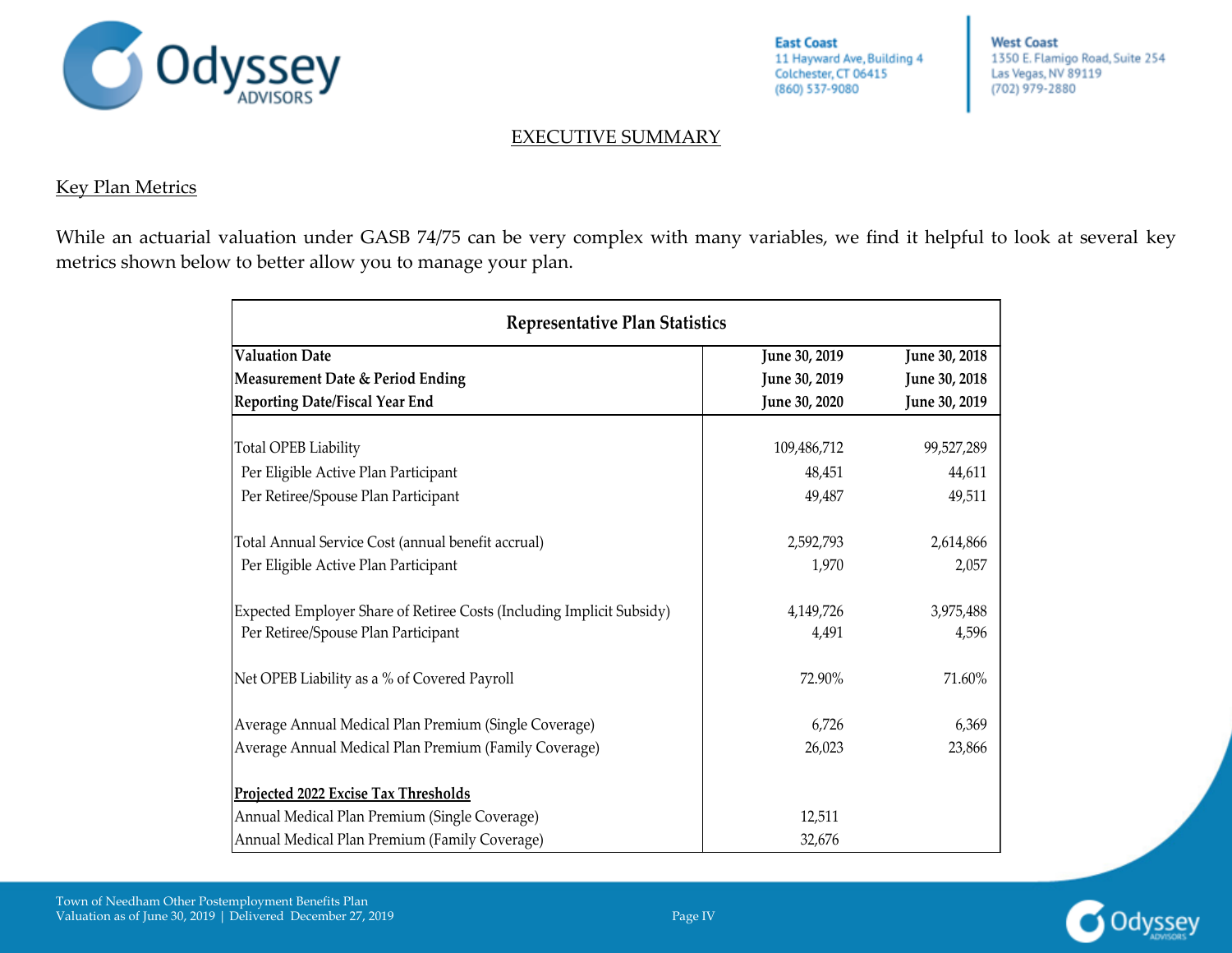# EXECUTIVE SUMMARY

## Key Plan Metrics

While an actuarial valuation under GASB 74/75 can be very complex with many variables, we find it helpful to look at several key metrics shown below to better allow you to manage your plan.

| Representative Plan Statistics | | |
|---|---|---|
| **Valuation Date** | **June 30, 2019** | **June 30, 2018** |
| **Measurement Date & Period Ending** | **June 30, 2019** | **June 30, 2018** |
| **Reporting Date/Fiscal Year End** | **June 30, 2020** | **June 30, 2019** |
| Total OPEB Liability | 109,486,712 | 99,527,289 |
| Per Eligible Active Plan Participant | 48,451 | 44,611 |
| Per Retiree/Spouse Plan Participant | 49,487 | 49,511 |
| Total Annual Service Cost (annual benefit accrual) | 2,592,793 | 2,614,866 |
| Per Eligible Active Plan Participant | 1,970 | 2,057 |
| Expected Employer Share of Retiree Costs (Including Implicit Subsidy) | 4,149,726 | 3,975,488 |
| Per Retiree/Spouse Plan Participant | 4,491 | 4,596 |
| Net OPEB Liability as a % of Covered Payroll | 72.90% | 71.60% |
| Average Annual Medical Plan Premium (Single Coverage) | 6,726 | 6,369 |
| Average Annual Medical Plan Premium (Family Coverage) | 26,023 | 23,866 |
| **Projected 2022 Excise Tax Thresholds** | | |
| Annual Medical Plan Premium (Single Coverage) | 12,511 | |
| Annual Medical Plan Premium (Family Coverage) | 32,676 | |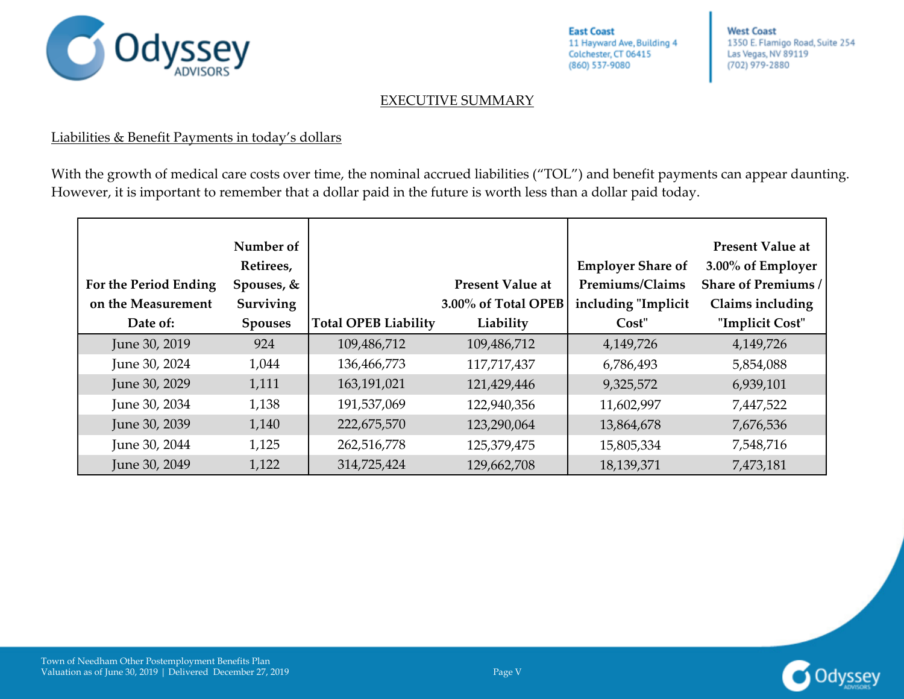## EXECUTIVE SUMMARY

### Liabilities & Benefit Payments in today's dollars

With the growth of medical care costs over time, the nominal accrued liabilities ("TOL") and benefit payments can appear daunting. However, it is important to remember that a dollar paid in the future is worth less than a dollar paid today.

| For the Period Ending on the Measurement Date of: | Number of Retirees, Spouses, & Surviving Spouses | Total OPEB Liability | Present Value at 3.00% of Total OPEB Liability | Employer Share of Premiums/Claims including "Implicit Cost" | Present Value at 3.00% of Employer Share of Premiums / Claims including "Implicit Cost" |
|---|---|---|---|---|---|
| June 30, 2019 | 924 | 109,486,712 | 109,486,712 | 4,149,726 | 4,149,726 |
| June 30, 2024 | 1,044 | 136,466,773 | 117,717,437 | 6,786,493 | 5,854,088 |
| June 30, 2029 | 1,111 | 163,191,021 | 121,429,446 | 9,325,572 | 6,939,101 |
| June 30, 2034 | 1,138 | 191,537,069 | 122,940,356 | 11,602,997 | 7,447,522 |
| June 30, 2039 | 1,140 | 222,675,570 | 123,290,064 | 13,864,678 | 7,676,536 |
| June 30, 2044 | 1,125 | 262,516,778 | 125,379,475 | 15,805,334 | 7,548,716 |
| June 30, 2049 | 1,122 | 314,725,424 | 129,662,708 | 18,139,371 | 7,473,181 |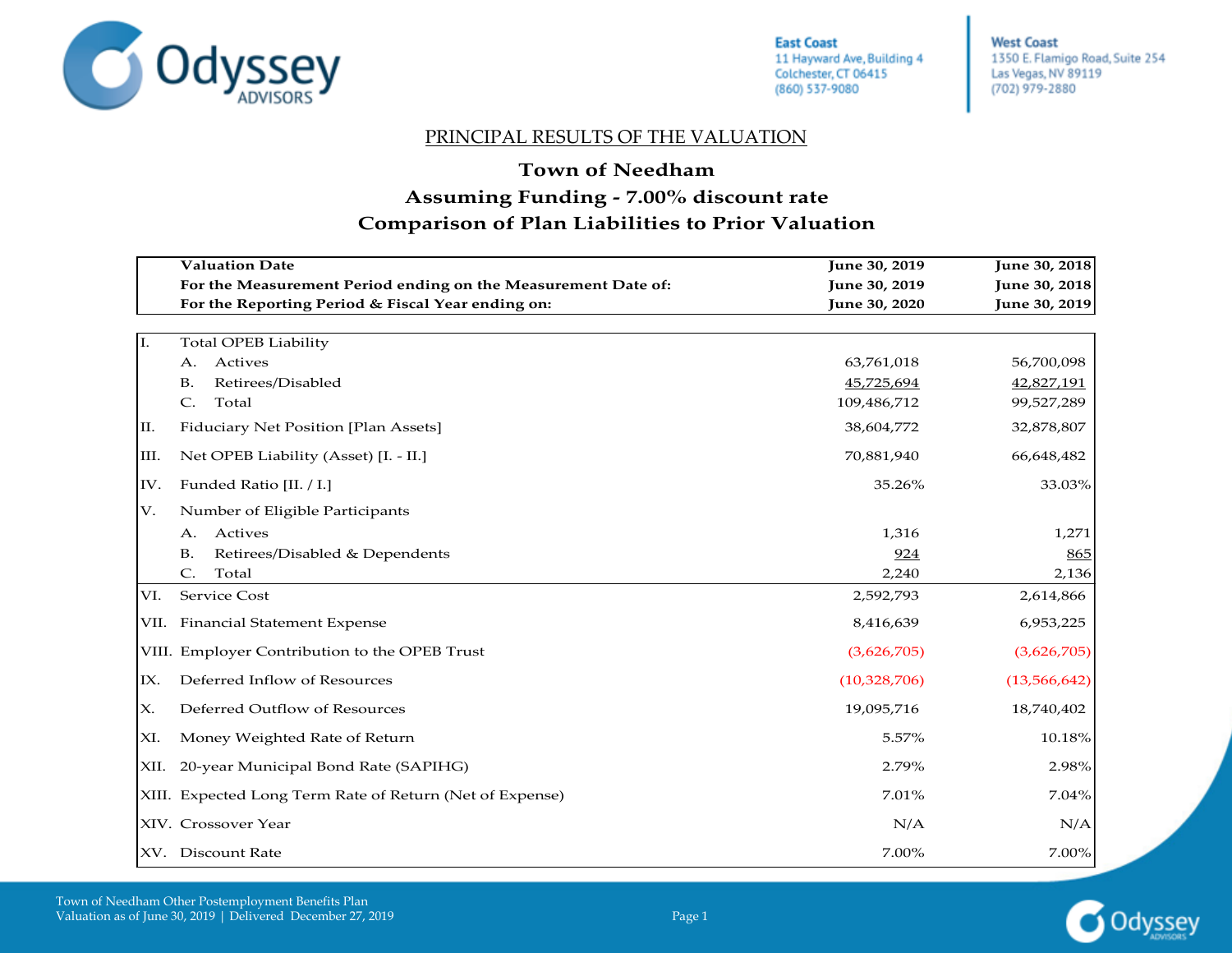## PRINCIPAL RESULTS OF THE VALUATION

### Town of Needham

### Assuming Funding - 7.00% discount rate

### Comparison of Plan Liabilities to Prior Valuation

| | | June 30, 2019 | June 30, 2018 |
|---|---|---|---|
| | **Valuation Date** | **June 30, 2019** | **June 30, 2018** |
| | **For the Measurement Period ending on the Measurement Date of:** | **June 30, 2019** | **June 30, 2018** |
| | **For the Reporting Period & Fiscal Year ending on:** | **June 30, 2020** | **June 30, 2019** |
| I. | Total OPEB Liability | | |
| | A. Actives | 63,761,018 | 56,700,098 |
| | B. Retirees/Disabled | 45,725,694 | 42,827,191 |
| | C. Total | 109,486,712 | 99,527,289 |
| II. | Fiduciary Net Position [Plan Assets] | 38,604,772 | 32,878,807 |
| III. | Net OPEB Liability (Asset) [I. - II.] | 70,881,940 | 66,648,482 |
| IV. | Funded Ratio [II. / I.] | 35.26% | 33.03% |
| V. | Number of Eligible Participants | | |
| | A. Actives | 1,316 | 1,271 |
| | B. Retirees/Disabled & Dependents | 924 | 865 |
| | C. Total | 2,240 | 2,136 |
| VI. | Service Cost | 2,592,793 | 2,614,866 |
| VII. | Financial Statement Expense | 8,416,639 | 6,953,225 |
| VIII. | Employer Contribution to the OPEB Trust | (3,626,705) | (3,626,705) |
| IX. | Deferred Inflow of Resources | (10,328,706) | (13,566,642) |
| X. | Deferred Outflow of Resources | 19,095,716 | 18,740,402 |
| XI. | Money Weighted Rate of Return | 5.57% | 10.18% |
| XII. | 20-year Municipal Bond Rate (SAPIHG) | 2.79% | 2.98% |
| XIII. | Expected Long Term Rate of Return (Net of Expense) | 7.01% | 7.04% |
| XIV. | Crossover Year | N/A | N/A |
| XV. | Discount Rate | 7.00% | 7.00% |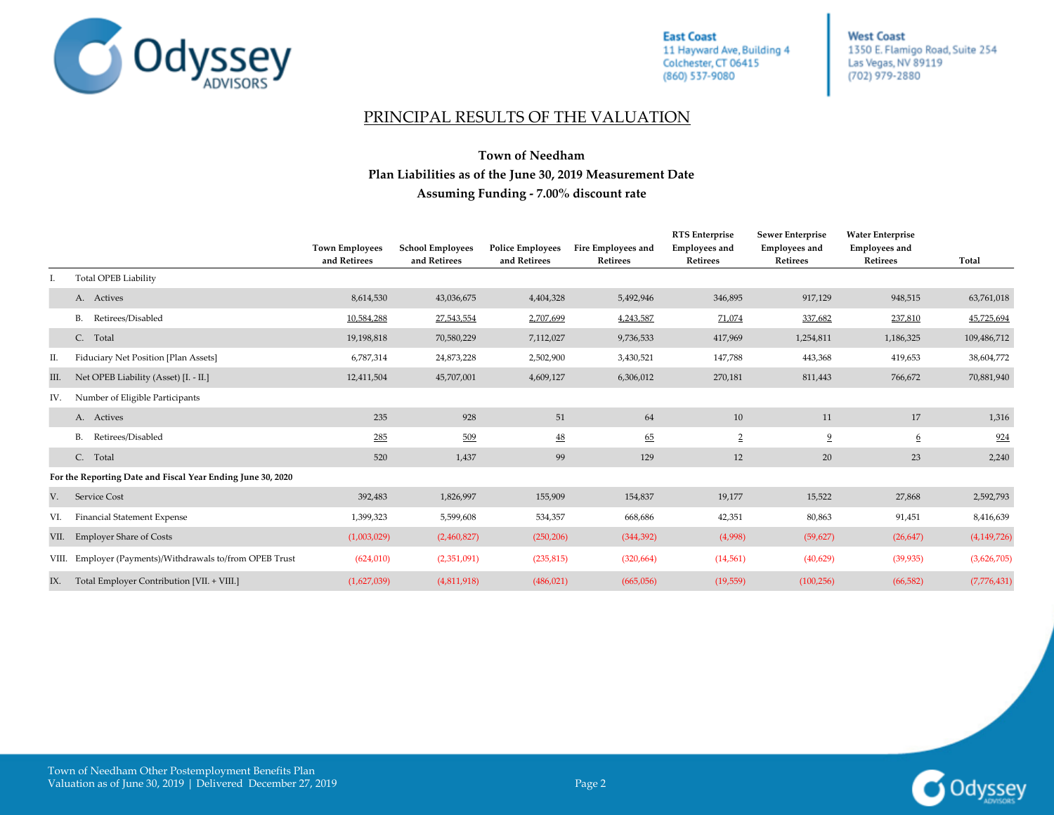## PRINCIPAL RESULTS OF THE VALUATION

### Town of Needham
### Plan Liabilities as of the June 30, 2019 Measurement Date
### Assuming Funding - 7.00% discount rate

| | | Town Employees and Retirees | School Employees and Retirees | Police Employees and Retirees | Fire Employees and Retirees | RTS Enterprise Employees and Retirees | Sewer Enterprise Employees and Retirees | Water Enterprise Employees and Retirees | Total |
|---|---|---|---|---|---|---|---|---|---|
| I. | Total OPEB Liability | | | | | | | | |
| | A. Actives | 8,614,530 | 43,036,675 | 4,404,328 | 5,492,946 | 346,895 | 917,129 | 948,515 | 63,761,018 |
| | B. Retirees/Disabled | 10,584,288 | 27,543,554 | 2,707,699 | 4,243,587 | 71,074 | 337,682 | 237,810 | 45,725,694 |
| | C. Total | 19,198,818 | 70,580,229 | 7,112,027 | 9,736,533 | 417,969 | 1,254,811 | 1,186,325 | 109,486,712 |
| II. | Fiduciary Net Position [Plan Assets] | 6,787,314 | 24,873,228 | 2,502,900 | 3,430,521 | 147,788 | 443,368 | 419,653 | 38,604,772 |
| III. | Net OPEB Liability (Asset) [I. - II.] | 12,411,504 | 45,707,001 | 4,609,127 | 6,306,012 | 270,181 | 811,443 | 766,672 | 70,881,940 |
| IV. | Number of Eligible Participants | | | | | | | | |
| | A. Actives | 235 | 928 | 51 | 64 | 10 | 11 | 17 | 1,316 |
| | B. Retirees/Disabled | 285 | 509 | 48 | 65 | 2 | 9 | 6 | 924 |
| | C. Total | 520 | 1,437 | 99 | 129 | 12 | 20 | 23 | 2,240 |
| **For the Reporting Date and Fiscal Year Ending June 30, 2020** | | | | | | | | | |
| V. | Service Cost | 392,483 | 1,826,997 | 155,909 | 154,837 | 19,177 | 15,522 | 27,868 | 2,592,793 |
| VI. | Financial Statement Expense | 1,399,323 | 5,599,608 | 534,357 | 668,686 | 42,351 | 80,863 | 91,451 | 8,416,639 |
| VII. | Employer Share of Costs | (1,003,029) | (2,460,827) | (250,206) | (344,392) | (4,998) | (59,627) | (26,647) | (4,149,726) |
| VIII. | Employer (Payments)/Withdrawals to/from OPEB Trust | (624,010) | (2,351,091) | (235,815) | (320,664) | (14,561) | (40,629) | (39,935) | (3,626,705) |
| IX. | Total Employer Contribution [VII. + VIII.] | (1,627,039) | (4,811,918) | (486,021) | (665,056) | (19,559) | (100,256) | (66,582) | (7,776,431) |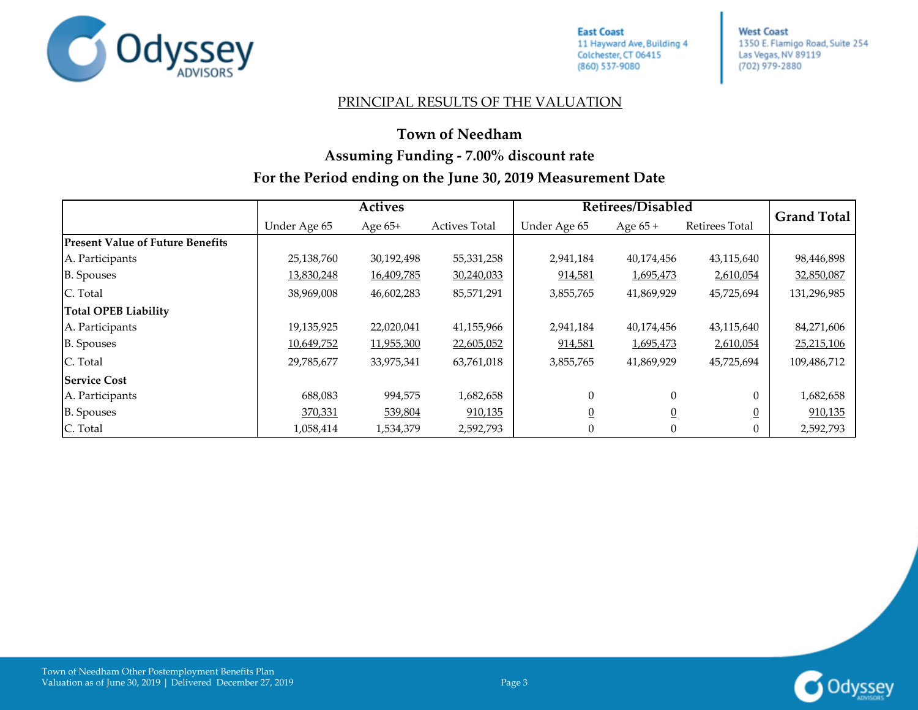## PRINCIPAL RESULTS OF THE VALUATION

### Town of Needham
### Assuming Funding - 7.00% discount rate
### For the Period ending on the June 30, 2019 Measurement Date

| | Actives | | | Retirees/Disabled | | | Grand Total |
|---|---|---|---|---|---|---|---|
| | Under Age 65 | Age 65+ | Actives Total | Under Age 65 | Age 65 + | Retirees Total | |
| **Present Value of Future Benefits** | | | | | | | |
| A. Participants | 25,138,760 | 30,192,498 | 55,331,258 | 2,941,184 | 40,174,456 | 43,115,640 | 98,446,898 |
| B. Spouses | 13,830,248 | 16,409,785 | 30,240,033 | 914,581 | 1,695,473 | 2,610,054 | 32,850,087 |
| C. Total | 38,969,008 | 46,602,283 | 85,571,291 | 3,855,765 | 41,869,929 | 45,725,694 | 131,296,985 |
| **Total OPEB Liability** | | | | | | | |
| A. Participants | 19,135,925 | 22,020,041 | 41,155,966 | 2,941,184 | 40,174,456 | 43,115,640 | 84,271,606 |
| B. Spouses | 10,649,752 | 11,955,300 | 22,605,052 | 914,581 | 1,695,473 | 2,610,054 | 25,215,106 |
| C. Total | 29,785,677 | 33,975,341 | 63,761,018 | 3,855,765 | 41,869,929 | 45,725,694 | 109,486,712 |
| **Service Cost** | | | | | | | |
| A. Participants | 688,083 | 994,575 | 1,682,658 | 0 | 0 | 0 | 1,682,658 |
| B. Spouses | 370,331 | 539,804 | 910,135 | 0 | 0 | 0 | 910,135 |
| C. Total | 1,058,414 | 1,534,379 | 2,592,793 | 0 | 0 | 0 | 2,592,793 |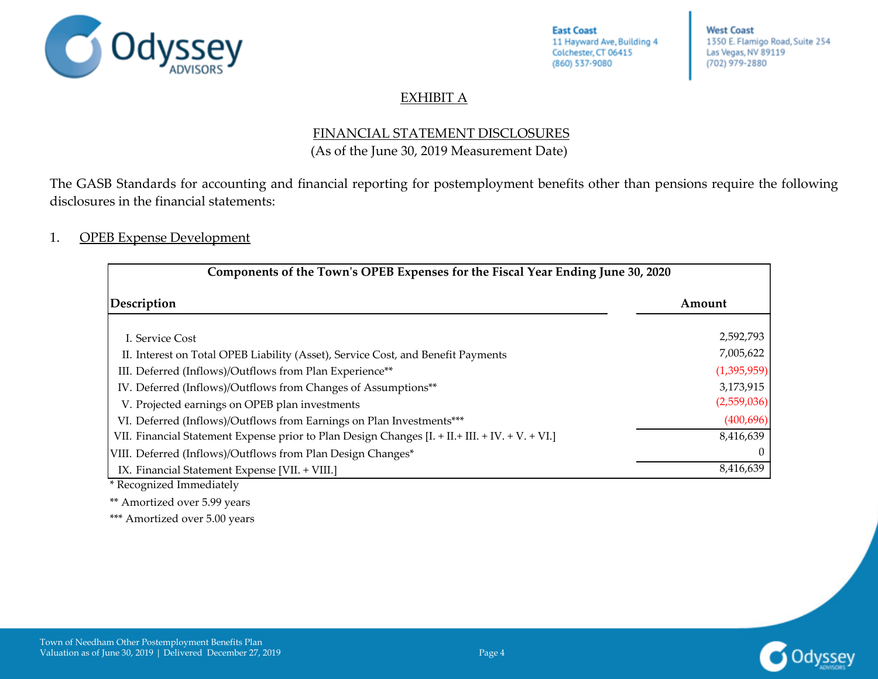## EXHIBIT A

## FINANCIAL STATEMENT DISCLOSURES
(As of the June 30, 2019 Measurement Date)

The GASB Standards for accounting and financial reporting for postemployment benefits other than pensions require the following disclosures in the financial statements:

1. OPEB Expense Development

| Components of the Town's OPEB Expenses for the Fiscal Year Ending June 30, 2020 | |
|---|---|
| **Description** | **Amount** |
| I. Service Cost | 2,592,793 |
| II. Interest on Total OPEB Liability (Asset), Service Cost, and Benefit Payments | 7,005,622 |
| III. Deferred (Inflows)/Outflows from Plan Experience** | (1,395,959) |
| IV. Deferred (Inflows)/Outflows from Changes of Assumptions** | 3,173,915 |
| V. Projected earnings on OPEB plan investments | (2,559,036) |
| VI. Deferred (Inflows)/Outflows from Earnings on Plan Investments*** | (400,696) |
| VII. Financial Statement Expense prior to Plan Design Changes [I. + II.+ III. + IV. + V. + VI.] | 8,416,639 |
| VIII. Deferred (Inflows)/Outflows from Plan Design Changes* | 0 |
| IX. Financial Statement Expense [VII. + VIII.] | 8,416,639 |

\* Recognized Immediately

** Amortized over 5.99 years

*** Amortized over 5.00 years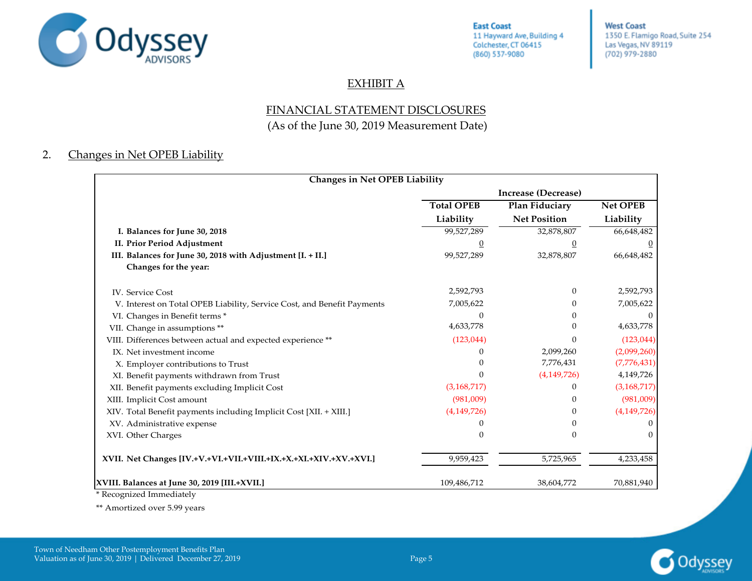# EXHIBIT A

## FINANCIAL STATEMENT DISCLOSURES

(As of the June 30, 2019 Measurement Date)

### 2. Changes in Net OPEB Liability

| Changes in Net OPEB Liability | | | |
|---|---|---|---|
| | Increase (Decrease) | | |
| | Total OPEB Liability | Plan Fiduciary Net Position | Net OPEB Liability |
| **I. Balances for June 30, 2018** | 99,527,289 | 32,878,807 | 66,648,482 |
| **II. Prior Period Adjustment** | 0 | 0 | 0 |
| **III. Balances for June 30, 2018 with Adjustment [I. + II.]** | 99,527,289 | 32,878,807 | 66,648,482 |
| **Changes for the year:** | | | |
| IV. Service Cost | 2,592,793 | 0 | 2,592,793 |
| V. Interest on Total OPEB Liability, Service Cost, and Benefit Payments | 7,005,622 | 0 | 7,005,622 |
| VI. Changes in Benefit terms * | 0 | 0 | 0 |
| VII. Change in assumptions ** | 4,633,778 | 0 | 4,633,778 |
| VIII. Differences between actual and expected experience ** | (123,044) | 0 | (123,044) |
| IX. Net investment income | 0 | 2,099,260 | (2,099,260) |
| X. Employer contributions to Trust | 0 | 7,776,431 | (7,776,431) |
| XI. Benefit payments withdrawn from Trust | 0 | (4,149,726) | 4,149,726 |
| XII. Benefit payments excluding Implicit Cost | (3,168,717) | 0 | (3,168,717) |
| XIII. Implicit Cost amount | (981,009) | 0 | (981,009) |
| XIV. Total Benefit payments including Implicit Cost [XII. + XIII.] | (4,149,726) | 0 | (4,149,726) |
| XV. Administrative expense | 0 | 0 | 0 |
| XVI. Other Charges | 0 | 0 | 0 |
| **XVII. Net Changes [IV.+V.+VI.+VII.+VIII.+IX.+X.+XI.+XIV.+XV.+XVI.]** | 9,959,423 | 5,725,965 | 4,233,458 |
| **XVIII. Balances at June 30, 2019 [III.+XVII.]** | 109,486,712 | 38,604,772 | 70,881,940 |

\* Recognized Immediately

\** Amortized over 5.99 years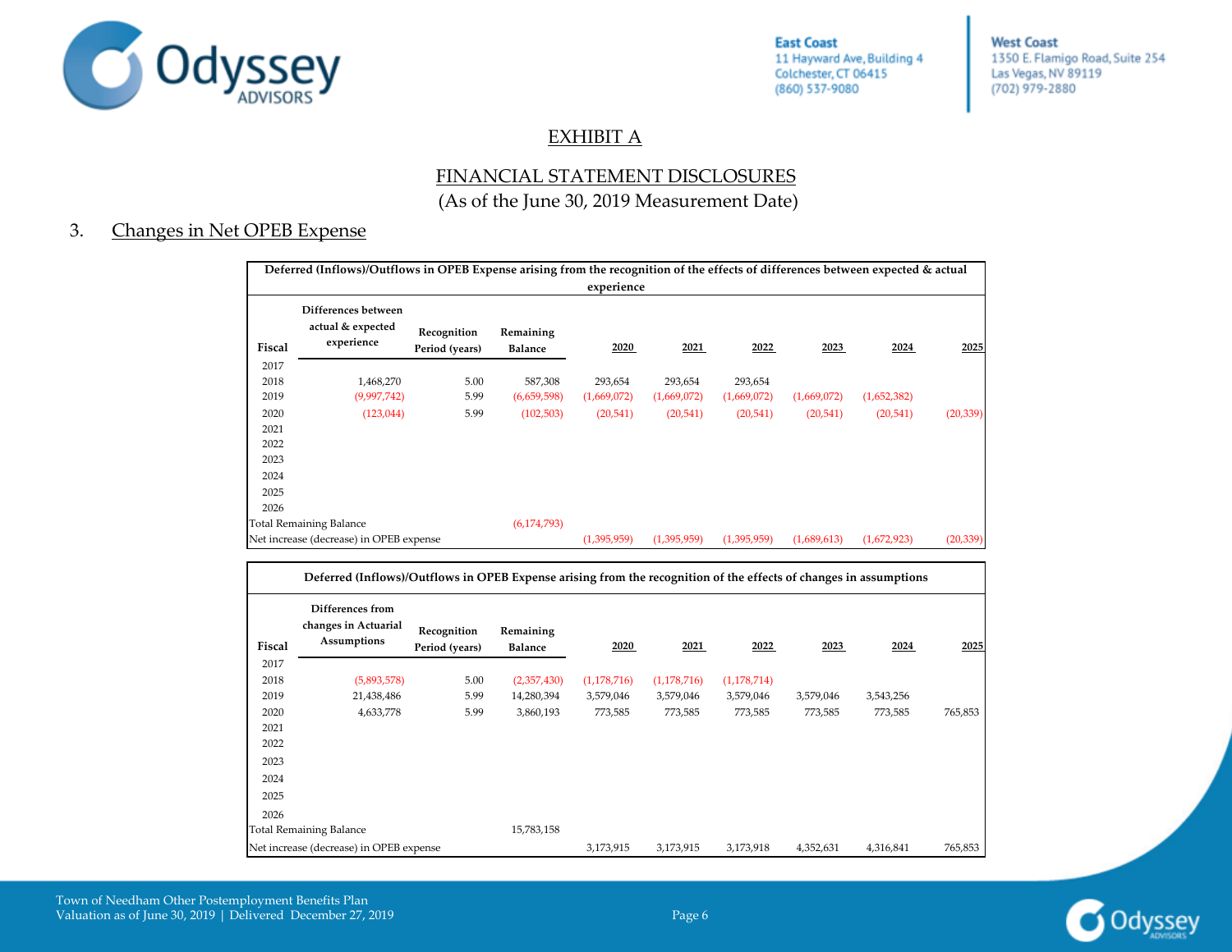# EXHIBIT A

## FINANCIAL STATEMENT DISCLOSURES

(As of the June 30, 2019 Measurement Date)

### 3. Changes in Net OPEB Expense

| Deferred (Inflows)/Outflows in OPEB Expense arising from the recognition of the effects of differences between expected & actual experience | | | | | | | | | |
|---|---|---|---|---|---|---|---|---|---|
| Fiscal | Differences between actual & expected experience | Recognition Period (years) | Remaining Balance | 2020 | 2021 | 2022 | 2023 | 2024 | 2025 |
| 2017 | | | | | | | | | |
| 2018 | 1,468,270 | 5.00 | 587,308 | 293,654 | 293,654 | 293,654 | | | |
| 2019 | (9,997,742) | 5.99 | (6,659,598) | (1,669,072) | (1,669,072) | (1,669,072) | (1,669,072) | (1,652,382) | |
| 2020 | (123,044) | 5.99 | (102,503) | (20,541) | (20,541) | (20,541) | (20,541) | (20,541) | (20,339) |
| 2021 | | | | | | | | | |
| 2022 | | | | | | | | | |
| 2023 | | | | | | | | | |
| 2024 | | | | | | | | | |
| 2025 | | | | | | | | | |
| 2026 | | | | | | | | | |
| Total Remaining Balance | | | (6,174,793) | | | | | | |
| Net increase (decrease) in OPEB expense | | | | (1,395,959) | (1,395,959) | (1,395,959) | (1,689,613) | (1,672,923) | (20,339) |

| Deferred (Inflows)/Outflows in OPEB Expense arising from the recognition of the effects of changes in assumptions | | | | | | | | | |
|---|---|---|---|---|---|---|---|---|---|
| Fiscal | Differences from changes in Actuarial Assumptions | Recognition Period (years) | Remaining Balance | 2020 | 2021 | 2022 | 2023 | 2024 | 2025 |
| 2017 | | | | | | | | | |
| 2018 | (5,893,578) | 5.00 | (2,357,430) | (1,178,716) | (1,178,716) | (1,178,714) | | | |
| 2019 | 21,438,486 | 5.99 | 14,280,394 | 3,579,046 | 3,579,046 | 3,579,046 | 3,579,046 | 3,543,256 | |
| 2020 | 4,633,778 | 5.99 | 3,860,193 | 773,585 | 773,585 | 773,585 | 773,585 | 773,585 | 765,853 |
| 2021 | | | | | | | | | |
| 2022 | | | | | | | | | |
| 2023 | | | | | | | | | |
| 2024 | | | | | | | | | |
| 2025 | | | | | | | | | |
| 2026 | | | | | | | | | |
| Total Remaining Balance | | | 15,783,158 | | | | | | |
| Net increase (decrease) in OPEB expense | | | | 3,173,915 | 3,173,915 | 3,173,918 | 4,352,631 | 4,316,841 | 765,853 |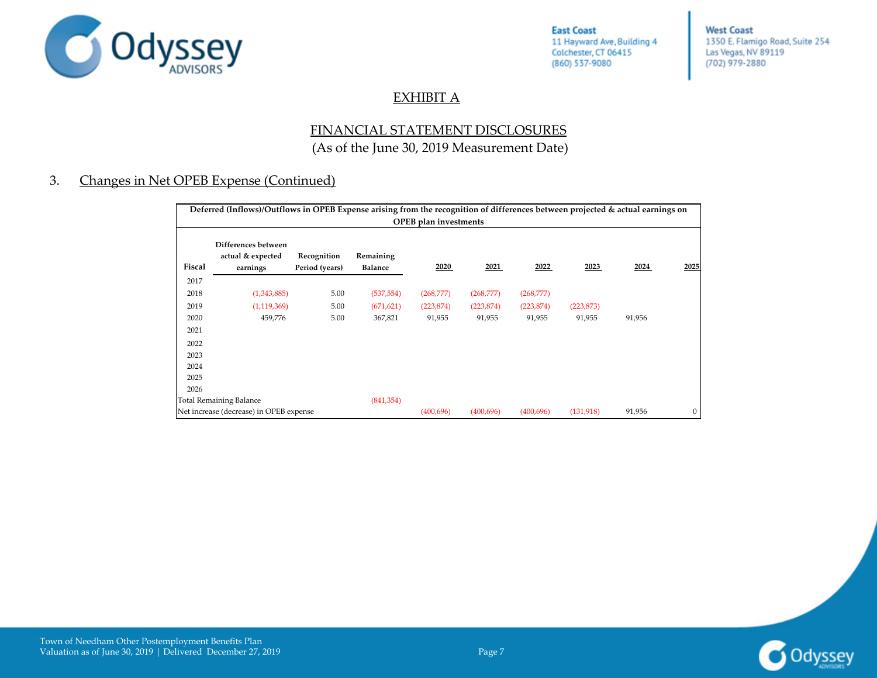# EXHIBIT A

## FINANCIAL STATEMENT DISCLOSURES

(As of the June 30, 2019 Measurement Date)

### 3. Changes in Net OPEB Expense (Continued)

**Deferred (Inflows)/Outflows in OPEB Expense arising from the recognition of differences between projected & actual earnings on OPEB plan investments**

| Fiscal | Differences between actual & expected earnings | Recognition Period (years) | Remaining Balance | 2020 | 2021 | 2022 | 2023 | 2024 | 2025 |
|---|---|---|---|---|---|---|---|---|---|
| 2017 | | | | | | | | | |
| 2018 | (1,343,885) | 5.00 | (537,554) | (268,777) | (268,777) | (268,777) | | | |
| 2019 | (1,119,369) | 5.00 | (671,621) | (223,874) | (223,874) | (223,874) | (223,873) | | |
| 2020 | 459,776 | 5.00 | 367,821 | 91,955 | 91,955 | 91,955 | 91,955 | 91,956 | |
| 2021 | | | | | | | | | |
| 2022 | | | | | | | | | |
| 2023 | | | | | | | | | |
| 2024 | | | | | | | | | |
| 2025 | | | | | | | | | |
| 2026 | | | | | | | | | |
| Total Remaining Balance | | | (841,354) | | | | | | |
| Net increase (decrease) in OPEB expense | | | | (400,696) | (400,696) | (400,696) | (131,918) | 91,956 | 0 |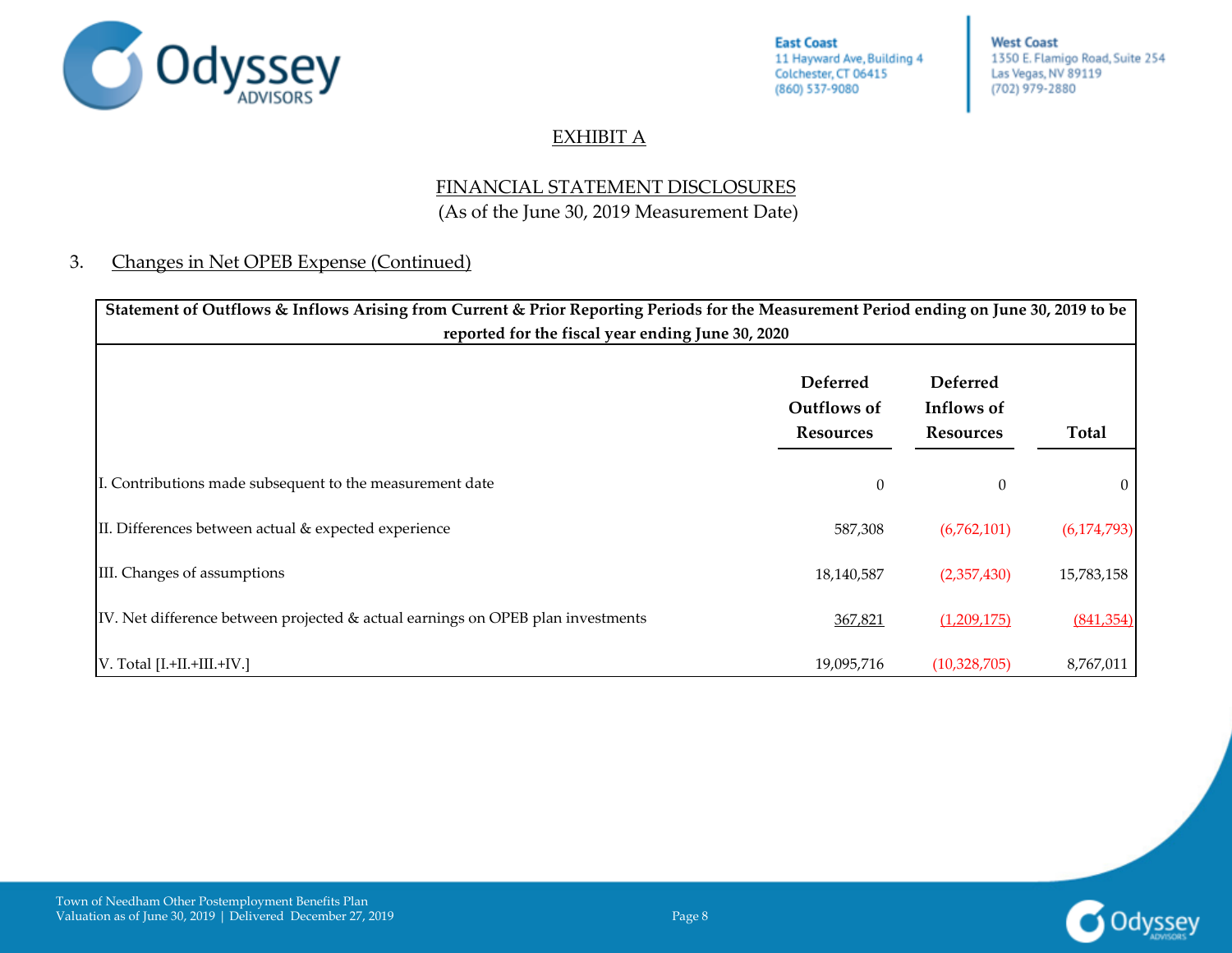## EXHIBIT A

## FINANCIAL STATEMENT DISCLOSURES

(As of the June 30, 2019 Measurement Date)

### 3. Changes in Net OPEB Expense (Continued)

**Statement of Outflows & Inflows Arising from Current & Prior Reporting Periods for the Measurement Period ending on June 30, 2019 to be reported for the fiscal year ending June 30, 2020**

| | Deferred Outflows of Resources | Deferred Inflows of Resources | Total |
|---|---|---|---|
| I. Contributions made subsequent to the measurement date | 0 | 0 | 0 |
| II. Differences between actual & expected experience | 587,308 | (6,762,101) | (6,174,793) |
| III. Changes of assumptions | 18,140,587 | (2,357,430) | 15,783,158 |
| IV. Net difference between projected & actual earnings on OPEB plan investments | 367,821 | (1,209,175) | (841,354) |
| V. Total [I.+II.+III.+IV.] | 19,095,716 | (10,328,705) | 8,767,011 |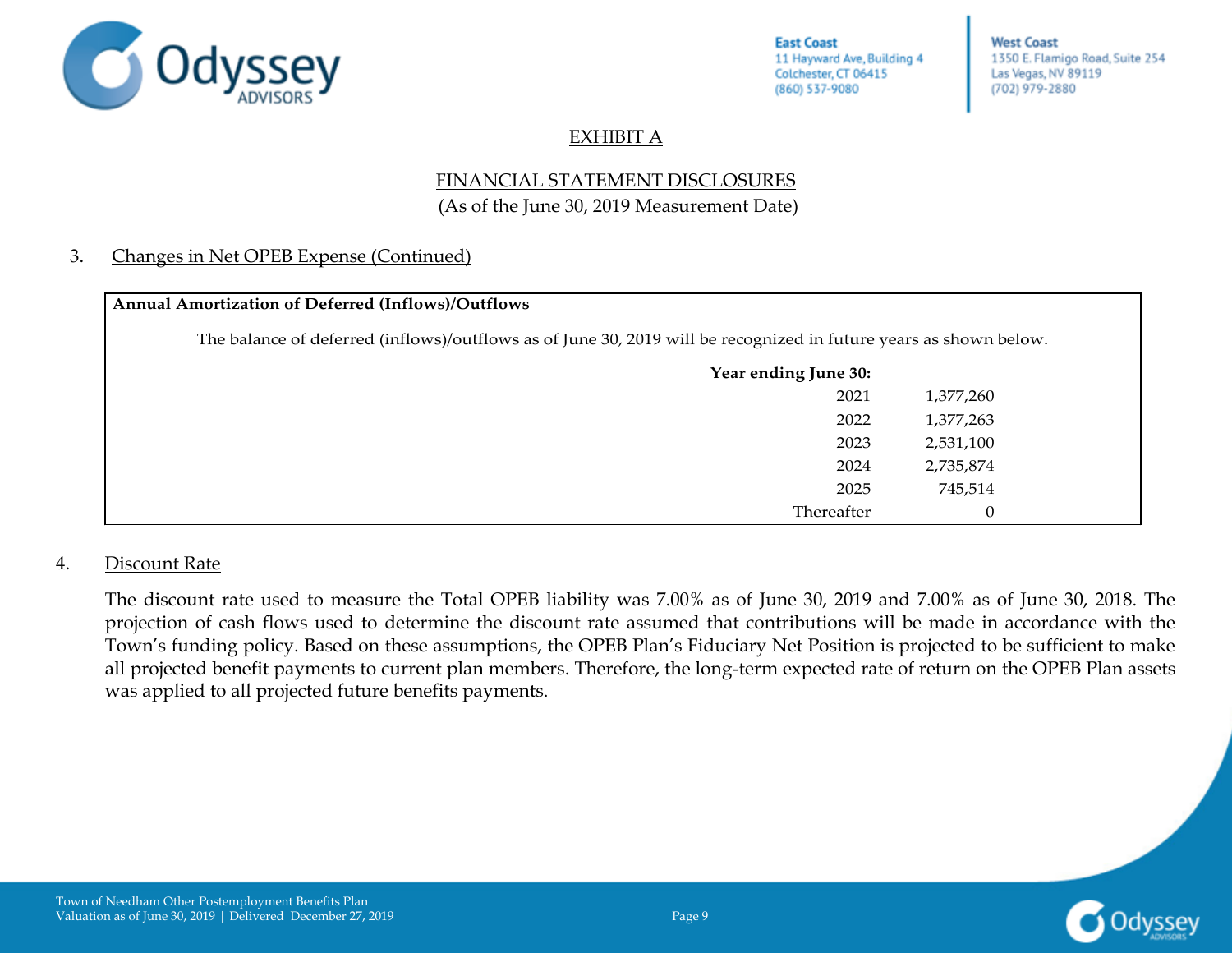## EXHIBIT A

## FINANCIAL STATEMENT DISCLOSURES
(As of the June 30, 2019 Measurement Date)

### 3. Changes in Net OPEB Expense (Continued)

**Annual Amortization of Deferred (Inflows)/Outflows**

The balance of deferred (inflows)/outflows as of June 30, 2019 will be recognized in future years as shown below.

| Year ending June 30: | |
|---|---|
| 2021 | 1,377,260 |
| 2022 | 1,377,263 |
| 2023 | 2,531,100 |
| 2024 | 2,735,874 |
| 2025 | 745,514 |
| Thereafter | 0 |

### 4. Discount Rate

The discount rate used to measure the Total OPEB liability was 7.00% as of June 30, 2019 and 7.00% as of June 30, 2018. The projection of cash flows used to determine the discount rate assumed that contributions will be made in accordance with the Town's funding policy. Based on these assumptions, the OPEB Plan's Fiduciary Net Position is projected to be sufficient to make all projected benefit payments to current plan members. Therefore, the long-term expected rate of return on the OPEB Plan assets was applied to all projected future benefits payments.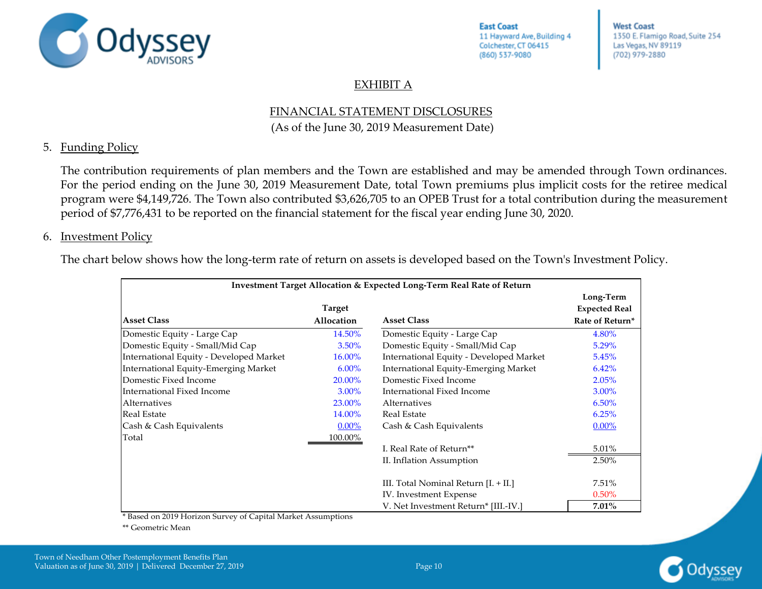# EXHIBIT A

## FINANCIAL STATEMENT DISCLOSURES

(As of the June 30, 2019 Measurement Date)

5. Funding Policy

The contribution requirements of plan members and the Town are established and may be amended through Town ordinances. For the period ending on the June 30, 2019 Measurement Date, total Town premiums plus implicit costs for the retiree medical program were $4,149,726. The Town also contributed $3,626,705 to an OPEB Trust for a total contribution during the measurement period of $7,776,431 to be reported on the financial statement for the fiscal year ending June 30, 2020.

6. Investment Policy

The chart below shows how the long-term rate of return on assets is developed based on the Town's Investment Policy.

**Investment Target Allocation & Expected Long-Term Real Rate of Return**

| Asset Class | Target Allocation | Asset Class | Long-Term Expected Real Rate of Return* |
|---|---|---|---|
| Domestic Equity - Large Cap | 14.50% | Domestic Equity - Large Cap | 4.80% |
| Domestic Equity - Small/Mid Cap | 3.50% | Domestic Equity - Small/Mid Cap | 5.29% |
| International Equity - Developed Market | 16.00% | International Equity - Developed Market | 5.45% |
| International Equity-Emerging Market | 6.00% | International Equity-Emerging Market | 6.42% |
| Domestic Fixed Income | 20.00% | Domestic Fixed Income | 2.05% |
| International Fixed Income | 3.00% | International Fixed Income | 3.00% |
| Alternatives | 23.00% | Alternatives | 6.50% |
| Real Estate | 14.00% | Real Estate | 6.25% |
| Cash & Cash Equivalents | 0.00% | Cash & Cash Equivalents | 0.00% |
| Total | 100.00% | | |
| | | I. Real Rate of Return** | 5.01% |
| | | II. Inflation Assumption | 2.50% |
| | | III. Total Nominal Return [I. + II.] | 7.51% |
| | | IV. Investment Expense | 0.50% |
| | | V. Net Investment Return* [III.-IV.] | **7.01%** |

\* Based on 2019 Horizon Survey of Capital Market Assumptions

** Geometric Mean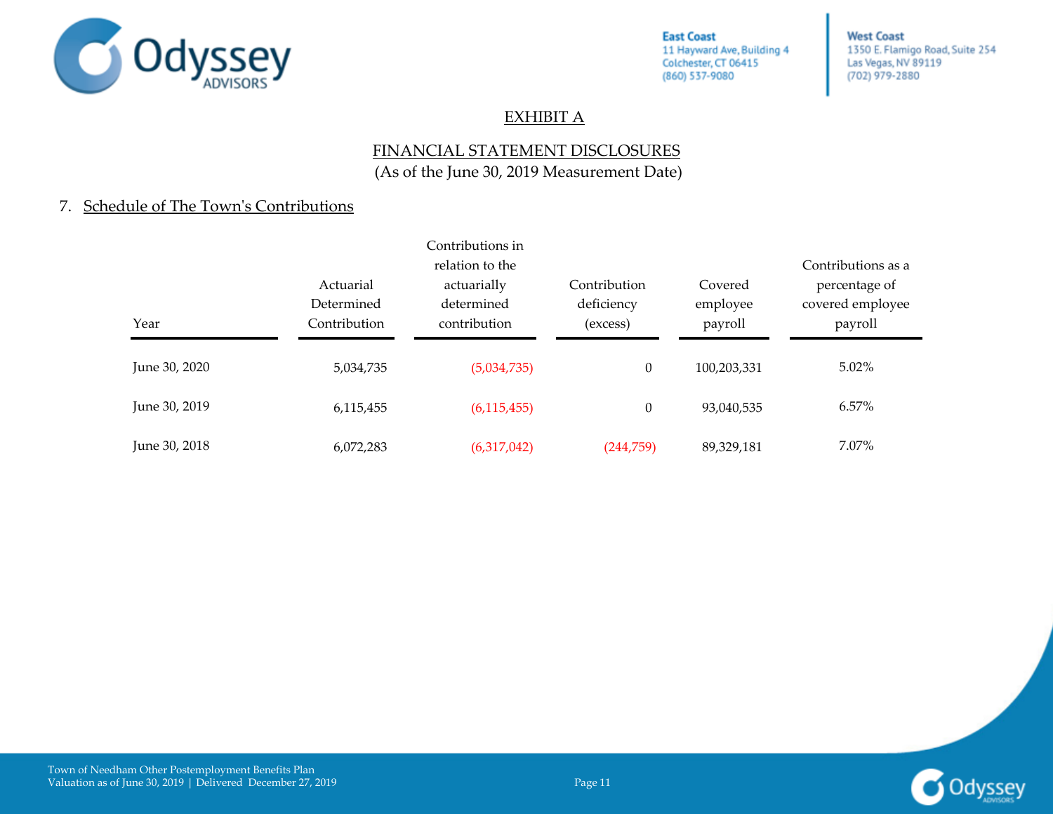## EXHIBIT A

## FINANCIAL STATEMENT DISCLOSURES

(As of the June 30, 2019 Measurement Date)

### 7. Schedule of The Town's Contributions

| Year | Actuarial Determined Contribution | Contributions in relation to the actuarially determined contribution | Contribution deficiency (excess) | Covered employee payroll | Contributions as a percentage of covered employee payroll |
|---|---|---|---|---|---|
| June 30, 2020 | 5,034,735 | (5,034,735) | 0 | 100,203,331 | 5.02% |
| June 30, 2019 | 6,115,455 | (6,115,455) | 0 | 93,040,535 | 6.57% |
| June 30, 2018 | 6,072,283 | (6,317,042) | (244,759) | 89,329,181 | 7.07% |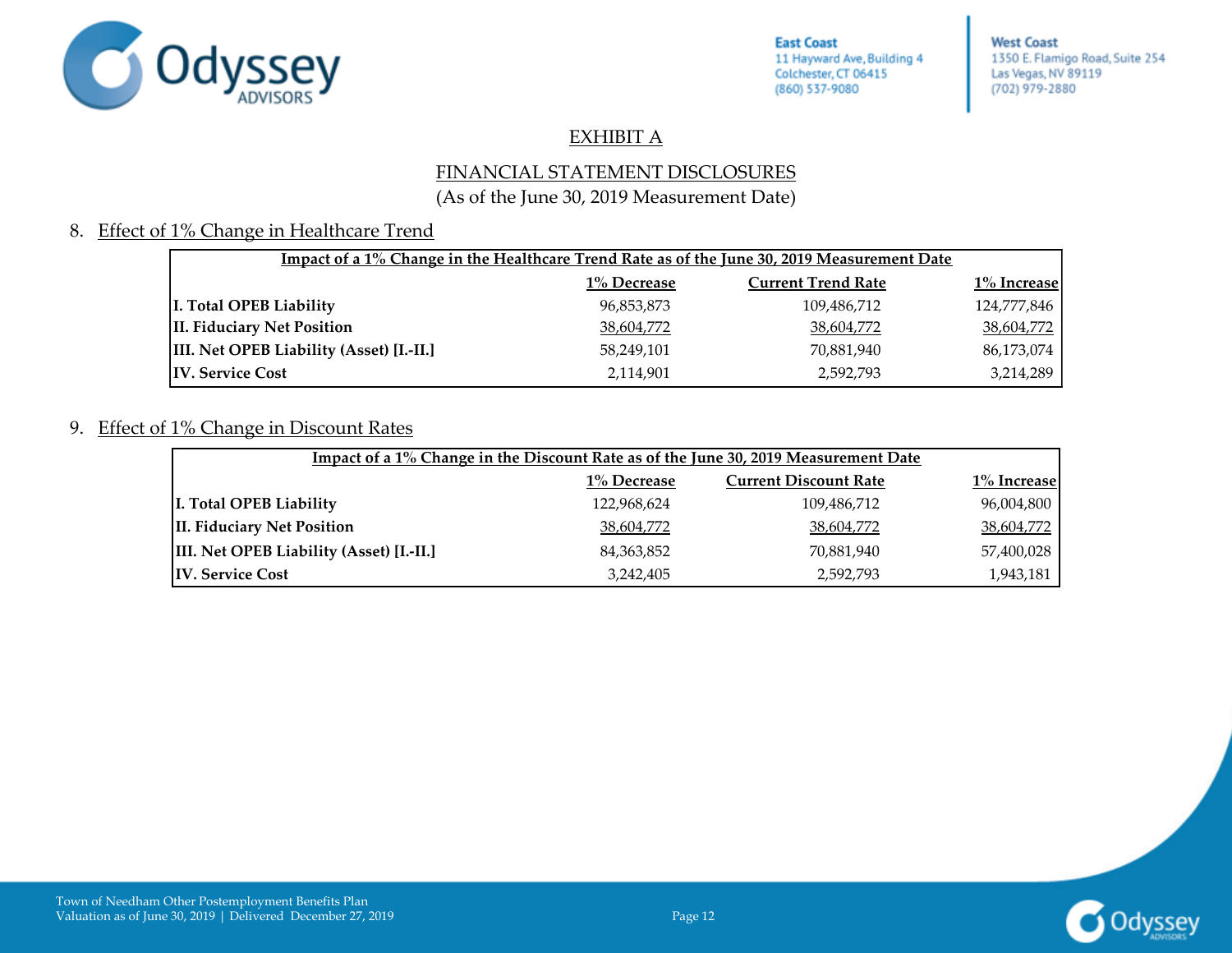EXHIBIT A

FINANCIAL STATEMENT DISCLOSURES

(As of the June 30, 2019 Measurement Date)

8. Effect of 1% Change in Healthcare Trend

| Impact of a 1% Change in the Healthcare Trend Rate as of the June 30, 2019 Measurement Date | | | |
|---|---|---|---|
| | 1% Decrease | Current Trend Rate | 1% Increase |
| **I. Total OPEB Liability** | 96,853,873 | 109,486,712 | 124,777,846 |
| **II. Fiduciary Net Position** | 38,604,772 | 38,604,772 | 38,604,772 |
| **III. Net OPEB Liability (Asset) [I.-II.]** | 58,249,101 | 70,881,940 | 86,173,074 |
| **IV. Service Cost** | 2,114,901 | 2,592,793 | 3,214,289 |

9. Effect of 1% Change in Discount Rates

| Impact of a 1% Change in the Discount Rate as of the June 30, 2019 Measurement Date | | | |
|---|---|---|---|
| | 1% Decrease | Current Discount Rate | 1% Increase |
| **I. Total OPEB Liability** | 122,968,624 | 109,486,712 | 96,004,800 |
| **II. Fiduciary Net Position** | 38,604,772 | 38,604,772 | 38,604,772 |
| **III. Net OPEB Liability (Asset) [I.-II.]** | 84,363,852 | 70,881,940 | 57,400,028 |
| **IV. Service Cost** | 3,242,405 | 2,592,793 | 1,943,181 |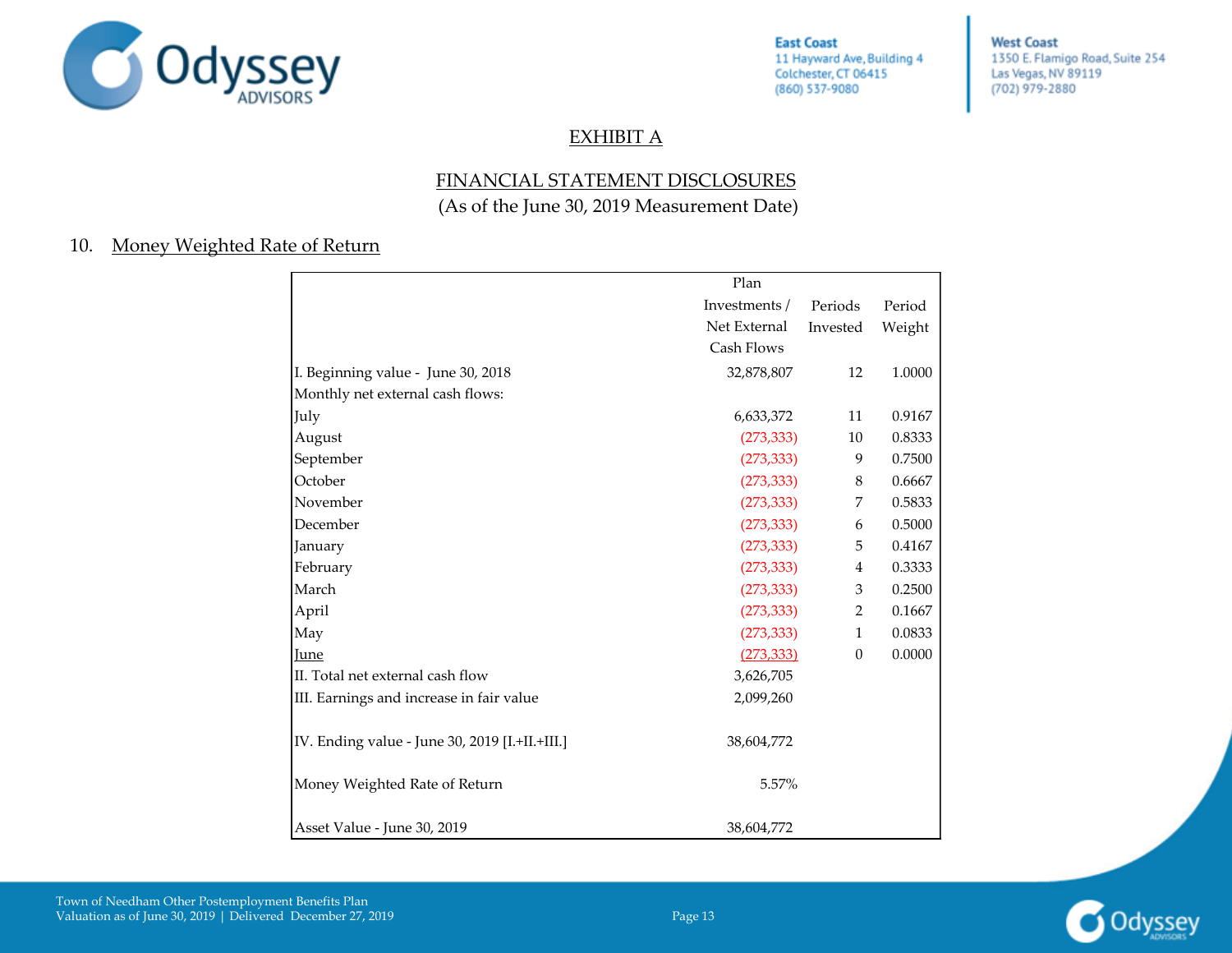## EXHIBIT A

## FINANCIAL STATEMENT DISCLOSURES
(As of the June 30, 2019 Measurement Date)

### 10. Money Weighted Rate of Return

| | Plan Investments / Net External Cash Flows | Periods Invested | Period Weight |
|---|---|---|---|
| I. Beginning value - June 30, 2018 | 32,878,807 | 12 | 1.0000 |
| Monthly net external cash flows: | | | |
| July | 6,633,372 | 11 | 0.9167 |
| August | (273,333) | 10 | 0.8333 |
| September | (273,333) | 9 | 0.7500 |
| October | (273,333) | 8 | 0.6667 |
| November | (273,333) | 7 | 0.5833 |
| December | (273,333) | 6 | 0.5000 |
| January | (273,333) | 5 | 0.4167 |
| February | (273,333) | 4 | 0.3333 |
| March | (273,333) | 3 | 0.2500 |
| April | (273,333) | 2 | 0.1667 |
| May | (273,333) | 1 | 0.0833 |
| June | (273,333) | 0 | 0.0000 |
| II. Total net external cash flow | 3,626,705 | | |
| III. Earnings and increase in fair value | 2,099,260 | | |
| IV. Ending value - June 30, 2019 [I.+II.+III.] | 38,604,772 | | |
| Money Weighted Rate of Return | 5.57% | | |
| Asset Value - June 30, 2019 | 38,604,772 | | |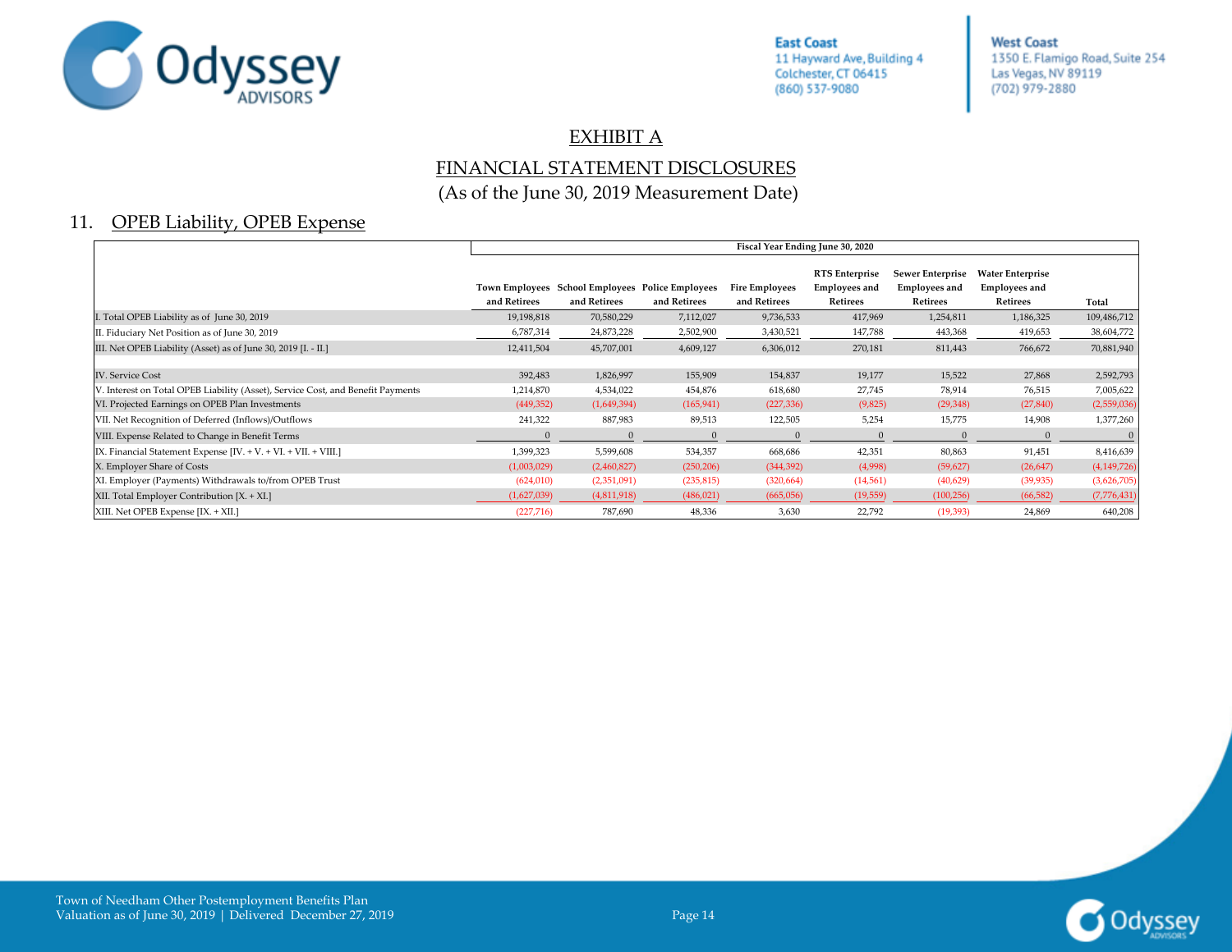# EXHIBIT A

## FINANCIAL STATEMENT DISCLOSURES

(As of the June 30, 2019 Measurement Date)

### 11. OPEB Liability, OPEB Expense

| | Fiscal Year Ending June 30, 2020 | | | | | | | |
|---|---|---|---|---|---|---|---|---|
| | Town Employees and Retirees | School Employees and Retirees | Police Employees and Retirees | Fire Employees and Retirees | RTS Enterprise Employees and Retirees | Sewer Enterprise Employees and Retirees | Water Enterprise Employees and Retirees | Total |
| I. Total OPEB Liability as of June 30, 2019 | 19,198,818 | 70,580,229 | 7,112,027 | 9,736,533 | 417,969 | 1,254,811 | 1,186,325 | 109,486,712 |
| II. Fiduciary Net Position as of June 30, 2019 | 6,787,314 | 24,873,228 | 2,502,900 | 3,430,521 | 147,788 | 443,368 | 419,653 | 38,604,772 |
| III. Net OPEB Liability (Asset) as of June 30, 2019 [I. - II.] | 12,411,504 | 45,707,001 | 4,609,127 | 6,306,012 | 270,181 | 811,443 | 766,672 | 70,881,940 |
| | | | | | | | | |
| IV. Service Cost | 392,483 | 1,826,997 | 155,909 | 154,837 | 19,177 | 15,522 | 27,868 | 2,592,793 |
| V. Interest on Total OPEB Liability (Asset), Service Cost, and Benefit Payments | 1,214,870 | 4,534,022 | 454,876 | 618,680 | 27,745 | 78,914 | 76,515 | 7,005,622 |
| VI. Projected Earnings on OPEB Plan Investments | (449,352) | (1,649,394) | (165,941) | (227,336) | (9,825) | (29,348) | (27,840) | (2,559,036) |
| VII. Net Recognition of Deferred (Inflows)/Outflows | 241,322 | 887,983 | 89,513 | 122,505 | 5,254 | 15,775 | 14,908 | 1,377,260 |
| VIII. Expense Related to Change in Benefit Terms | 0 | 0 | 0 | 0 | 0 | 0 | 0 | 0 |
| IX. Financial Statement Expense [IV. + V. + VI. + VII. + VIII.] | 1,399,323 | 5,599,608 | 534,357 | 668,686 | 42,351 | 80,863 | 91,451 | 8,416,639 |
| X. Employer Share of Costs | (1,003,029) | (2,460,827) | (250,206) | (344,392) | (4,998) | (59,627) | (26,647) | (4,149,726) |
| XI. Employer (Payments) Withdrawals to/from OPEB Trust | (624,010) | (2,351,091) | (235,815) | (320,664) | (14,561) | (40,629) | (39,935) | (3,626,705) |
| XII. Total Employer Contribution [X. + XI.] | (1,627,039) | (4,811,918) | (486,021) | (665,056) | (19,559) | (100,256) | (66,582) | (7,776,431) |
| XIII. Net OPEB Expense [IX. + XII.] | (227,716) | 787,690 | 48,336 | 3,630 | 22,792 | (19,393) | 24,869 | 640,208 |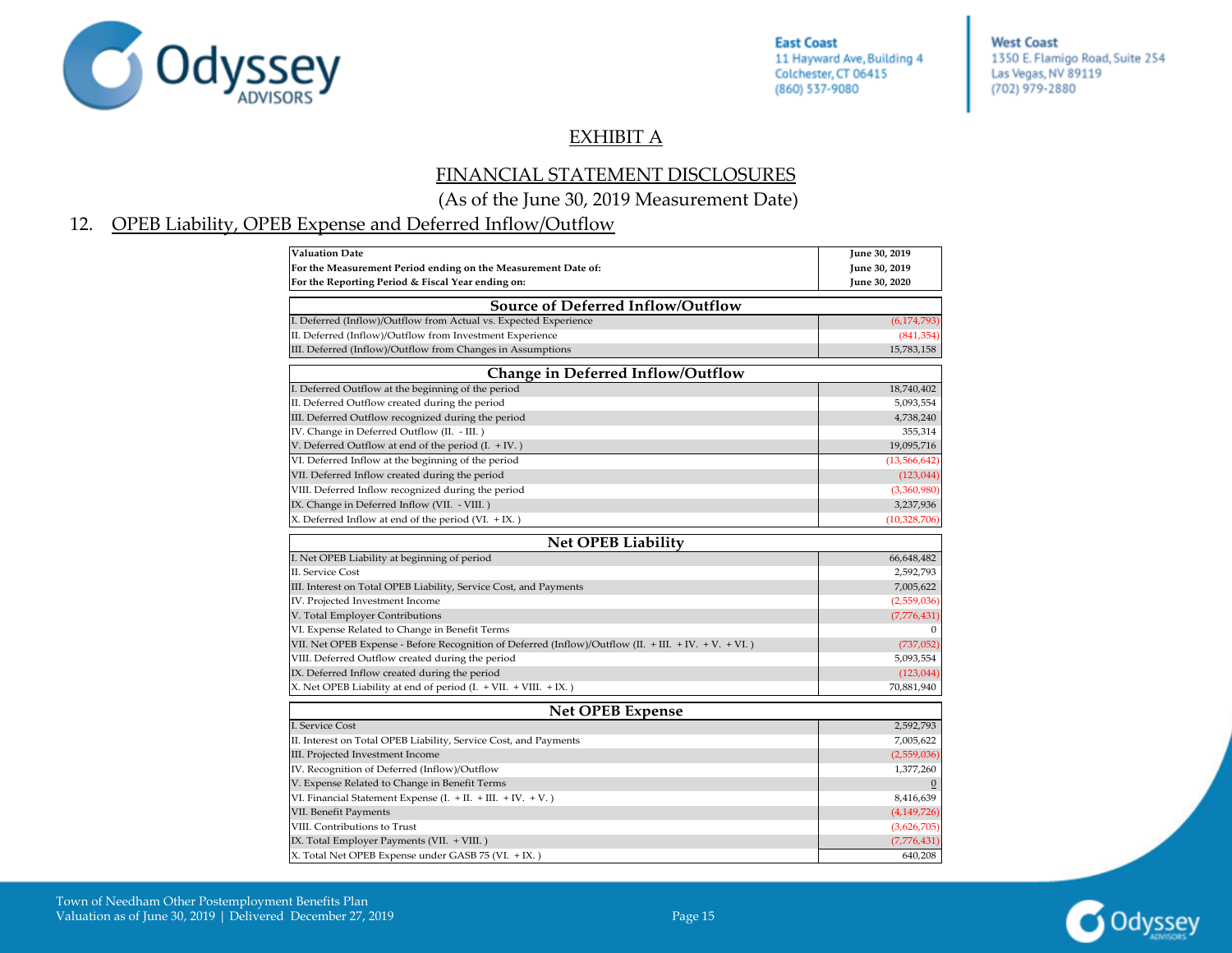# EXHIBIT A

## FINANCIAL STATEMENT DISCLOSURES

(As of the June 30, 2019 Measurement Date)

## 12. OPEB Liability, OPEB Expense and Deferred Inflow/Outflow

| | |
|---|---|
| **Valuation Date** | **June 30, 2019** |
| **For the Measurement Period ending on the Measurement Date of:** | **June 30, 2019** |
| **For the Reporting Period & Fiscal Year ending on:** | **June 30, 2020** |

| Source of Deferred Inflow/Outflow | |
|---|---|
| I. Deferred (Inflow)/Outflow from Actual vs. Expected Experience | (6,174,793) |
| II. Deferred (Inflow)/Outflow from Investment Experience | (841,354) |
| III. Deferred (Inflow)/Outflow from Changes in Assumptions | 15,783,158 |

| Change in Deferred Inflow/Outflow | |
|---|---|
| I. Deferred Outflow at the beginning of the period | 18,740,402 |
| II. Deferred Outflow created during the period | 5,093,554 |
| III. Deferred Outflow recognized during the period | 4,738,240 |
| IV. Change in Deferred Outflow (II. - III. ) | 355,314 |
| V. Deferred Outflow at end of the period (I. + IV. ) | 19,095,716 |
| VI. Deferred Inflow at the beginning of the period | (13,566,642) |
| VII. Deferred Inflow created during the period | (123,044) |
| VIII. Deferred Inflow recognized during the period | (3,360,980) |
| IX. Change in Deferred Inflow (VII. - VIII. ) | 3,237,936 |
| X. Deferred Inflow at end of the period (VI. + IX. ) | (10,328,706) |

| Net OPEB Liability | |
|---|---|
| I. Net OPEB Liability at beginning of period | 66,648,482 |
| II. Service Cost | 2,592,793 |
| III. Interest on Total OPEB Liability, Service Cost, and Payments | 7,005,622 |
| IV. Projected Investment Income | (2,559,036) |
| V. Total Employer Contributions | (7,776,431) |
| VI. Expense Related to Change in Benefit Terms | 0 |
| VII. Net OPEB Expense - Before Recognition of Deferred (Inflow)/Outflow (II. + III. + IV. + V. + VI. ) | (737,052) |
| VIII. Deferred Outflow created during the period | 5,093,554 |
| IX. Deferred Inflow created during the period | (123,044) |
| X. Net OPEB Liability at end of period (I. + VII. + VIII. + IX. ) | 70,881,940 |

| Net OPEB Expense | |
|---|---|
| I. Service Cost | 2,592,793 |
| II. Interest on Total OPEB Liability, Service Cost, and Payments | 7,005,622 |
| III. Projected Investment Income | (2,559,036) |
| IV. Recognition of Deferred (Inflow)/Outflow | 1,377,260 |
| V. Expense Related to Change in Benefit Terms | 0 |
| VI. Financial Statement Expense (I. + II. + III. + IV. + V. ) | 8,416,639 |
| VII. Benefit Payments | (4,149,726) |
| VIII. Contributions to Trust | (3,626,705) |
| IX. Total Employer Payments (VII. + VIII. ) | (7,776,431) |
| X. Total Net OPEB Expense under GASB 75 (VI. + IX. ) | 640,208 |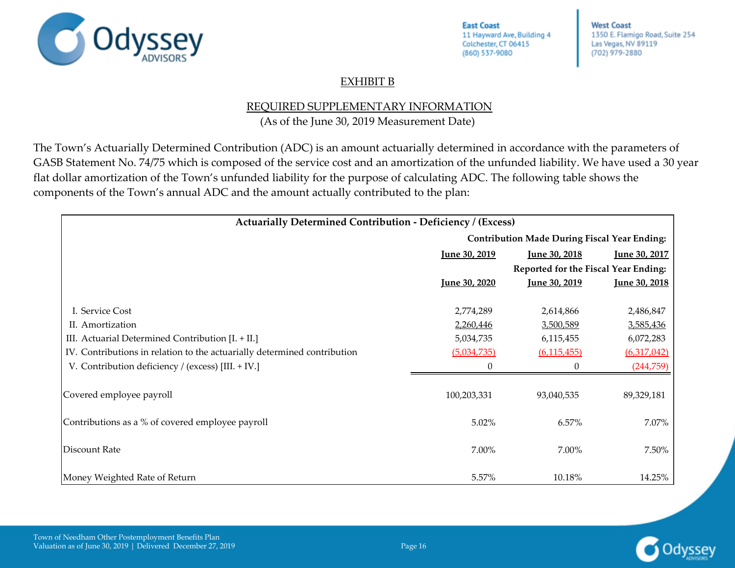## EXHIBIT B

## REQUIRED SUPPLEMENTARY INFORMATION

(As of the June 30, 2019 Measurement Date)

The Town's Actuarially Determined Contribution (ADC) is an amount actuarially determined in accordance with the parameters of GASB Statement No. 74/75 which is composed of the service cost and an amortization of the unfunded liability. We have used a 30 year flat dollar amortization of the Town's unfunded liability for the purpose of calculating ADC. The following table shows the components of the Town's annual ADC and the amount actually contributed to the plan:

**Actuarially Determined Contribution - Deficiency / (Excess)**

| | Contribution Made During Fiscal Year Ending: | | |
|---|---|---|---|
| | June 30, 2019 | June 30, 2018 | June 30, 2017 |
| | Reported for the Fiscal Year Ending: | | |
| | June 30, 2020 | June 30, 2019 | June 30, 2018 |
| I. Service Cost | 2,774,289 | 2,614,866 | 2,486,847 |
| II. Amortization | 2,260,446 | 3,500,589 | 3,585,436 |
| III. Actuarial Determined Contribution [I. + II.] | 5,034,735 | 6,115,455 | 6,072,283 |
| IV. Contributions in relation to the actuarially determined contribution | (5,034,735) | (6,115,455) | (6,317,042) |
| V. Contribution deficiency / (excess) [III. + IV.] | 0 | 0 | (244,759) |
| Covered employee payroll | 100,203,331 | 93,040,535 | 89,329,181 |
| Contributions as a % of covered employee payroll | 5.02% | 6.57% | 7.07% |
| Discount Rate | 7.00% | 7.00% | 7.50% |
| Money Weighted Rate of Return | 5.57% | 10.18% | 14.25% |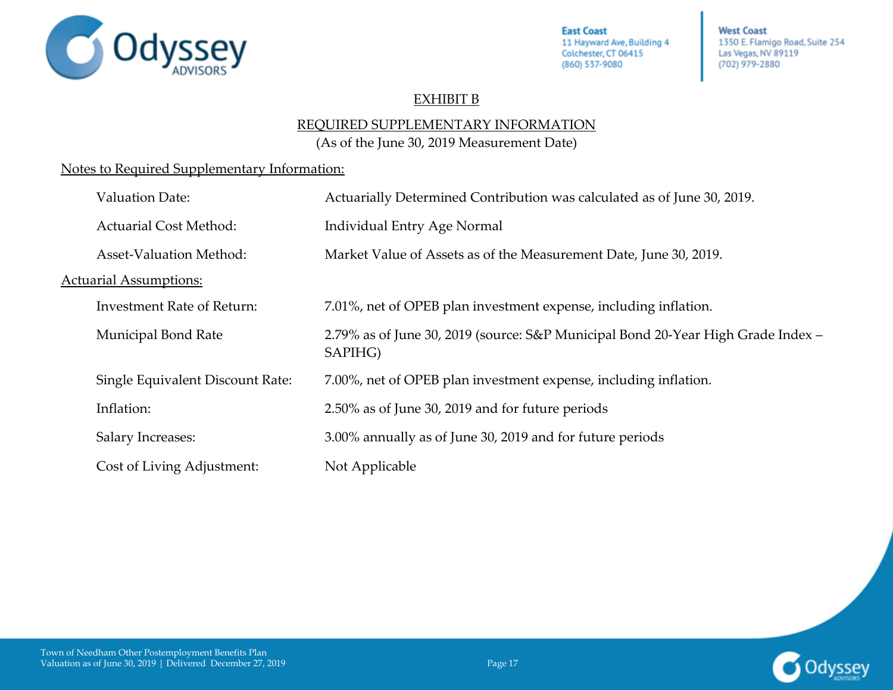# EXHIBIT B

## REQUIRED SUPPLEMENTARY INFORMATION

(As of the June 30, 2019 Measurement Date)

Notes to Required Supplementary Information:

| | |
|---|---|
| Valuation Date: | Actuarially Determined Contribution was calculated as of June 30, 2019. |
| Actuarial Cost Method: | Individual Entry Age Normal |
| Asset-Valuation Method: | Market Value of Assets as of the Measurement Date, June 30, 2019. |

Actuarial Assumptions:

| | |
|---|---|
| Investment Rate of Return: | 7.01%, net of OPEB plan investment expense, including inflation. |
| Municipal Bond Rate | 2.79% as of June 30, 2019 (source: S&P Municipal Bond 20-Year High Grade Index – SAPIHG) |
| Single Equivalent Discount Rate: | 7.00%, net of OPEB plan investment expense, including inflation. |
| Inflation: | 2.50% as of June 30, 2019 and for future periods |
| Salary Increases: | 3.00% annually as of June 30, 2019 and for future periods |
| Cost of Living Adjustment: | Not Applicable |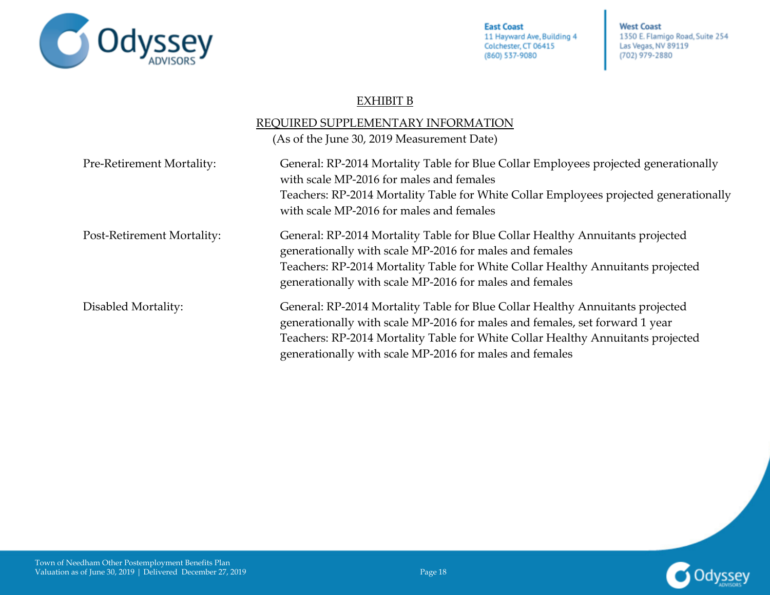## EXHIBIT B

## REQUIRED SUPPLEMENTARY INFORMATION

(As of the June 30, 2019 Measurement Date)

| | |
|---|---|
| Pre-Retirement Mortality: | General: RP-2014 Mortality Table for Blue Collar Employees projected generationally with scale MP-2016 for males and females<br>Teachers: RP-2014 Mortality Table for White Collar Employees projected generationally with scale MP-2016 for males and females |
| Post-Retirement Mortality: | General: RP-2014 Mortality Table for Blue Collar Healthy Annuitants projected generationally with scale MP-2016 for males and females<br>Teachers: RP-2014 Mortality Table for White Collar Healthy Annuitants projected generationally with scale MP-2016 for males and females |
| Disabled Mortality: | General: RP-2014 Mortality Table for Blue Collar Healthy Annuitants projected generationally with scale MP-2016 for males and females, set forward 1 year<br>Teachers: RP-2014 Mortality Table for White Collar Healthy Annuitants projected generationally with scale MP-2016 for males and females |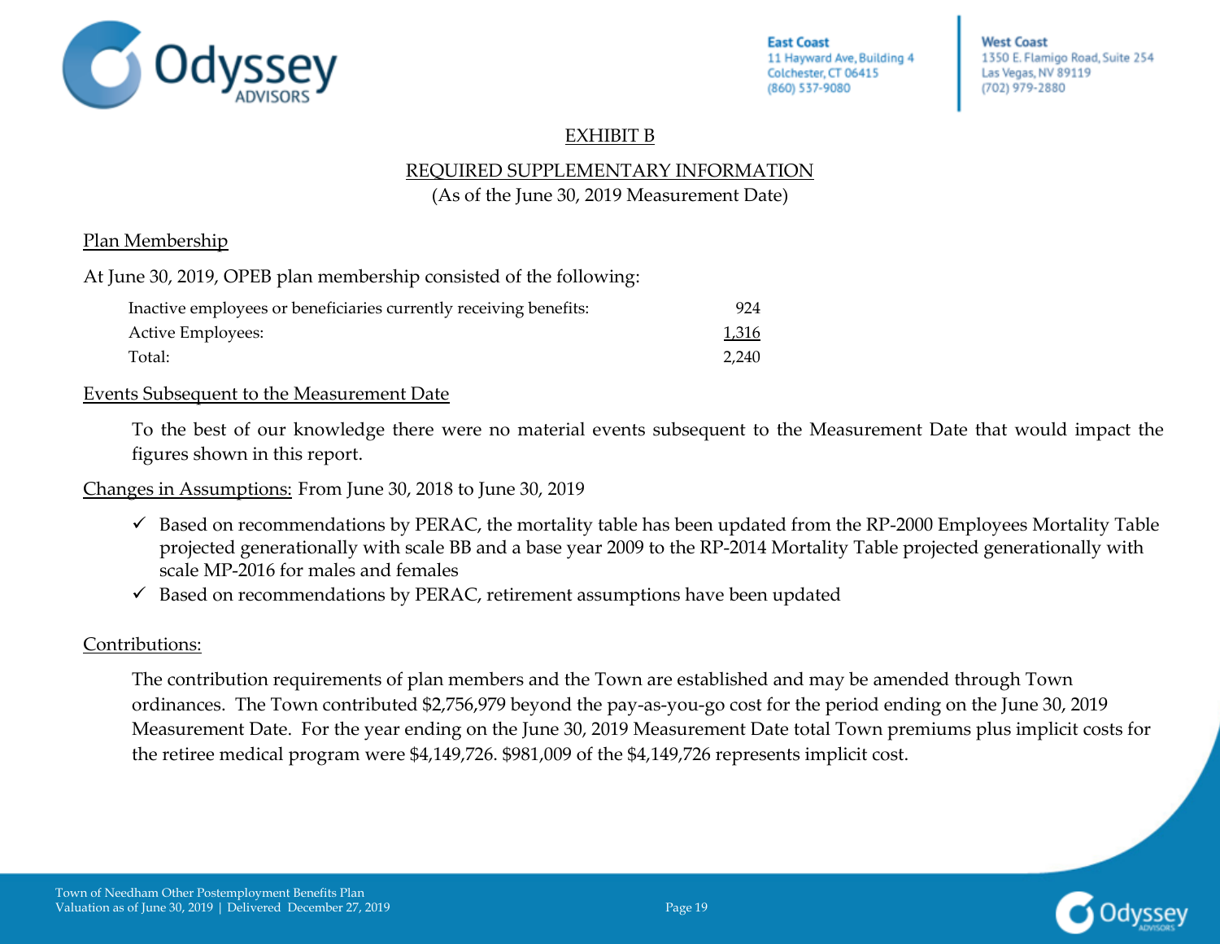# EXHIBIT B

## REQUIRED SUPPLEMENTARY INFORMATION

(As of the June 30, 2019 Measurement Date)

### Plan Membership

At June 30, 2019, OPEB plan membership consisted of the following:

| | |
|---|---:|
| Inactive employees or beneficiaries currently receiving benefits: | 924 |
| Active Employees: | 1,316 |
| Total: | 2,240 |

### Events Subsequent to the Measurement Date

To the best of our knowledge there were no material events subsequent to the Measurement Date that would impact the figures shown in this report.

### Changes in Assumptions: From June 30, 2018 to June 30, 2019

- ✓ Based on recommendations by PERAC, the mortality table has been updated from the RP-2000 Employees Mortality Table projected generationally with scale BB and a base year 2009 to the RP-2014 Mortality Table projected generationally with scale MP-2016 for males and females
- ✓ Based on recommendations by PERAC, retirement assumptions have been updated

### Contributions:

The contribution requirements of plan members and the Town are established and may be amended through Town ordinances. The Town contributed $2,756,979 beyond the pay-as-you-go cost for the period ending on the June 30, 2019 Measurement Date. For the year ending on the June 30, 2019 Measurement Date total Town premiums plus implicit costs for the retiree medical program were $4,149,726. $981,009 of the $4,149,726 represents implicit cost.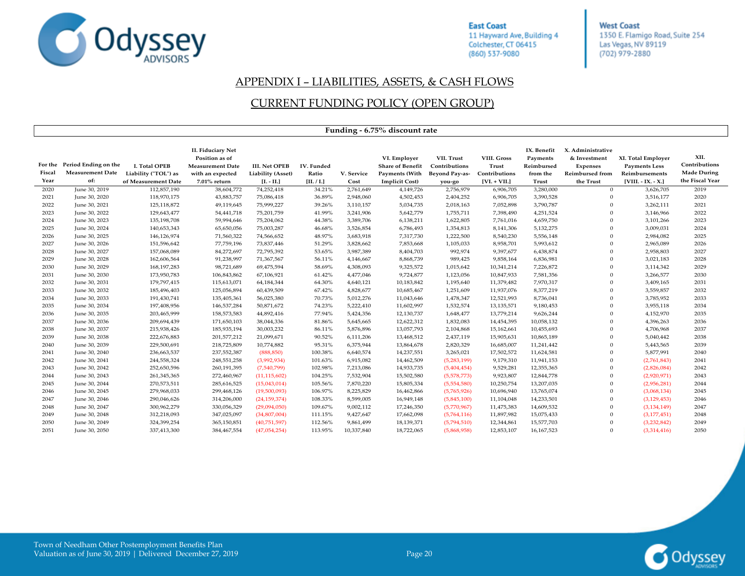## APPENDIX I – LIABILITIES, ASSETS, & CASH FLOWS

## CURRENT FUNDING POLICY (OPEN GROUP)

**Funding - 6.75% discount rate**

| For the Fiscal Year | Period Ending on the Measurement Date of: | I. Total OPEB Liability ("TOL") as of Measurement Date | II. Fiduciary Net Position as of Measurement Date with an expected 7.01% return | III. Net OPEB Liability (Asset) [I. - II.] | IV. Funded Ratio [II. / I.] | V. Service Cost | VI. Employer Share of Benefit Payments (With Implicit Cost) | VII. Trust Contributions Beyond Pay-as-you-go | VIII. Gross Trust Contributions [VI. + VII.] | IX. Benefit Payments Reimbursed from the Trust | X. Administrative & Investment Expenses Reimbursed from the Trust | XI. Total Employer Payments Less Reimbursements [VIII. - IX. - X.] | XII. Contributions Made During the Fiscal Year |
|---|---|---|---|---|---|---|---|---|---|---|---|---|---|
| 2020 | June 30, 2019 | 112,857,190 | 38,604,772 | 74,252,418 | 34.21% | 2,761,649 | 4,149,726 | 2,756,979 | 6,906,705 | 3,280,000 | 0 | 3,626,705 | 2019 |
| 2021 | June 30, 2020 | 118,970,175 | 43,883,757 | 75,086,418 | 36.89% | 2,948,060 | 4,502,453 | 2,404,252 | 6,906,705 | 3,390,528 | 0 | 3,516,177 | 2020 |
| 2022 | June 30, 2021 | 125,118,872 | 49,119,645 | 75,999,227 | 39.26% | 3,110,157 | 5,034,735 | 2,018,163 | 7,052,898 | 3,790,787 | 0 | 3,262,111 | 2021 |
| 2023 | June 30, 2022 | 129,643,477 | 54,441,718 | 75,201,759 | 41.99% | 3,241,906 | 5,642,779 | 1,755,711 | 7,398,490 | 4,251,524 | 0 | 3,146,966 | 2022 |
| 2024 | June 30, 2023 | 135,198,708 | 59,994,646 | 75,204,062 | 44.38% | 3,389,706 | 6,138,211 | 1,622,805 | 7,761,016 | 4,659,750 | 0 | 3,101,266 | 2023 |
| 2025 | June 30, 2024 | 140,653,343 | 65,650,056 | 75,003,287 | 46.68% | 3,526,854 | 6,786,493 | 1,354,813 | 8,141,306 | 5,132,275 | 0 | 3,009,031 | 2024 |
| 2026 | June 30, 2025 | 146,126,974 | 71,560,322 | 74,566,652 | 48.97% | 3,683,918 | 7,317,730 | 1,222,500 | 8,540,230 | 5,556,148 | 0 | 2,984,082 | 2025 |
| 2027 | June 30, 2026 | 151,596,642 | 77,759,196 | 73,837,446 | 51.29% | 3,828,662 | 7,853,668 | 1,105,033 | 8,958,701 | 5,993,612 | 0 | 2,965,089 | 2026 |
| 2028 | June 30, 2027 | 157,068,089 | 84,272,697 | 72,795,392 | 53.65% | 3,987,389 | 8,404,703 | 992,974 | 9,397,677 | 6,438,874 | 0 | 2,958,803 | 2027 |
| 2029 | June 30, 2028 | 162,606,564 | 91,238,997 | 71,367,567 | 56.11% | 4,146,667 | 8,868,739 | 989,425 | 9,858,164 | 6,836,981 | 0 | 3,021,183 | 2028 |
| 2030 | June 30, 2029 | 168,197,283 | 98,721,689 | 69,475,594 | 58.69% | 4,308,093 | 9,325,572 | 1,015,642 | 10,341,214 | 7,226,872 | 0 | 3,114,342 | 2029 |
| 2031 | June 30, 2030 | 173,950,783 | 106,843,862 | 67,106,921 | 61.42% | 4,477,046 | 9,724,877 | 1,123,056 | 10,847,933 | 7,581,356 | 0 | 3,266,577 | 2030 |
| 2032 | June 30, 2031 | 179,797,415 | 115,613,071 | 64,184,344 | 64.30% | 4,640,121 | 10,183,842 | 1,195,640 | 11,379,482 | 7,970,317 | 0 | 3,409,165 | 2031 |
| 2033 | June 30, 2032 | 185,496,403 | 125,056,894 | 60,439,509 | 67.42% | 4,828,677 | 10,685,467 | 1,251,609 | 11,937,076 | 8,377,219 | 0 | 3,559,857 | 2032 |
| 2034 | June 30, 2033 | 191,430,741 | 135,405,361 | 56,025,380 | 70.73% | 5,012,276 | 11,043,646 | 1,478,347 | 12,521,993 | 8,736,041 | 0 | 3,785,952 | 2033 |
| 2035 | June 30, 2034 | 197,408,956 | 146,537,284 | 50,871,672 | 74.23% | 5,222,410 | 11,602,997 | 1,532,574 | 13,135,571 | 9,180,453 | 0 | 3,955,118 | 2034 |
| 2036 | June 30, 2035 | 203,465,999 | 158,573,583 | 44,892,416 | 77.94% | 5,424,356 | 12,130,737 | 1,648,477 | 13,779,214 | 9,626,244 | 0 | 4,152,970 | 2035 |
| 2037 | June 30, 2036 | 209,694,439 | 171,650,103 | 38,044,336 | 81.86% | 5,645,665 | 12,622,312 | 1,832,083 | 14,454,395 | 10,058,132 | 0 | 4,396,263 | 2036 |
| 2038 | June 30, 2037 | 215,938,426 | 185,935,194 | 30,003,232 | 86.11% | 5,876,896 | 13,057,793 | 2,104,868 | 15,162,661 | 10,455,693 | 0 | 4,706,968 | 2037 |
| 2039 | June 30, 2038 | 222,676,883 | 201,577,212 | 21,099,671 | 90.52% | 6,111,206 | 13,468,512 | 2,437,119 | 15,905,631 | 10,865,189 | 0 | 5,040,442 | 2038 |
| 2040 | June 30, 2039 | 229,500,691 | 218,725,809 | 10,774,882 | 95.31% | 6,375,944 | 13,864,678 | 2,820,329 | 16,685,007 | 11,241,442 | 0 | 5,443,565 | 2039 |
| 2041 | June 30, 2040 | 236,663,537 | 237,552,387 | (888,850) | 100.38% | 6,640,574 | 14,237,551 | 3,265,021 | 17,502,572 | 11,624,581 | 0 | 5,877,991 | 2040 |
| 2042 | June 30, 2041 | 244,558,324 | 248,551,258 | (3,992,934) | 101.63% | 6,915,082 | 14,462,509 | (5,283,199) | 9,179,310 | 11,941,153 | 0 | (2,761,843) | 2041 |
| 2043 | June 30, 2042 | 252,650,596 | 260,191,395 | (7,540,799) | 102.98% | 7,213,086 | 14,933,735 | (5,404,454) | 9,529,281 | 12,355,365 | 0 | (2,826,084) | 2042 |
| 2044 | June 30, 2043 | 261,345,365 | 272,460,967 | (11,115,602) | 104.25% | 7,532,904 | 15,502,580 | (5,578,773) | 9,923,807 | 12,844,778 | 0 | (2,920,971) | 2043 |
| 2045 | June 30, 2044 | 270,573,511 | 285,616,525 | (15,043,014) | 105.56% | 7,870,220 | 15,805,334 | (5,554,580) | 10,250,754 | 13,207,035 | 0 | (2,956,281) | 2044 |
| 2046 | June 30, 2045 | 279,968,033 | 299,468,126 | (19,500,093) | 106.97% | 8,225,829 | 16,462,866 | (5,765,926) | 10,696,940 | 13,765,074 | 0 | (3,068,134) | 2045 |
| 2047 | June 30, 2046 | 290,046,626 | 314,206,000 | (24,159,374) | 108.33% | 8,599,005 | 16,949,148 | (5,845,100) | 11,104,048 | 14,233,501 | 0 | (3,129,453) | 2046 |
| 2048 | June 30, 2047 | 300,962,279 | 330,056,329 | (29,094,050) | 109.67% | 9,002,112 | 17,246,350 | (5,770,967) | 11,475,383 | 14,609,532 | 0 | (3,134,149) | 2047 |
| 2049 | June 30, 2048 | 312,218,093 | 347,025,097 | (34,807,004) | 111.15% | 9,427,647 | 17,662,098 | (5,764,116) | 11,897,982 | 15,075,433 | 0 | (3,177,451) | 2048 |
| 2050 | June 30, 2049 | 324,399,254 | 365,150,851 | (40,751,597) | 112.56% | 9,861,499 | 18,139,371 | (5,794,510) | 12,344,861 | 15,577,703 | 0 | (3,232,842) | 2049 |
| 2051 | June 30, 2050 | 337,413,300 | 384,467,554 | (47,054,254) | 113.95% | 10,337,840 | 18,722,065 | (5,868,958) | 12,853,107 | 16,167,523 | 0 | (3,314,416) | 2050 |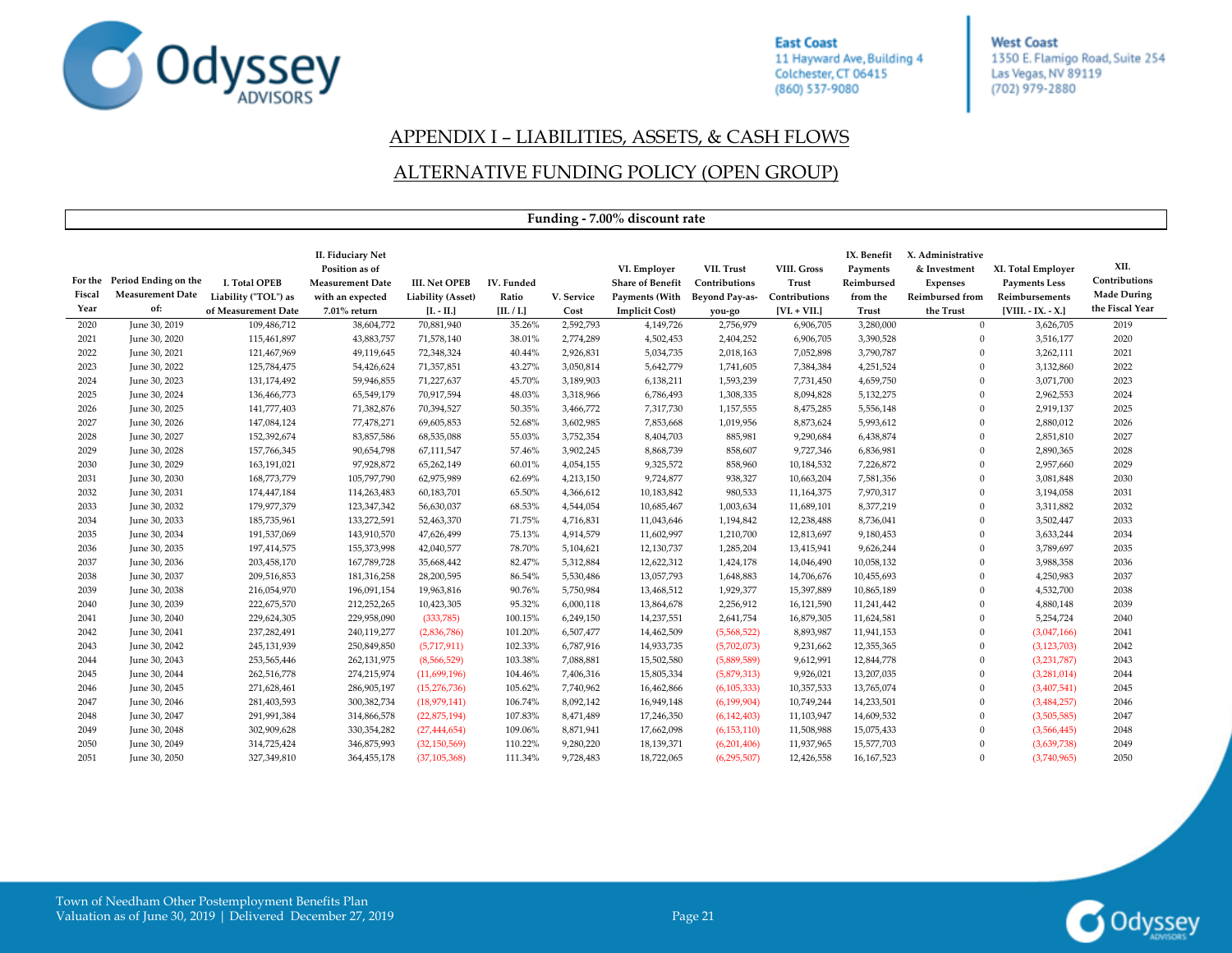## APPENDIX I – LIABILITIES, ASSETS, & CASH FLOWS

## ALTERNATIVE FUNDING POLICY (OPEN GROUP)

**Funding - 7.00% discount rate**

| For the Fiscal Year | Period Ending on the Measurement Date of: | I. Total OPEB Liability ("TOL") as of Measurement Date | II. Fiduciary Net Position as of Measurement Date with an expected 7.01% return | III. Net OPEB Liability (Asset) [I. - II.] | IV. Funded Ratio [II. / I.] | V. Service Cost | VI. Employer Share of Benefit Payments (With Implicit Cost) | VII. Trust Contributions Beyond Pay-as-you-go | VIII. Gross Trust Contributions [VI. + VII.] | IX. Benefit Payments Reimbursed from the Trust | X. Administrative & Investment Expenses Reimbursed from the Trust | XI. Total Employer Payments Less Reimbursements [VIII. - IX. - X.] | XII. Contributions Made During the Fiscal Year |
|---|---|---|---|---|---|---|---|---|---|---|---|---|---|
| 2020 | June 30, 2019 | 109,486,712 | 38,604,772 | 70,881,940 | 35.26% | 2,592,793 | 4,149,726 | 2,756,979 | 6,906,705 | 3,280,000 | 0 | 3,626,705 | 2019 |
| 2021 | June 30, 2020 | 115,461,897 | 43,883,757 | 71,578,140 | 38.01% | 2,774,289 | 4,502,453 | 2,404,252 | 6,906,705 | 3,390,528 | 0 | 3,516,177 | 2020 |
| 2022 | June 30, 2021 | 121,467,969 | 49,119,645 | 72,348,324 | 40.44% | 2,926,831 | 5,034,735 | 2,018,163 | 7,052,898 | 3,790,787 | 0 | 3,262,111 | 2021 |
| 2023 | June 30, 2022 | 125,784,475 | 54,426,624 | 71,357,851 | 43.27% | 3,050,814 | 5,642,779 | 1,741,605 | 7,384,384 | 4,251,524 | 0 | 3,132,860 | 2022 |
| 2024 | June 30, 2023 | 131,174,492 | 59,946,855 | 71,227,637 | 45.70% | 3,189,903 | 6,138,211 | 1,593,239 | 7,731,450 | 4,659,750 | 0 | 3,071,700 | 2023 |
| 2025 | June 30, 2024 | 136,466,773 | 65,549,179 | 70,917,594 | 48.03% | 3,318,966 | 6,786,493 | 1,308,335 | 8,094,828 | 5,132,275 | 0 | 2,962,553 | 2024 |
| 2026 | June 30, 2025 | 141,777,403 | 71,382,876 | 70,394,527 | 50.35% | 3,466,772 | 7,317,730 | 1,157,555 | 8,475,285 | 5,556,148 | 0 | 2,919,137 | 2025 |
| 2027 | June 30, 2026 | 147,084,124 | 77,478,271 | 69,605,853 | 52.68% | 3,602,985 | 7,853,668 | 1,019,956 | 8,873,624 | 5,993,612 | 0 | 2,880,012 | 2026 |
| 2028 | June 30, 2027 | 152,392,674 | 83,857,586 | 68,535,088 | 55.03% | 3,752,354 | 8,404,703 | 885,981 | 9,290,684 | 6,438,874 | 0 | 2,851,810 | 2027 |
| 2029 | June 30, 2028 | 157,766,345 | 90,654,798 | 67,111,547 | 57.46% | 3,902,245 | 8,868,739 | 858,607 | 9,727,346 | 6,836,981 | 0 | 2,890,365 | 2028 |
| 2030 | June 30, 2029 | 163,191,021 | 97,928,872 | 65,262,149 | 60.01% | 4,054,155 | 9,325,572 | 858,960 | 10,184,532 | 7,226,872 | 0 | 2,957,660 | 2029 |
| 2031 | June 30, 2030 | 168,773,779 | 105,797,790 | 62,975,989 | 62.69% | 4,213,150 | 9,724,877 | 938,327 | 10,663,204 | 7,581,356 | 0 | 3,081,848 | 2030 |
| 2032 | June 30, 2031 | 174,447,184 | 114,263,483 | 60,183,701 | 65.50% | 4,366,612 | 10,183,842 | 980,533 | 11,164,375 | 7,970,317 | 0 | 3,194,058 | 2031 |
| 2033 | June 30, 2032 | 179,977,379 | 123,347,342 | 56,630,037 | 68.53% | 4,544,054 | 10,685,467 | 1,003,634 | 11,689,101 | 8,377,219 | 0 | 3,311,882 | 2032 |
| 2034 | June 30, 2033 | 185,735,961 | 133,272,591 | 52,463,370 | 71.75% | 4,716,831 | 11,043,646 | 1,194,842 | 12,238,488 | 8,736,041 | 0 | 3,502,447 | 2033 |
| 2035 | June 30, 2034 | 191,537,069 | 143,910,570 | 47,626,499 | 75.13% | 4,914,579 | 11,602,997 | 1,210,700 | 12,813,697 | 9,180,453 | 0 | 3,633,244 | 2034 |
| 2036 | June 30, 2035 | 197,414,575 | 155,373,998 | 42,040,577 | 78.70% | 5,104,621 | 12,130,737 | 1,285,204 | 13,415,941 | 9,626,244 | 0 | 3,789,697 | 2035 |
| 2037 | June 30, 2036 | 203,458,170 | 167,789,728 | 35,668,442 | 82.47% | 5,312,884 | 12,622,312 | 1,424,178 | 14,046,490 | 10,058,132 | 0 | 3,988,358 | 2036 |
| 2038 | June 30, 2037 | 209,516,853 | 181,316,258 | 28,200,595 | 86.54% | 5,530,486 | 13,057,793 | 1,648,883 | 14,706,676 | 10,455,693 | 0 | 4,250,983 | 2037 |
| 2039 | June 30, 2038 | 216,054,970 | 196,091,154 | 19,963,816 | 90.76% | 5,750,984 | 13,468,512 | 1,929,377 | 15,397,889 | 10,865,189 | 0 | 4,532,700 | 2038 |
| 2040 | June 30, 2039 | 222,675,570 | 212,252,265 | 10,423,305 | 95.32% | 6,000,118 | 13,864,678 | 2,256,912 | 16,121,590 | 11,241,442 | 0 | 4,880,148 | 2039 |
| 2041 | June 30, 2040 | 229,624,305 | 229,958,090 | (333,785) | 100.15% | 6,249,150 | 14,237,551 | 2,641,754 | 16,879,305 | 11,624,581 | 0 | 5,254,724 | 2040 |
| 2042 | June 30, 2041 | 237,282,491 | 240,119,277 | (2,836,786) | 101.20% | 6,507,477 | 14,462,509 | (5,568,522) | 8,893,987 | 11,941,153 | 0 | (3,047,166) | 2041 |
| 2043 | June 30, 2042 | 245,131,939 | 250,849,850 | (5,717,911) | 102.33% | 6,787,916 | 14,933,735 | (5,702,073) | 9,231,662 | 12,355,365 | 0 | (3,123,703) | 2042 |
| 2044 | June 30, 2043 | 253,565,446 | 262,131,975 | (8,566,529) | 103.38% | 7,088,881 | 15,502,580 | (5,889,589) | 9,612,991 | 12,844,778 | 0 | (3,231,787) | 2043 |
| 2045 | June 30, 2044 | 262,516,778 | 274,215,974 | (11,699,196) | 104.46% | 7,406,316 | 15,805,334 | (5,879,313) | 9,926,021 | 13,207,035 | 0 | (3,281,014) | 2044 |
| 2046 | June 30, 2045 | 271,628,461 | 286,905,197 | (15,276,736) | 105.62% | 7,740,962 | 16,462,866 | (6,105,333) | 10,357,533 | 13,765,074 | 0 | (3,407,541) | 2045 |
| 2047 | June 30, 2046 | 281,403,593 | 300,382,734 | (18,979,141) | 106.74% | 8,092,142 | 16,949,148 | (6,199,904) | 10,749,244 | 14,233,501 | 0 | (3,484,257) | 2046 |
| 2048 | June 30, 2047 | 291,991,384 | 314,866,578 | (22,875,194) | 107.83% | 8,471,489 | 17,246,350 | (6,142,403) | 11,103,947 | 14,609,532 | 0 | (3,505,585) | 2047 |
| 2049 | June 30, 2048 | 302,909,628 | 330,354,282 | (27,444,654) | 109.06% | 8,871,941 | 17,662,098 | (6,153,110) | 11,508,988 | 15,075,433 | 0 | (3,566,445) | 2048 |
| 2050 | June 30, 2049 | 314,725,424 | 346,875,993 | (32,150,569) | 110.22% | 9,280,220 | 18,139,371 | (6,201,406) | 11,937,965 | 15,577,703 | 0 | (3,639,738) | 2049 |
| 2051 | June 30, 2050 | 327,349,810 | 364,455,178 | (37,105,368) | 111.34% | 9,728,483 | 18,722,065 | (6,295,507) | 12,426,558 | 16,167,523 | 0 | (3,740,965) | 2050 |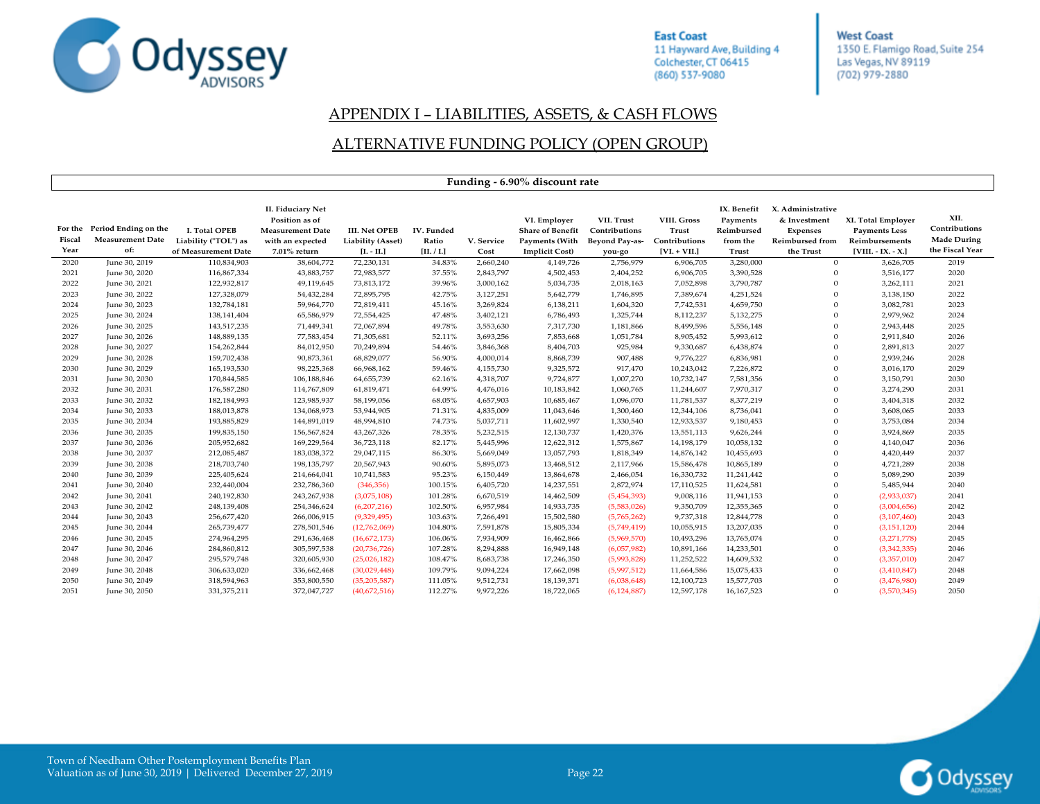## APPENDIX I – LIABILITIES, ASSETS, & CASH FLOWS

## ALTERNATIVE FUNDING POLICY (OPEN GROUP)

| Funding - 6.90% discount rate | | | | | | | | | | | | | |
|---|---|---|---|---|---|---|---|---|---|---|---|---|---|
| For the Fiscal Year | Period Ending on the Measurement Date of: | I. Total OPEB Liability ("TOL") as of Measurement Date | II. Fiduciary Net Position as of Measurement Date with an expected 7.01% return | III. Net OPEB Liability (Asset) [I. - II.] | IV. Funded Ratio [II. / I.] | V. Service Cost | VI. Employer Share of Benefit Payments (With Implicit Cost) | VII. Trust Contributions Beyond Pay-as-you-go | VIII. Gross Trust Contributions [VI. + VII.] | IX. Benefit Payments Reimbursed from the Trust | X. Administrative & Investment Expenses Reimbursed from the Trust | XI. Total Employer Payments Less Reimbursements [VIII. - IX. - X.] | XII. Contributions Made During the Fiscal Year |
| 2020 | June 30, 2019 | 110,834,903 | 38,604,772 | 72,230,131 | 34.83% | 2,660,240 | 4,149,726 | 2,756,979 | 6,906,705 | 3,280,000 | 0 | 3,626,705 | 2019 |
| 2021 | June 30, 2020 | 116,867,334 | 43,883,757 | 72,983,577 | 37.55% | 2,843,797 | 4,502,453 | 2,404,252 | 6,906,705 | 3,390,528 | 0 | 3,516,177 | 2020 |
| 2022 | June 30, 2021 | 122,932,817 | 49,119,645 | 73,813,172 | 39.96% | 3,000,162 | 5,034,735 | 2,018,163 | 7,052,898 | 3,790,787 | 0 | 3,262,111 | 2021 |
| 2023 | June 30, 2022 | 127,328,079 | 54,432,284 | 72,895,795 | 42.75% | 3,127,251 | 5,642,779 | 1,746,895 | 7,389,674 | 4,251,524 | 0 | 3,138,150 | 2022 |
| 2024 | June 30, 2023 | 132,784,181 | 59,964,770 | 72,819,411 | 45.16% | 3,269,824 | 6,138,211 | 1,604,320 | 7,742,531 | 4,659,750 | 0 | 3,082,781 | 2023 |
| 2025 | June 30, 2024 | 138,141,404 | 65,586,979 | 72,554,425 | 47.48% | 3,402,121 | 6,786,493 | 1,325,744 | 8,112,237 | 5,132,275 | 0 | 2,979,962 | 2024 |
| 2026 | June 30, 2025 | 143,517,235 | 71,449,341 | 72,067,894 | 49.78% | 3,553,630 | 7,317,730 | 1,181,866 | 8,499,596 | 5,556,148 | 0 | 2,943,448 | 2025 |
| 2027 | June 30, 2026 | 148,889,135 | 77,583,454 | 71,305,681 | 52.11% | 3,693,256 | 7,853,668 | 1,051,784 | 8,905,452 | 5,993,612 | 0 | 2,911,840 | 2026 |
| 2028 | June 30, 2027 | 154,262,844 | 84,012,950 | 70,249,894 | 54.46% | 3,846,368 | 8,404,703 | 925,984 | 9,330,687 | 6,438,874 | 0 | 2,891,813 | 2027 |
| 2029 | June 30, 2028 | 159,702,438 | 90,873,361 | 68,829,077 | 56.90% | 4,000,014 | 8,868,739 | 907,488 | 9,776,227 | 6,836,981 | 0 | 2,939,246 | 2028 |
| 2030 | June 30, 2029 | 165,193,530 | 98,225,368 | 66,968,162 | 59.46% | 4,155,730 | 9,325,572 | 917,470 | 10,243,042 | 7,226,872 | 0 | 3,016,170 | 2029 |
| 2031 | June 30, 2030 | 170,844,585 | 106,188,846 | 64,655,739 | 62.16% | 4,318,707 | 9,724,877 | 1,007,270 | 10,732,147 | 7,581,356 | 0 | 3,150,791 | 2030 |
| 2032 | June 30, 2031 | 176,587,280 | 114,767,809 | 61,819,471 | 64.99% | 4,476,016 | 10,183,842 | 1,060,765 | 11,244,607 | 7,970,317 | 0 | 3,274,290 | 2031 |
| 2033 | June 30, 2032 | 182,184,993 | 123,985,937 | 58,199,056 | 68.05% | 4,657,903 | 10,685,467 | 1,096,070 | 11,781,537 | 8,377,219 | 0 | 3,404,318 | 2032 |
| 2034 | June 30, 2033 | 188,013,878 | 134,068,973 | 53,944,905 | 71.31% | 4,835,009 | 11,043,646 | 1,300,460 | 12,344,106 | 8,736,041 | 0 | 3,608,065 | 2033 |
| 2035 | June 30, 2034 | 193,885,829 | 144,891,019 | 48,994,810 | 74.73% | 5,037,711 | 11,602,997 | 1,330,540 | 12,933,537 | 9,180,453 | 0 | 3,753,084 | 2034 |
| 2036 | June 30, 2035 | 199,835,150 | 156,567,824 | 43,267,326 | 78.35% | 5,232,515 | 12,130,737 | 1,420,376 | 13,551,113 | 9,626,244 | 0 | 3,924,869 | 2035 |
| 2037 | June 30, 2036 | 205,952,682 | 169,229,564 | 36,723,118 | 82.17% | 5,445,996 | 12,622,312 | 1,575,867 | 14,198,179 | 10,058,132 | 0 | 4,140,047 | 2036 |
| 2038 | June 30, 2037 | 212,085,487 | 183,038,372 | 29,047,115 | 86.30% | 5,669,049 | 13,057,793 | 1,818,349 | 14,876,142 | 10,455,693 | 0 | 4,420,449 | 2037 |
| 2039 | June 30, 2038 | 218,703,740 | 198,135,797 | 20,567,943 | 90.60% | 5,895,073 | 13,468,512 | 2,117,966 | 15,586,478 | 10,865,189 | 0 | 4,721,289 | 2038 |
| 2040 | June 30, 2039 | 225,405,624 | 214,664,041 | 10,741,583 | 95.23% | 6,150,449 | 13,864,678 | 2,466,054 | 16,330,732 | 11,241,442 | 0 | 5,089,290 | 2039 |
| 2041 | June 30, 2040 | 232,440,004 | 232,786,360 | (346,356) | 100.15% | 6,405,720 | 14,237,551 | 2,872,974 | 17,110,525 | 11,624,581 | 0 | 5,485,944 | 2040 |
| 2042 | June 30, 2041 | 240,192,830 | 243,267,938 | (3,075,108) | 101.28% | 6,670,519 | 14,462,509 | (5,454,393) | 9,008,116 | 11,941,153 | 0 | (2,933,037) | 2041 |
| 2043 | June 30, 2042 | 248,139,408 | 254,346,624 | (6,207,216) | 102.50% | 6,957,984 | 14,933,735 | (5,583,026) | 9,350,709 | 12,355,365 | 0 | (3,004,656) | 2042 |
| 2044 | June 30, 2043 | 256,677,420 | 266,006,915 | (9,329,495) | 103.63% | 7,266,491 | 15,502,580 | (5,765,262) | 9,737,318 | 12,844,778 | 0 | (3,107,460) | 2043 |
| 2045 | June 30, 2044 | 265,739,477 | 278,501,546 | (12,762,069) | 104.80% | 7,591,878 | 15,805,334 | (5,749,419) | 10,055,915 | 13,207,035 | 0 | (3,151,120) | 2044 |
| 2046 | June 30, 2045 | 274,964,295 | 291,636,468 | (16,672,173) | 106.06% | 7,934,909 | 16,462,866 | (5,969,570) | 10,493,296 | 13,765,074 | 0 | (3,271,778) | 2045 |
| 2047 | June 30, 2046 | 284,860,812 | 305,597,538 | (20,736,726) | 107.28% | 8,294,888 | 16,949,148 | (6,057,982) | 10,891,166 | 14,233,501 | 0 | (3,342,335) | 2046 |
| 2048 | June 30, 2047 | 295,579,748 | 320,605,930 | (25,026,182) | 108.47% | 8,683,738 | 17,246,350 | (5,993,828) | 11,252,522 | 14,609,532 | 0 | (3,357,010) | 2047 |
| 2049 | June 30, 2048 | 306,633,020 | 336,662,468 | (30,029,448) | 109.79% | 9,094,224 | 17,662,098 | (5,997,512) | 11,664,586 | 15,075,433 | 0 | (3,410,847) | 2048 |
| 2050 | June 30, 2049 | 318,594,963 | 353,800,550 | (35,205,587) | 111.05% | 9,512,731 | 18,139,371 | (6,038,648) | 12,100,723 | 15,577,703 | 0 | (3,476,980) | 2049 |
| 2051 | June 30, 2050 | 331,375,211 | 372,047,727 | (40,672,516) | 112.27% | 9,972,226 | 18,722,065 | (6,124,887) | 12,597,178 | 16,167,523 | 0 | (3,570,345) | 2050 |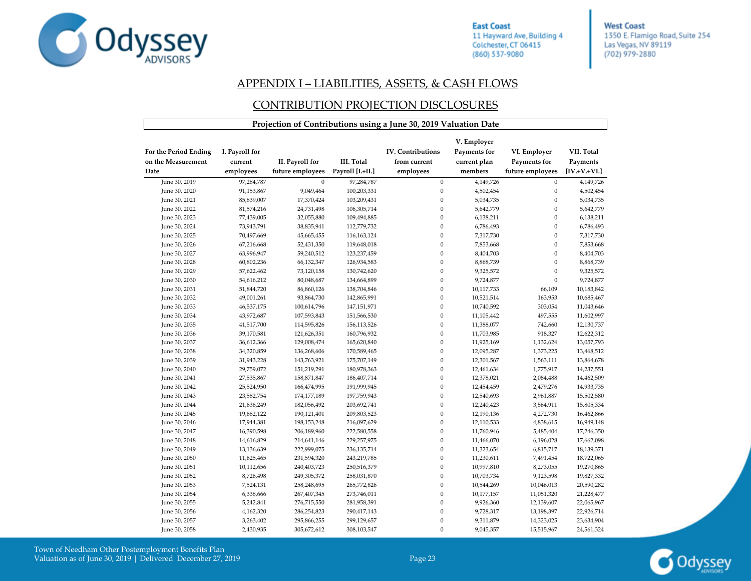## APPENDIX I – LIABILITIES, ASSETS, & CASH FLOWS

## CONTRIBUTION PROJECTION DISCLOSURES

**Projection of Contributions using a June 30, 2019 Valuation Date**

| For the Period Ending on the Measurement Date | I. Payroll for current employees | II. Payroll for future employees | III. Total Payroll [I.+II.] | IV. Contributions from current employees | V. Employer Payments for current plan members | VI. Employer Payments for future employees | VII. Total Payments [IV.+V.+VI.] |
|---|---|---|---|---|---|---|---|
| June 30, 2019 | 97,284,787 | 0 | 97,284,787 | 0 | 4,149,726 | 0 | 4,149,726 |
| June 30, 2020 | 91,153,867 | 9,049,464 | 100,203,331 | 0 | 4,502,454 | 0 | 4,502,454 |
| June 30, 2021 | 85,839,007 | 17,370,424 | 103,209,431 | 0 | 5,034,735 | 0 | 5,034,735 |
| June 30, 2022 | 81,574,216 | 24,731,498 | 106,305,714 | 0 | 5,642,779 | 0 | 5,642,779 |
| June 30, 2023 | 77,439,005 | 32,055,880 | 109,494,885 | 0 | 6,138,211 | 0 | 6,138,211 |
| June 30, 2024 | 73,943,791 | 38,835,941 | 112,779,732 | 0 | 6,786,493 | 0 | 6,786,493 |
| June 30, 2025 | 70,497,669 | 45,665,455 | 116,163,124 | 0 | 7,317,730 | 0 | 7,317,730 |
| June 30, 2026 | 67,216,668 | 52,431,350 | 119,648,018 | 0 | 7,853,668 | 0 | 7,853,668 |
| June 30, 2027 | 63,996,947 | 59,240,512 | 123,237,459 | 0 | 8,404,703 | 0 | 8,404,703 |
| June 30, 2028 | 60,802,236 | 66,132,347 | 126,934,583 | 0 | 8,868,739 | 0 | 8,868,739 |
| June 30, 2029 | 57,622,462 | 73,120,158 | 130,742,620 | 0 | 9,325,572 | 0 | 9,325,572 |
| June 30, 2030 | 54,616,212 | 80,048,687 | 134,664,899 | 0 | 9,724,877 | 0 | 9,724,877 |
| June 30, 2031 | 51,844,720 | 86,860,126 | 138,704,846 | 0 | 10,117,733 | 66,109 | 10,183,842 |
| June 30, 2032 | 49,001,261 | 93,864,730 | 142,865,991 | 0 | 10,521,514 | 163,953 | 10,685,467 |
| June 30, 2033 | 46,537,175 | 100,614,796 | 147,151,971 | 0 | 10,740,592 | 303,054 | 11,043,646 |
| June 30, 2034 | 43,972,687 | 107,593,843 | 151,566,530 | 0 | 11,105,442 | 497,555 | 11,602,997 |
| June 30, 2035 | 41,517,700 | 114,595,826 | 156,113,526 | 0 | 11,388,077 | 742,660 | 12,130,737 |
| June 30, 2036 | 39,170,581 | 121,626,351 | 160,796,932 | 0 | 11,703,985 | 918,327 | 12,622,312 |
| June 30, 2037 | 36,612,366 | 129,008,474 | 165,620,840 | 0 | 11,925,169 | 1,132,624 | 13,057,793 |
| June 30, 2038 | 34,320,859 | 136,268,606 | 170,589,465 | 0 | 12,095,287 | 1,373,225 | 13,468,512 |
| June 30, 2039 | 31,943,228 | 143,763,921 | 175,707,149 | 0 | 12,301,567 | 1,563,111 | 13,864,678 |
| June 30, 2040 | 29,759,072 | 151,219,291 | 180,978,363 | 0 | 12,461,634 | 1,775,917 | 14,237,551 |
| June 30, 2041 | 27,535,867 | 158,871,847 | 186,407,714 | 0 | 12,378,021 | 2,084,488 | 14,462,509 |
| June 30, 2042 | 25,524,950 | 166,474,995 | 191,999,945 | 0 | 12,454,459 | 2,479,276 | 14,933,735 |
| June 30, 2043 | 23,582,754 | 174,177,189 | 197,759,943 | 0 | 12,540,693 | 2,961,887 | 15,502,580 |
| June 30, 2044 | 21,636,249 | 182,056,492 | 203,692,741 | 0 | 12,240,423 | 3,564,911 | 15,805,334 |
| June 30, 2045 | 19,682,122 | 190,121,401 | 209,803,523 | 0 | 12,190,136 | 4,272,730 | 16,462,866 |
| June 30, 2046 | 17,944,381 | 198,153,248 | 216,097,629 | 0 | 12,110,533 | 4,838,615 | 16,949,148 |
| June 30, 2047 | 16,390,598 | 206,189,960 | 222,580,558 | 0 | 11,760,946 | 5,485,404 | 17,246,350 |
| June 30, 2048 | 14,616,829 | 214,641,146 | 229,257,975 | 0 | 11,466,070 | 6,196,028 | 17,662,098 |
| June 30, 2049 | 13,136,639 | 222,999,075 | 236,135,714 | 0 | 11,323,654 | 6,815,717 | 18,139,371 |
| June 30, 2050 | 11,625,465 | 231,594,320 | 243,219,785 | 0 | 11,230,611 | 7,491,454 | 18,722,065 |
| June 30, 2051 | 10,112,656 | 240,403,723 | 250,516,379 | 0 | 10,997,810 | 8,273,055 | 19,270,865 |
| June 30, 2052 | 8,726,498 | 249,305,372 | 258,031,870 | 0 | 10,703,734 | 9,123,598 | 19,827,332 |
| June 30, 2053 | 7,524,131 | 258,248,695 | 265,772,826 | 0 | 10,544,269 | 10,046,013 | 20,590,282 |
| June 30, 2054 | 6,338,666 | 267,407,345 | 273,746,011 | 0 | 10,177,157 | 11,051,320 | 21,228,477 |
| June 30, 2055 | 5,242,841 | 276,715,550 | 281,958,391 | 0 | 9,926,360 | 12,139,607 | 22,065,967 |
| June 30, 2056 | 4,162,320 | 286,254,823 | 290,417,143 | 0 | 9,728,317 | 13,198,397 | 22,926,714 |
| June 30, 2057 | 3,263,402 | 295,866,255 | 299,129,657 | 0 | 9,311,879 | 14,323,025 | 23,634,904 |
| June 30, 2058 | 2,430,935 | 305,672,612 | 308,103,547 | 0 | 9,045,357 | 15,515,967 | 24,561,324 |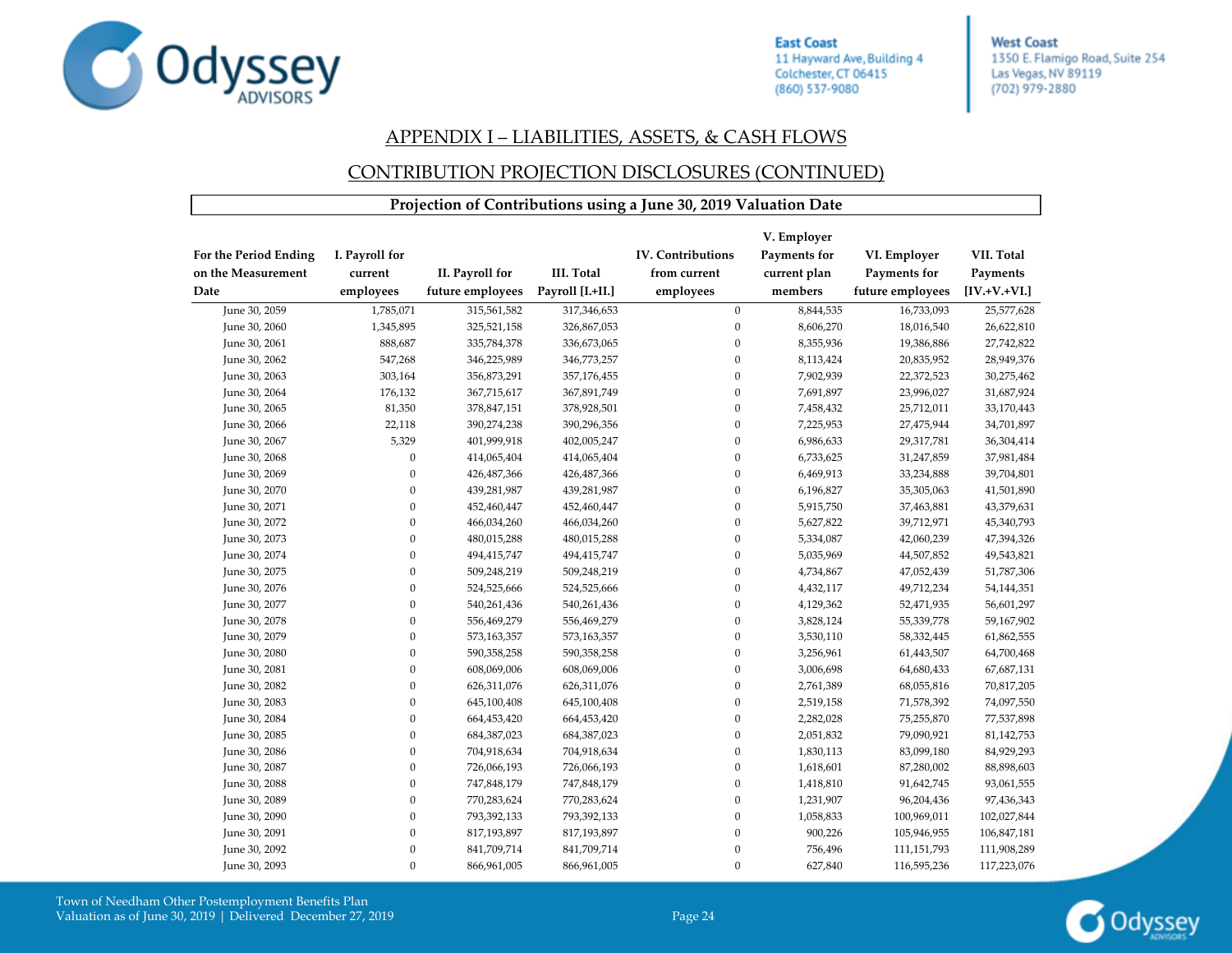## APPENDIX I – LIABILITIES, ASSETS, & CASH FLOWS

## CONTRIBUTION PROJECTION DISCLOSURES (CONTINUED)

**Projection of Contributions using a June 30, 2019 Valuation Date**

| For the Period Ending on the Measurement Date | I. Payroll for current employees | II. Payroll for future employees | III. Total Payroll [I.+II.] | IV. Contributions from current employees | V. Employer Payments for current plan members | VI. Employer Payments for future employees | VII. Total Payments [IV.+V.+VI.] |
|---|---|---|---|---|---|---|---|
| June 30, 2059 | 1,785,071 | 315,561,582 | 317,346,653 | 0 | 8,844,535 | 16,733,093 | 25,577,628 |
| June 30, 2060 | 1,345,895 | 325,521,158 | 326,867,053 | 0 | 8,606,270 | 18,016,540 | 26,622,810 |
| June 30, 2061 | 888,687 | 335,784,378 | 336,673,065 | 0 | 8,355,936 | 19,386,886 | 27,742,822 |
| June 30, 2062 | 547,268 | 346,225,989 | 346,773,257 | 0 | 8,113,424 | 20,835,952 | 28,949,376 |
| June 30, 2063 | 303,164 | 356,873,291 | 357,176,455 | 0 | 7,902,939 | 22,372,523 | 30,275,462 |
| June 30, 2064 | 176,132 | 367,715,617 | 367,891,749 | 0 | 7,691,897 | 23,996,027 | 31,687,924 |
| June 30, 2065 | 81,350 | 378,847,151 | 378,928,501 | 0 | 7,458,432 | 25,712,011 | 33,170,443 |
| June 30, 2066 | 22,118 | 390,274,238 | 390,296,356 | 0 | 7,225,953 | 27,475,944 | 34,701,897 |
| June 30, 2067 | 5,329 | 401,999,918 | 402,005,247 | 0 | 6,986,633 | 29,317,781 | 36,304,414 |
| June 30, 2068 | 0 | 414,065,404 | 414,065,404 | 0 | 6,733,625 | 31,247,859 | 37,981,484 |
| June 30, 2069 | 0 | 426,487,366 | 426,487,366 | 0 | 6,469,913 | 33,234,888 | 39,704,801 |
| June 30, 2070 | 0 | 439,281,987 | 439,281,987 | 0 | 6,196,827 | 35,305,063 | 41,501,890 |
| June 30, 2071 | 0 | 452,460,447 | 452,460,447 | 0 | 5,915,750 | 37,463,881 | 43,379,631 |
| June 30, 2072 | 0 | 466,034,260 | 466,034,260 | 0 | 5,627,822 | 39,712,971 | 45,340,793 |
| June 30, 2073 | 0 | 480,015,288 | 480,015,288 | 0 | 5,334,087 | 42,060,239 | 47,394,326 |
| June 30, 2074 | 0 | 494,415,747 | 494,415,747 | 0 | 5,035,969 | 44,507,852 | 49,543,821 |
| June 30, 2075 | 0 | 509,248,219 | 509,248,219 | 0 | 4,734,867 | 47,052,439 | 51,787,306 |
| June 30, 2076 | 0 | 524,525,666 | 524,525,666 | 0 | 4,432,117 | 49,712,234 | 54,144,351 |
| June 30, 2077 | 0 | 540,261,436 | 540,261,436 | 0 | 4,129,362 | 52,471,935 | 56,601,297 |
| June 30, 2078 | 0 | 556,469,279 | 556,469,279 | 0 | 3,828,124 | 55,339,778 | 59,167,902 |
| June 30, 2079 | 0 | 573,163,357 | 573,163,357 | 0 | 3,530,110 | 58,332,445 | 61,862,555 |
| June 30, 2080 | 0 | 590,358,258 | 590,358,258 | 0 | 3,256,961 | 61,443,507 | 64,700,468 |
| June 30, 2081 | 0 | 608,069,006 | 608,069,006 | 0 | 3,006,698 | 64,680,433 | 67,687,131 |
| June 30, 2082 | 0 | 626,311,076 | 626,311,076 | 0 | 2,761,389 | 68,055,816 | 70,817,205 |
| June 30, 2083 | 0 | 645,100,408 | 645,100,408 | 0 | 2,519,158 | 71,578,392 | 74,097,550 |
| June 30, 2084 | 0 | 664,453,420 | 664,453,420 | 0 | 2,282,028 | 75,255,870 | 77,537,898 |
| June 30, 2085 | 0 | 684,387,023 | 684,387,023 | 0 | 2,051,832 | 79,090,921 | 81,142,753 |
| June 30, 2086 | 0 | 704,918,634 | 704,918,634 | 0 | 1,830,113 | 83,099,180 | 84,929,293 |
| June 30, 2087 | 0 | 726,066,193 | 726,066,193 | 0 | 1,618,601 | 87,280,002 | 88,898,603 |
| June 30, 2088 | 0 | 747,848,179 | 747,848,179 | 0 | 1,418,810 | 91,642,745 | 93,061,555 |
| June 30, 2089 | 0 | 770,283,624 | 770,283,624 | 0 | 1,231,907 | 96,204,436 | 97,436,343 |
| June 30, 2090 | 0 | 793,392,133 | 793,392,133 | 0 | 1,058,833 | 100,969,011 | 102,027,844 |
| June 30, 2091 | 0 | 817,193,897 | 817,193,897 | 0 | 900,226 | 105,946,955 | 106,847,181 |
| June 30, 2092 | 0 | 841,709,714 | 841,709,714 | 0 | 756,496 | 111,151,793 | 111,908,289 |
| June 30, 2093 | 0 | 866,961,005 | 866,961,005 | 0 | 627,840 | 116,595,236 | 117,223,076 |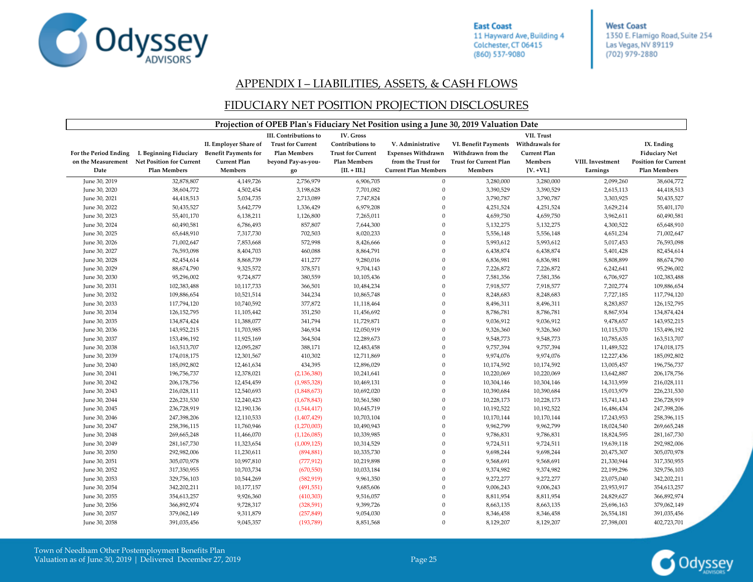# APPENDIX I – LIABILITIES, ASSETS, & CASH FLOWS

## FIDUCIARY NET POSITION PROJECTION DISCLOSURES

| Projection of OPEB Plan's Fiduciary Net Position using a June 30, 2019 Valuation Date | | | | | | | | | |
|---|---|---|---|---|---|---|---|---|---|
| For the Period Ending on the Measurement Date | I. Beginning Fiduciary Net Position for Current Plan Members | II. Employer Share of Benefit Payments for Current Plan Members | III. Contributions to Trust for Current Plan Members beyond Pay-as-you-go | IV. Gross Contributions to Trust for Current Plan Members [II. + III.] | V. Administrative Expenses Withdrawn from the Trust for Current Plan Members | VI. Benefit Payments Withdrawn from the Trust for Current Plan Members | VII. Trust Withdrawals for Current Plan Members [V. +VI.] | VIII. Investment Earnings | IX. Ending Fiduciary Net Position for Current Plan Members |
| June 30, 2019 | 32,878,807 | 4,149,726 | 2,756,979 | 6,906,705 | 0 | 3,280,000 | 3,280,000 | 2,099,260 | 38,604,772 |
| June 30, 2020 | 38,604,772 | 4,502,454 | 3,198,628 | 7,701,082 | 0 | 3,390,529 | 3,390,529 | 2,615,113 | 44,418,513 |
| June 30, 2021 | 44,418,513 | 5,034,735 | 2,713,089 | 7,747,824 | 0 | 3,790,787 | 3,790,787 | 3,303,925 | 50,435,527 |
| June 30, 2022 | 50,435,527 | 5,642,779 | 1,336,429 | 6,979,208 | 0 | 4,251,524 | 4,251,524 | 3,629,214 | 55,401,170 |
| June 30, 2023 | 55,401,170 | 6,138,211 | 1,126,800 | 7,265,011 | 0 | 4,659,750 | 4,659,750 | 3,962,611 | 60,490,581 |
| June 30, 2024 | 60,490,581 | 6,786,493 | 857,807 | 7,644,300 | 0 | 5,132,275 | 5,132,275 | 4,300,522 | 65,648,910 |
| June 30, 2025 | 65,648,910 | 7,317,730 | 702,503 | 8,020,233 | 0 | 5,556,148 | 5,556,148 | 4,651,234 | 71,002,647 |
| June 30, 2026 | 71,002,647 | 7,853,668 | 572,998 | 8,426,666 | 0 | 5,993,612 | 5,993,612 | 5,017,453 | 76,593,098 |
| June 30, 2027 | 76,593,098 | 8,404,703 | 460,088 | 8,864,791 | 0 | 6,438,874 | 6,438,874 | 5,401,428 | 82,454,614 |
| June 30, 2028 | 82,454,614 | 8,868,739 | 411,277 | 9,280,016 | 0 | 6,836,981 | 6,836,981 | 5,808,899 | 88,674,790 |
| June 30, 2029 | 88,674,790 | 9,325,572 | 378,571 | 9,704,143 | 0 | 7,226,872 | 7,226,872 | 6,242,641 | 95,296,002 |
| June 30, 2030 | 95,296,002 | 9,724,877 | 380,559 | 10,105,436 | 0 | 7,581,356 | 7,581,356 | 6,706,927 | 102,383,488 |
| June 30, 2031 | 102,383,488 | 10,117,733 | 366,501 | 10,484,234 | 0 | 7,918,577 | 7,918,577 | 7,202,774 | 109,886,654 |
| June 30, 2032 | 109,886,654 | 10,521,514 | 344,234 | 10,865,748 | 0 | 8,248,683 | 8,248,683 | 7,727,185 | 117,794,120 |
| June 30, 2033 | 117,794,120 | 10,740,592 | 377,872 | 11,118,464 | 0 | 8,496,311 | 8,496,311 | 8,283,857 | 126,152,795 |
| June 30, 2034 | 126,152,795 | 11,105,442 | 351,250 | 11,456,692 | 0 | 8,786,781 | 8,786,781 | 8,867,934 | 134,874,424 |
| June 30, 2035 | 134,874,424 | 11,388,077 | 341,794 | 11,729,871 | 0 | 9,036,912 | 9,036,912 | 9,478,657 | 143,952,215 |
| June 30, 2036 | 143,952,215 | 11,703,985 | 346,934 | 12,050,919 | 0 | 9,326,360 | 9,326,360 | 10,115,370 | 153,496,192 |
| June 30, 2037 | 153,496,192 | 11,925,169 | 364,504 | 12,289,673 | 0 | 9,548,773 | 9,548,773 | 10,785,635 | 163,513,707 |
| June 30, 2038 | 163,513,707 | 12,095,287 | 388,171 | 12,483,458 | 0 | 9,757,394 | 9,757,394 | 11,489,522 | 174,018,175 |
| June 30, 2039 | 174,018,175 | 12,301,567 | 410,302 | 12,711,869 | 0 | 9,974,076 | 9,974,076 | 12,227,436 | 185,092,802 |
| June 30, 2040 | 185,092,802 | 12,461,634 | 434,395 | 12,896,029 | 0 | 10,174,592 | 10,174,592 | 13,005,457 | 196,756,737 |
| June 30, 2041 | 196,756,737 | 12,378,021 | (2,136,380) | 10,241,641 | 0 | 10,220,069 | 10,220,069 | 13,642,887 | 206,178,756 |
| June 30, 2042 | 206,178,756 | 12,454,459 | (1,985,328) | 10,469,131 | 0 | 10,304,146 | 10,304,146 | 14,313,959 | 216,028,111 |
| June 30, 2043 | 216,028,111 | 12,540,693 | (1,848,673) | 10,692,020 | 0 | 10,390,684 | 10,390,684 | 15,013,979 | 226,231,530 |
| June 30, 2044 | 226,231,530 | 12,240,423 | (1,678,843) | 10,561,580 | 0 | 10,228,173 | 10,228,173 | 15,741,143 | 236,728,919 |
| June 30, 2045 | 236,728,919 | 12,190,136 | (1,544,417) | 10,645,719 | 0 | 10,192,522 | 10,192,522 | 16,486,434 | 247,398,206 |
| June 30, 2046 | 247,398,206 | 12,110,533 | (1,407,429) | 10,703,104 | 0 | 10,170,144 | 10,170,144 | 17,243,953 | 258,396,115 |
| June 30, 2047 | 258,396,115 | 11,760,946 | (1,270,003) | 10,490,943 | 0 | 9,962,799 | 9,962,799 | 18,024,540 | 269,665,248 |
| June 30, 2048 | 269,665,248 | 11,466,070 | (1,126,085) | 10,339,985 | 0 | 9,786,831 | 9,786,831 | 18,824,595 | 281,167,730 |
| June 30, 2049 | 281,167,730 | 11,323,654 | (1,009,125) | 10,314,529 | 0 | 9,724,511 | 9,724,511 | 19,639,118 | 292,982,006 |
| June 30, 2050 | 292,982,006 | 11,230,611 | (894,881) | 10,335,730 | 0 | 9,698,244 | 9,698,244 | 20,475,307 | 305,070,978 |
| June 30, 2051 | 305,070,978 | 10,997,810 | (777,912) | 10,219,898 | 0 | 9,568,691 | 9,568,691 | 21,330,944 | 317,350,955 |
| June 30, 2052 | 317,350,955 | 10,703,734 | (670,550) | 10,033,184 | 0 | 9,374,982 | 9,374,982 | 22,199,296 | 329,756,103 |
| June 30, 2053 | 329,756,103 | 10,544,269 | (582,919) | 9,961,350 | 0 | 9,272,277 | 9,272,277 | 23,075,040 | 342,202,211 |
| June 30, 2054 | 342,202,211 | 10,177,157 | (491,551) | 9,685,606 | 0 | 9,006,243 | 9,006,243 | 23,953,917 | 354,613,257 |
| June 30, 2055 | 354,613,257 | 9,926,360 | (410,303) | 9,516,057 | 0 | 8,811,954 | 8,811,954 | 24,829,627 | 366,892,974 |
| June 30, 2056 | 366,892,974 | 9,728,317 | (328,591) | 9,399,726 | 0 | 8,663,135 | 8,663,135 | 25,696,163 | 379,062,149 |
| June 30, 2057 | 379,062,149 | 9,311,879 | (257,849) | 9,054,030 | 0 | 8,346,458 | 8,346,458 | 26,554,181 | 391,035,456 |
| June 30, 2058 | 391,035,456 | 9,045,357 | (193,789) | 8,851,568 | 0 | 8,129,207 | 8,129,207 | 27,398,001 | 402,723,701 |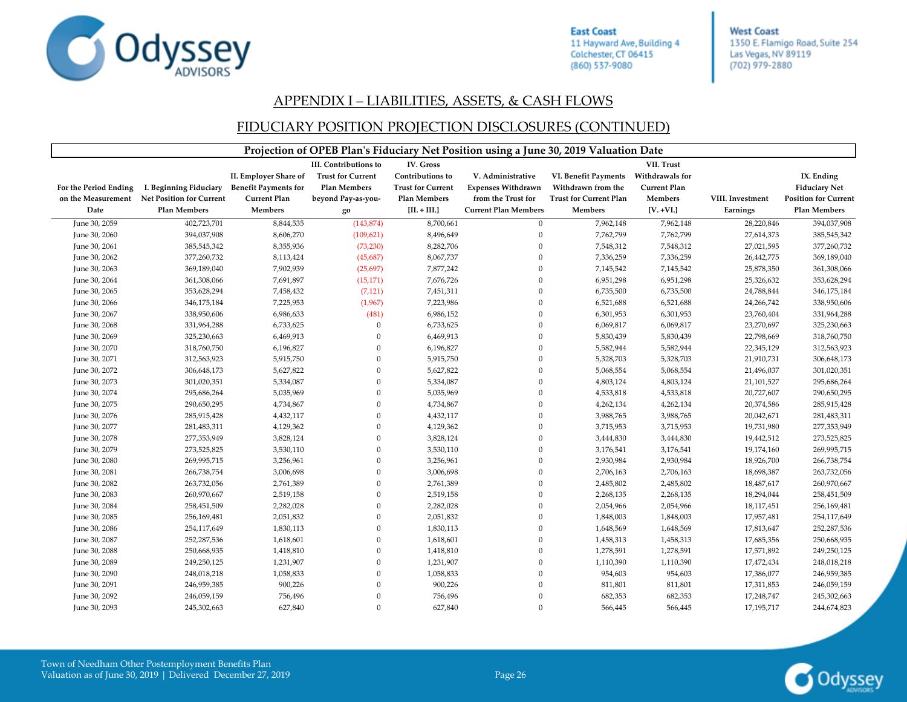## APPENDIX I – LIABILITIES, ASSETS, & CASH FLOWS

## FIDUCIARY POSITION PROJECTION DISCLOSURES (CONTINUED)

**Projection of OPEB Plan's Fiduciary Net Position using a June 30, 2019 Valuation Date**

| For the Period Ending on the Measurement Date | I. Beginning Fiduciary Net Position for Current Plan Members | II. Employer Share of Benefit Payments for Current Plan Members | III. Contributions to Trust for Current Plan Members beyond Pay-as-you-go | IV. Gross Contributions to Trust for Current Plan Members [II. + III.] | V. Administrative Expenses Withdrawn from the Trust for Current Plan Members | VI. Benefit Payments Withdrawn from the Trust for Current Plan Members | VII. Trust Withdrawals for Current Plan Members [V. +VI.] | VIII. Investment Earnings | IX. Ending Fiduciary Net Position for Current Plan Members |
|---|---|---|---|---|---|---|---|---|---|
| June 30, 2059 | 402,723,701 | 8,844,535 | (143,874) | 8,700,661 | 0 | 7,962,148 | 7,962,148 | 28,220,846 | 394,037,908 |
| June 30, 2060 | 394,037,908 | 8,606,270 | (109,621) | 8,496,649 | 0 | 7,762,799 | 7,762,799 | 27,614,373 | 385,545,342 |
| June 30, 2061 | 385,545,342 | 8,355,936 | (73,230) | 8,282,706 | 0 | 7,548,312 | 7,548,312 | 27,021,595 | 377,260,732 |
| June 30, 2062 | 377,260,732 | 8,113,424 | (45,687) | 8,067,737 | 0 | 7,336,259 | 7,336,259 | 26,442,775 | 369,189,040 |
| June 30, 2063 | 369,189,040 | 7,902,939 | (25,697) | 7,877,242 | 0 | 7,145,542 | 7,145,542 | 25,878,350 | 361,308,066 |
| June 30, 2064 | 361,308,066 | 7,691,897 | (15,171) | 7,676,726 | 0 | 6,951,298 | 6,951,298 | 25,326,632 | 353,628,294 |
| June 30, 2065 | 353,628,294 | 7,458,432 | (7,121) | 7,451,311 | 0 | 6,735,500 | 6,735,500 | 24,788,844 | 346,175,184 |
| June 30, 2066 | 346,175,184 | 7,225,953 | (1,967) | 7,223,986 | 0 | 6,521,688 | 6,521,688 | 24,266,742 | 338,950,606 |
| June 30, 2067 | 338,950,606 | 6,986,633 | (481) | 6,986,152 | 0 | 6,301,953 | 6,301,953 | 23,760,404 | 331,964,288 |
| June 30, 2068 | 331,964,288 | 6,733,625 | 0 | 6,733,625 | 0 | 6,069,817 | 6,069,817 | 23,270,697 | 325,230,663 |
| June 30, 2069 | 325,230,663 | 6,469,913 | 0 | 6,469,913 | 0 | 5,830,439 | 5,830,439 | 22,798,669 | 318,760,750 |
| June 30, 2070 | 318,760,750 | 6,196,827 | 0 | 6,196,827 | 0 | 5,582,944 | 5,582,944 | 22,345,129 | 312,563,923 |
| June 30, 2071 | 312,563,923 | 5,915,750 | 0 | 5,915,750 | 0 | 5,328,703 | 5,328,703 | 21,910,731 | 306,648,173 |
| June 30, 2072 | 306,648,173 | 5,627,822 | 0 | 5,627,822 | 0 | 5,068,554 | 5,068,554 | 21,496,037 | 301,020,351 |
| June 30, 2073 | 301,020,351 | 5,334,087 | 0 | 5,334,087 | 0 | 4,803,124 | 4,803,124 | 21,101,527 | 295,686,264 |
| June 30, 2074 | 295,686,264 | 5,035,969 | 0 | 5,035,969 | 0 | 4,533,818 | 4,533,818 | 20,727,607 | 290,650,295 |
| June 30, 2075 | 290,650,295 | 4,734,867 | 0 | 4,734,867 | 0 | 4,262,134 | 4,262,134 | 20,374,586 | 285,915,428 |
| June 30, 2076 | 285,915,428 | 4,432,117 | 0 | 4,432,117 | 0 | 3,988,765 | 3,988,765 | 20,042,671 | 281,483,311 |
| June 30, 2077 | 281,483,311 | 4,129,362 | 0 | 4,129,362 | 0 | 3,715,953 | 3,715,953 | 19,731,980 | 277,353,949 |
| June 30, 2078 | 277,353,949 | 3,828,124 | 0 | 3,828,124 | 0 | 3,444,830 | 3,444,830 | 19,442,512 | 273,525,825 |
| June 30, 2079 | 273,525,825 | 3,530,110 | 0 | 3,530,110 | 0 | 3,176,541 | 3,176,541 | 19,174,160 | 269,995,715 |
| June 30, 2080 | 269,995,715 | 3,256,961 | 0 | 3,256,961 | 0 | 2,930,984 | 2,930,984 | 18,926,700 | 266,738,754 |
| June 30, 2081 | 266,738,754 | 3,006,698 | 0 | 3,006,698 | 0 | 2,706,163 | 2,706,163 | 18,698,387 | 263,732,056 |
| June 30, 2082 | 263,732,056 | 2,761,389 | 0 | 2,761,389 | 0 | 2,485,802 | 2,485,802 | 18,487,617 | 260,970,667 |
| June 30, 2083 | 260,970,667 | 2,519,158 | 0 | 2,519,158 | 0 | 2,268,135 | 2,268,135 | 18,294,044 | 258,451,509 |
| June 30, 2084 | 258,451,509 | 2,282,028 | 0 | 2,282,028 | 0 | 2,054,966 | 2,054,966 | 18,117,451 | 256,169,481 |
| June 30, 2085 | 256,169,481 | 2,051,832 | 0 | 2,051,832 | 0 | 1,848,003 | 1,848,003 | 17,957,481 | 254,117,649 |
| June 30, 2086 | 254,117,649 | 1,830,113 | 0 | 1,830,113 | 0 | 1,648,569 | 1,648,569 | 17,813,647 | 252,287,536 |
| June 30, 2087 | 252,287,536 | 1,618,601 | 0 | 1,618,601 | 0 | 1,458,313 | 1,458,313 | 17,685,356 | 250,668,935 |
| June 30, 2088 | 250,668,935 | 1,418,810 | 0 | 1,418,810 | 0 | 1,278,591 | 1,278,591 | 17,571,892 | 249,250,125 |
| June 30, 2089 | 249,250,125 | 1,231,907 | 0 | 1,231,907 | 0 | 1,110,390 | 1,110,390 | 17,472,434 | 248,018,218 |
| June 30, 2090 | 248,018,218 | 1,058,833 | 0 | 1,058,833 | 0 | 954,603 | 954,603 | 17,386,077 | 246,959,385 |
| June 30, 2091 | 246,959,385 | 900,226 | 0 | 900,226 | 0 | 811,801 | 811,801 | 17,311,853 | 246,059,159 |
| June 30, 2092 | 246,059,159 | 756,496 | 0 | 756,496 | 0 | 682,353 | 682,353 | 17,248,747 | 245,302,663 |
| June 30, 2093 | 245,302,663 | 627,840 | 0 | 627,840 | 0 | 566,445 | 566,445 | 17,195,717 | 244,674,823 |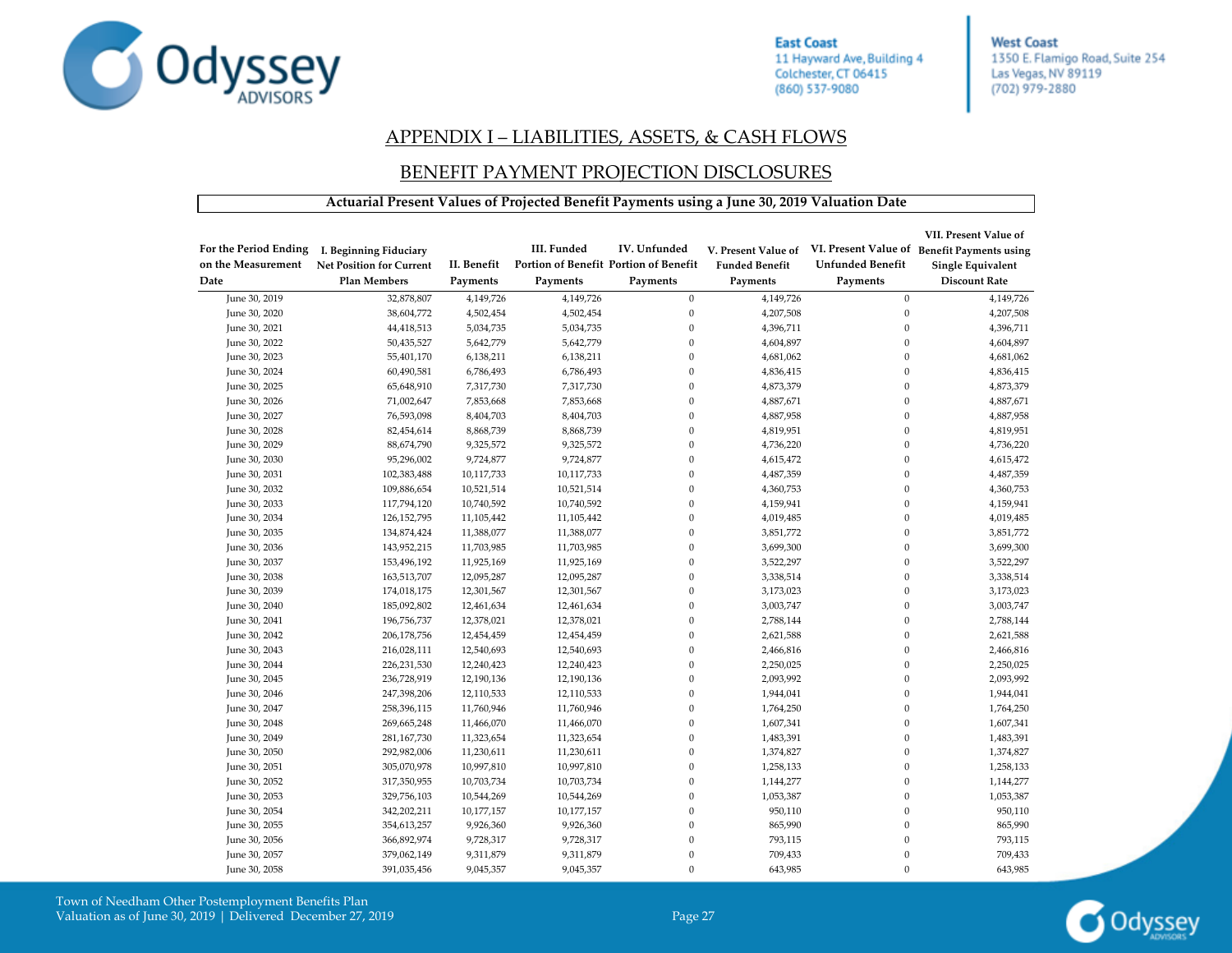## APPENDIX I – LIABILITIES, ASSETS, & CASH FLOWS

## BENEFIT PAYMENT PROJECTION DISCLOSURES

**Actuarial Present Values of Projected Benefit Payments using a June 30, 2019 Valuation Date**

| For the Period Ending on the Measurement Date | I. Beginning Fiduciary Net Position for Current Plan Members | II. Benefit Payments | III. Funded Portion of Benefit Payments | IV. Unfunded Portion of Benefit Payments | V. Present Value of Funded Benefit Payments | VI. Present Value of Unfunded Benefit Payments | VII. Present Value of Benefit Payments using Single Equivalent Discount Rate |
|---|---|---|---|---|---|---|---|
| June 30, 2019 | 32,878,807 | 4,149,726 | 4,149,726 | 0 | 4,149,726 | 0 | 4,149,726 |
| June 30, 2020 | 38,604,772 | 4,502,454 | 4,502,454 | 0 | 4,207,508 | 0 | 4,207,508 |
| June 30, 2021 | 44,418,513 | 5,034,735 | 5,034,735 | 0 | 4,396,711 | 0 | 4,396,711 |
| June 30, 2022 | 50,435,527 | 5,642,779 | 5,642,779 | 0 | 4,604,897 | 0 | 4,604,897 |
| June 30, 2023 | 55,401,170 | 6,138,211 | 6,138,211 | 0 | 4,681,062 | 0 | 4,681,062 |
| June 30, 2024 | 60,490,581 | 6,786,493 | 6,786,493 | 0 | 4,836,415 | 0 | 4,836,415 |
| June 30, 2025 | 65,648,910 | 7,317,730 | 7,317,730 | 0 | 4,873,379 | 0 | 4,873,379 |
| June 30, 2026 | 71,002,647 | 7,853,668 | 7,853,668 | 0 | 4,887,671 | 0 | 4,887,671 |
| June 30, 2027 | 76,593,098 | 8,404,703 | 8,404,703 | 0 | 4,887,958 | 0 | 4,887,958 |
| June 30, 2028 | 82,454,614 | 8,868,739 | 8,868,739 | 0 | 4,819,951 | 0 | 4,819,951 |
| June 30, 2029 | 88,674,790 | 9,325,572 | 9,325,572 | 0 | 4,736,220 | 0 | 4,736,220 |
| June 30, 2030 | 95,296,002 | 9,724,877 | 9,724,877 | 0 | 4,615,472 | 0 | 4,615,472 |
| June 30, 2031 | 102,383,488 | 10,117,733 | 10,117,733 | 0 | 4,487,359 | 0 | 4,487,359 |
| June 30, 2032 | 109,886,654 | 10,521,514 | 10,521,514 | 0 | 4,360,753 | 0 | 4,360,753 |
| June 30, 2033 | 117,794,120 | 10,740,592 | 10,740,592 | 0 | 4,159,941 | 0 | 4,159,941 |
| June 30, 2034 | 126,152,795 | 11,105,442 | 11,105,442 | 0 | 4,019,485 | 0 | 4,019,485 |
| June 30, 2035 | 134,874,424 | 11,388,077 | 11,388,077 | 0 | 3,851,772 | 0 | 3,851,772 |
| June 30, 2036 | 143,952,215 | 11,703,985 | 11,703,985 | 0 | 3,699,300 | 0 | 3,699,300 |
| June 30, 2037 | 153,496,192 | 11,925,169 | 11,925,169 | 0 | 3,522,297 | 0 | 3,522,297 |
| June 30, 2038 | 163,513,707 | 12,095,287 | 12,095,287 | 0 | 3,338,514 | 0 | 3,338,514 |
| June 30, 2039 | 174,018,175 | 12,301,567 | 12,301,567 | 0 | 3,173,023 | 0 | 3,173,023 |
| June 30, 2040 | 185,092,802 | 12,461,634 | 12,461,634 | 0 | 3,003,747 | 0 | 3,003,747 |
| June 30, 2041 | 196,756,737 | 12,378,021 | 12,378,021 | 0 | 2,788,144 | 0 | 2,788,144 |
| June 30, 2042 | 206,178,756 | 12,454,459 | 12,454,459 | 0 | 2,621,588 | 0 | 2,621,588 |
| June 30, 2043 | 216,028,111 | 12,540,693 | 12,540,693 | 0 | 2,466,816 | 0 | 2,466,816 |
| June 30, 2044 | 226,231,530 | 12,240,423 | 12,240,423 | 0 | 2,250,025 | 0 | 2,250,025 |
| June 30, 2045 | 236,728,919 | 12,190,136 | 12,190,136 | 0 | 2,093,992 | 0 | 2,093,992 |
| June 30, 2046 | 247,398,206 | 12,110,533 | 12,110,533 | 0 | 1,944,041 | 0 | 1,944,041 |
| June 30, 2047 | 258,396,115 | 11,760,946 | 11,760,946 | 0 | 1,764,250 | 0 | 1,764,250 |
| June 30, 2048 | 269,665,248 | 11,466,070 | 11,466,070 | 0 | 1,607,341 | 0 | 1,607,341 |
| June 30, 2049 | 281,167,730 | 11,323,654 | 11,323,654 | 0 | 1,483,391 | 0 | 1,483,391 |
| June 30, 2050 | 292,982,006 | 11,230,611 | 11,230,611 | 0 | 1,374,827 | 0 | 1,374,827 |
| June 30, 2051 | 305,070,978 | 10,997,810 | 10,997,810 | 0 | 1,258,133 | 0 | 1,258,133 |
| June 30, 2052 | 317,350,955 | 10,703,734 | 10,703,734 | 0 | 1,144,277 | 0 | 1,144,277 |
| June 30, 2053 | 329,756,103 | 10,544,269 | 10,544,269 | 0 | 1,053,387 | 0 | 1,053,387 |
| June 30, 2054 | 342,202,211 | 10,177,157 | 10,177,157 | 0 | 950,110 | 0 | 950,110 |
| June 30, 2055 | 354,613,257 | 9,926,360 | 9,926,360 | 0 | 865,990 | 0 | 865,990 |
| June 30, 2056 | 366,892,974 | 9,728,317 | 9,728,317 | 0 | 793,115 | 0 | 793,115 |
| June 30, 2057 | 379,062,149 | 9,311,879 | 9,311,879 | 0 | 709,433 | 0 | 709,433 |
| June 30, 2058 | 391,035,456 | 9,045,357 | 9,045,357 | 0 | 643,985 | 0 | 643,985 |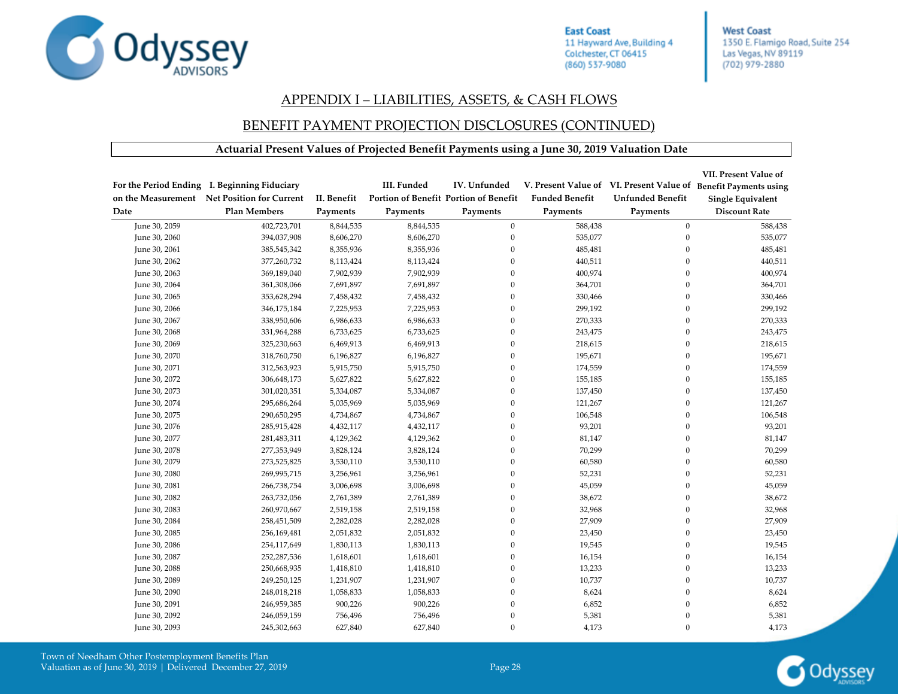## APPENDIX I – LIABILITIES, ASSETS, & CASH FLOWS

## BENEFIT PAYMENT PROJECTION DISCLOSURES (CONTINUED)

**Actuarial Present Values of Projected Benefit Payments using a June 30, 2019 Valuation Date**

| For the Period Ending on the Measurement Date | I. Beginning Fiduciary Net Position for Current Plan Members | II. Benefit Payments | III. Funded Portion of Benefit Payments | IV. Unfunded Portion of Benefit Payments | V. Present Value of Funded Benefit Payments | VI. Present Value of Unfunded Benefit Payments | VII. Present Value of Benefit Payments using Single Equivalent Discount Rate |
|---|---|---|---|---|---|---|---|
| June 30, 2059 | 402,723,701 | 8,844,535 | 8,844,535 | 0 | 588,438 | 0 | 588,438 |
| June 30, 2060 | 394,037,908 | 8,606,270 | 8,606,270 | 0 | 535,077 | 0 | 535,077 |
| June 30, 2061 | 385,545,342 | 8,355,936 | 8,355,936 | 0 | 485,481 | 0 | 485,481 |
| June 30, 2062 | 377,260,732 | 8,113,424 | 8,113,424 | 0 | 440,511 | 0 | 440,511 |
| June 30, 2063 | 369,189,040 | 7,902,939 | 7,902,939 | 0 | 400,974 | 0 | 400,974 |
| June 30, 2064 | 361,308,066 | 7,691,897 | 7,691,897 | 0 | 364,701 | 0 | 364,701 |
| June 30, 2065 | 353,628,294 | 7,458,432 | 7,458,432 | 0 | 330,466 | 0 | 330,466 |
| June 30, 2066 | 346,175,184 | 7,225,953 | 7,225,953 | 0 | 299,192 | 0 | 299,192 |
| June 30, 2067 | 338,950,606 | 6,986,633 | 6,986,633 | 0 | 270,333 | 0 | 270,333 |
| June 30, 2068 | 331,964,288 | 6,733,625 | 6,733,625 | 0 | 243,475 | 0 | 243,475 |
| June 30, 2069 | 325,230,663 | 6,469,913 | 6,469,913 | 0 | 218,615 | 0 | 218,615 |
| June 30, 2070 | 318,760,750 | 6,196,827 | 6,196,827 | 0 | 195,671 | 0 | 195,671 |
| June 30, 2071 | 312,563,923 | 5,915,750 | 5,915,750 | 0 | 174,559 | 0 | 174,559 |
| June 30, 2072 | 306,648,173 | 5,627,822 | 5,627,822 | 0 | 155,185 | 0 | 155,185 |
| June 30, 2073 | 301,020,351 | 5,334,087 | 5,334,087 | 0 | 137,450 | 0 | 137,450 |
| June 30, 2074 | 295,686,264 | 5,035,969 | 5,035,969 | 0 | 121,267 | 0 | 121,267 |
| June 30, 2075 | 290,650,295 | 4,734,867 | 4,734,867 | 0 | 106,548 | 0 | 106,548 |
| June 30, 2076 | 285,915,428 | 4,432,117 | 4,432,117 | 0 | 93,201 | 0 | 93,201 |
| June 30, 2077 | 281,483,311 | 4,129,362 | 4,129,362 | 0 | 81,147 | 0 | 81,147 |
| June 30, 2078 | 277,353,949 | 3,828,124 | 3,828,124 | 0 | 70,299 | 0 | 70,299 |
| June 30, 2079 | 273,525,825 | 3,530,110 | 3,530,110 | 0 | 60,580 | 0 | 60,580 |
| June 30, 2080 | 269,995,715 | 3,256,961 | 3,256,961 | 0 | 52,231 | 0 | 52,231 |
| June 30, 2081 | 266,738,754 | 3,006,698 | 3,006,698 | 0 | 45,059 | 0 | 45,059 |
| June 30, 2082 | 263,732,056 | 2,761,389 | 2,761,389 | 0 | 38,672 | 0 | 38,672 |
| June 30, 2083 | 260,970,667 | 2,519,158 | 2,519,158 | 0 | 32,968 | 0 | 32,968 |
| June 30, 2084 | 258,451,509 | 2,282,028 | 2,282,028 | 0 | 27,909 | 0 | 27,909 |
| June 30, 2085 | 256,169,481 | 2,051,832 | 2,051,832 | 0 | 23,450 | 0 | 23,450 |
| June 30, 2086 | 254,117,649 | 1,830,113 | 1,830,113 | 0 | 19,545 | 0 | 19,545 |
| June 30, 2087 | 252,287,536 | 1,618,601 | 1,618,601 | 0 | 16,154 | 0 | 16,154 |
| June 30, 2088 | 250,668,935 | 1,418,810 | 1,418,810 | 0 | 13,233 | 0 | 13,233 |
| June 30, 2089 | 249,250,125 | 1,231,907 | 1,231,907 | 0 | 10,737 | 0 | 10,737 |
| June 30, 2090 | 248,018,218 | 1,058,833 | 1,058,833 | 0 | 8,624 | 0 | 8,624 |
| June 30, 2091 | 246,959,385 | 900,226 | 900,226 | 0 | 6,852 | 0 | 6,852 |
| June 30, 2092 | 246,059,159 | 756,496 | 756,496 | 0 | 5,381 | 0 | 5,381 |
| June 30, 2093 | 245,302,663 | 627,840 | 627,840 | 0 | 4,173 | 0 | 4,173 |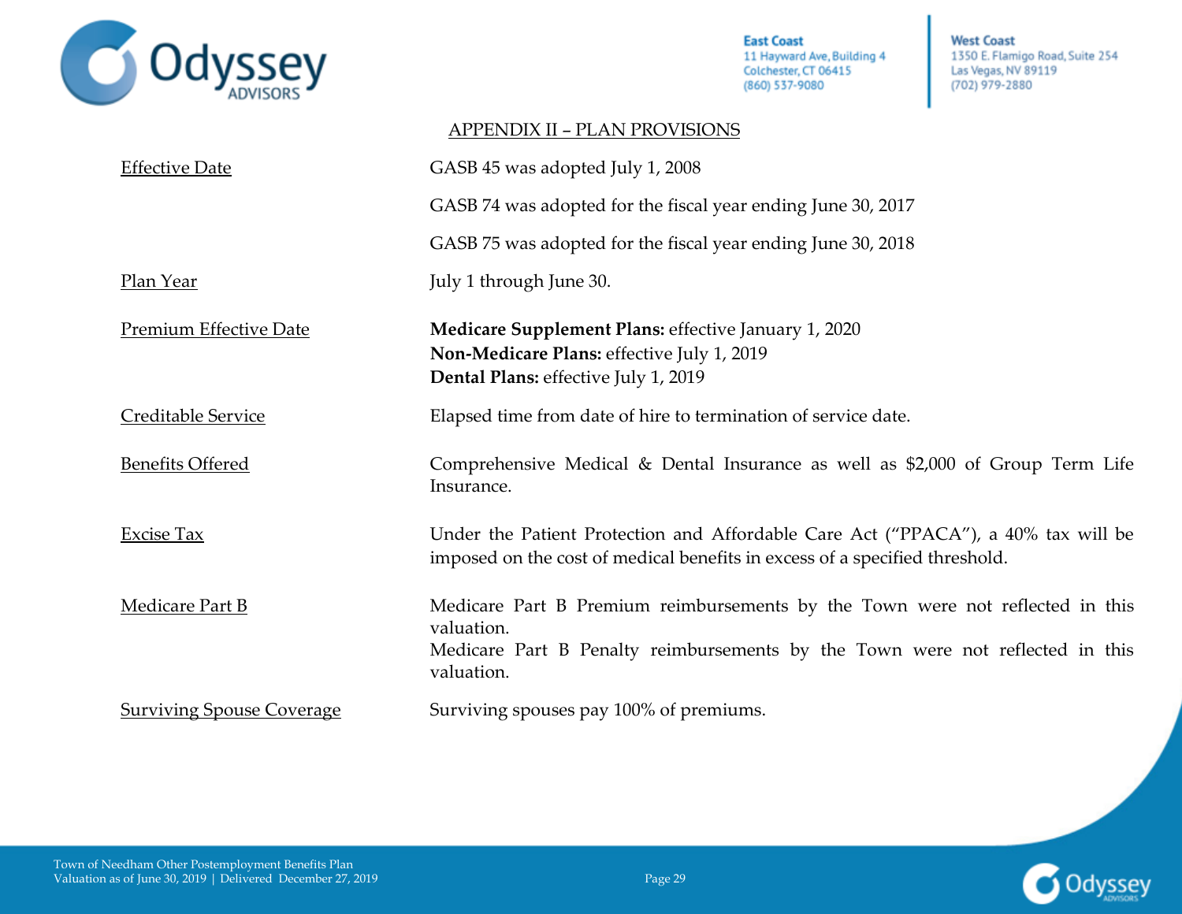## APPENDIX II – PLAN PROVISIONS

| | |
|---|---|
| Effective Date | GASB 45 was adopted July 1, 2008<br><br>GASB 74 was adopted for the fiscal year ending June 30, 2017<br><br>GASB 75 was adopted for the fiscal year ending June 30, 2018 |
| Plan Year | July 1 through June 30. |
| Premium Effective Date | **Medicare Supplement Plans:** effective January 1, 2020<br>**Non-Medicare Plans:** effective July 1, 2019<br>**Dental Plans:** effective July 1, 2019 |
| Creditable Service | Elapsed time from date of hire to termination of service date. |
| Benefits Offered | Comprehensive Medical & Dental Insurance as well as $2,000 of Group Term Life Insurance. |
| Excise Tax | Under the Patient Protection and Affordable Care Act ("PPACA"), a 40% tax will be imposed on the cost of medical benefits in excess of a specified threshold. |
| Medicare Part B | Medicare Part B Premium reimbursements by the Town were not reflected in this valuation.<br>Medicare Part B Penalty reimbursements by the Town were not reflected in this valuation. |
| Surviving Spouse Coverage | Surviving spouses pay 100% of premiums. |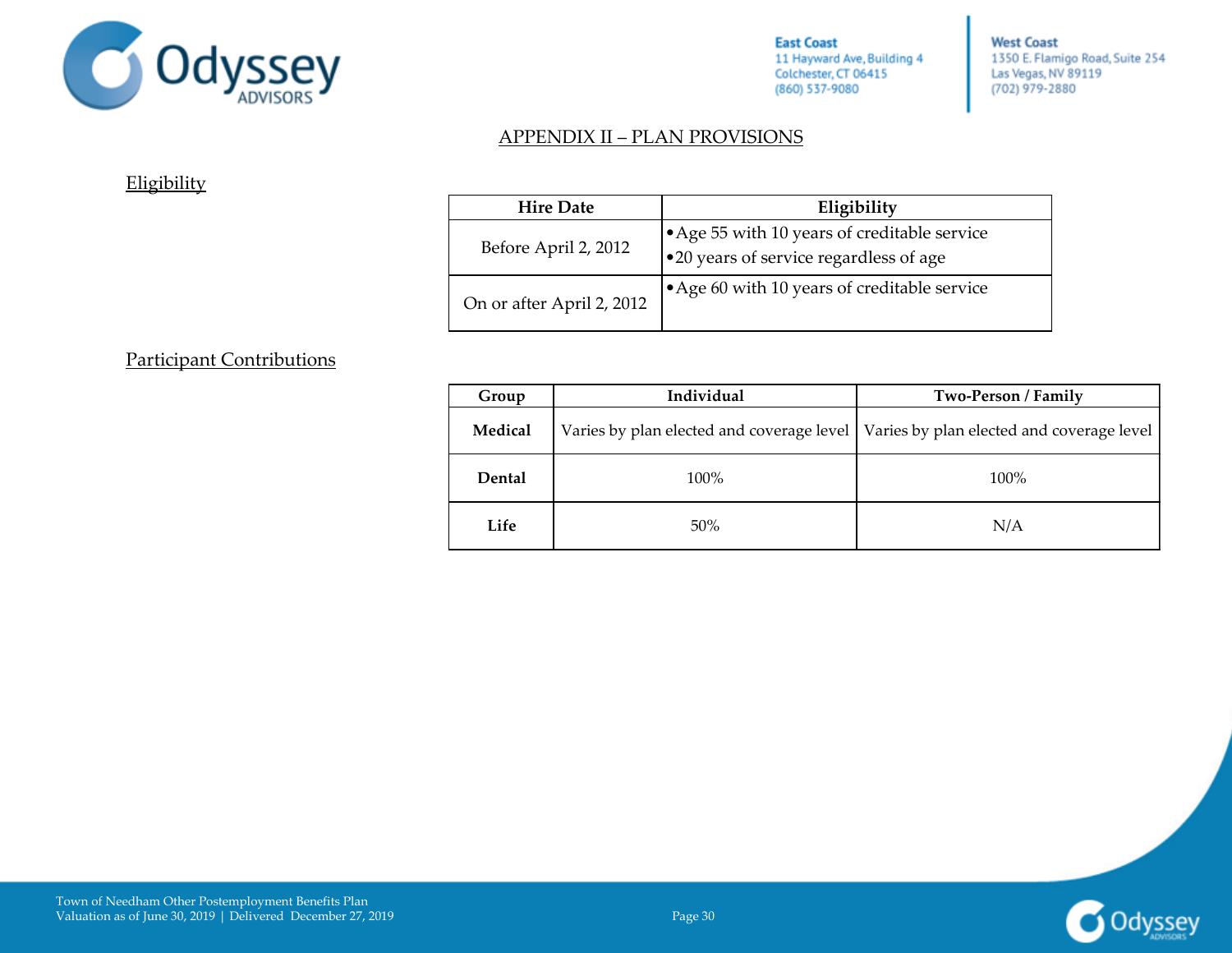## APPENDIX II – PLAN PROVISIONS

### Eligibility

| Hire Date | Eligibility |
|---|---|
| Before April 2, 2012 | • Age 55 with 10 years of creditable service<br>• 20 years of service regardless of age |
| On or after April 2, 2012 | • Age 60 with 10 years of creditable service |

### Participant Contributions

| Group | Individual | Two-Person / Family |
|---|---|---|
| **Medical** | Varies by plan elected and coverage level | Varies by plan elected and coverage level |
| **Dental** | 100% | 100% |
| **Life** | 50% | N/A |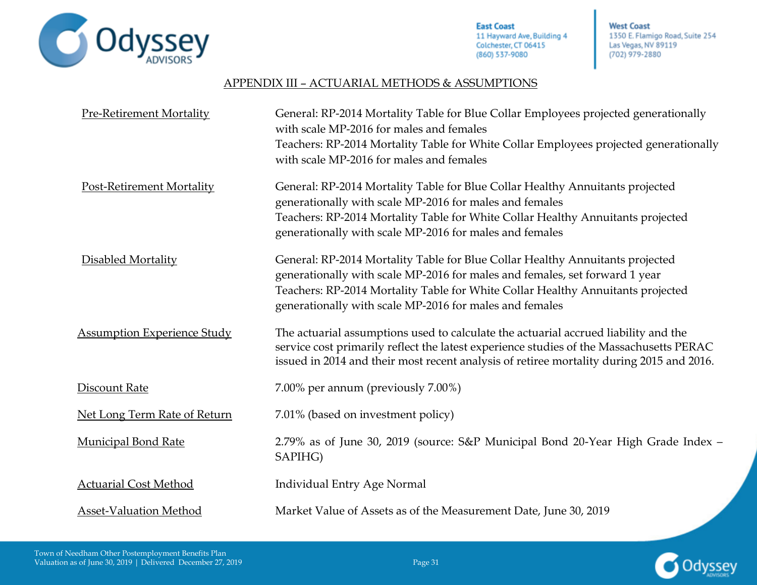## APPENDIX III – ACTUARIAL METHODS & ASSUMPTIONS

| | |
|---|---|
| Pre-Retirement Mortality | General: RP-2014 Mortality Table for Blue Collar Employees projected generationally with scale MP-2016 for males and females<br>Teachers: RP-2014 Mortality Table for White Collar Employees projected generationally with scale MP-2016 for males and females |
| Post-Retirement Mortality | General: RP-2014 Mortality Table for Blue Collar Healthy Annuitants projected generationally with scale MP-2016 for males and females<br>Teachers: RP-2014 Mortality Table for White Collar Healthy Annuitants projected generationally with scale MP-2016 for males and females |
| Disabled Mortality | General: RP-2014 Mortality Table for Blue Collar Healthy Annuitants projected generationally with scale MP-2016 for males and females, set forward 1 year<br>Teachers: RP-2014 Mortality Table for White Collar Healthy Annuitants projected generationally with scale MP-2016 for males and females |
| Assumption Experience Study | The actuarial assumptions used to calculate the actuarial accrued liability and the service cost primarily reflect the latest experience studies of the Massachusetts PERAC issued in 2014 and their most recent analysis of retiree mortality during 2015 and 2016. |
| Discount Rate | 7.00% per annum (previously 7.00%) |
| Net Long Term Rate of Return | 7.01% (based on investment policy) |
| Municipal Bond Rate | 2.79% as of June 30, 2019 (source: S&P Municipal Bond 20-Year High Grade Index – SAPIHG) |
| Actuarial Cost Method | Individual Entry Age Normal |
| Asset-Valuation Method | Market Value of Assets as of the Measurement Date, June 30, 2019 |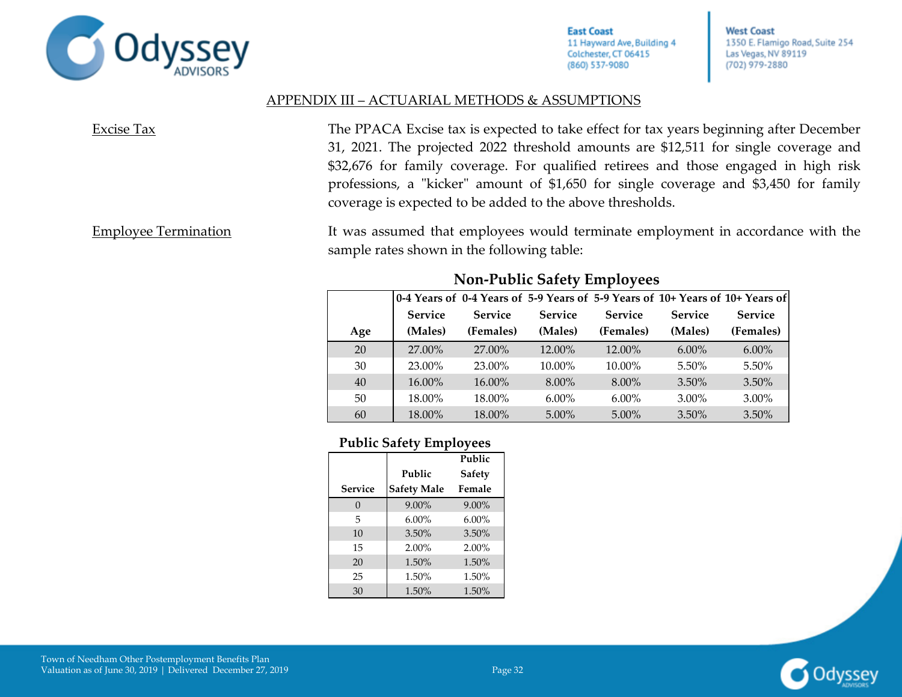## APPENDIX III – ACTUARIAL METHODS & ASSUMPTIONS

**Excise Tax**

The PPACA Excise tax is expected to take effect for tax years beginning after December 31, 2021. The projected 2022 threshold amounts are $12,511 for single coverage and $32,676 for family coverage. For qualified retirees and those engaged in high risk professions, a "kicker" amount of $1,650 for single coverage and $3,450 for family coverage is expected to be added to the above thresholds.

**Employee Termination**

It was assumed that employees would terminate employment in accordance with the sample rates shown in the following table:

**Non-Public Safety Employees**

| Age | 0-4 Years of Service (Males) | 0-4 Years of Service (Females) | 5-9 Years of Service (Males) | 5-9 Years of Service (Females) | 10+ Years of Service (Males) | 10+ Years of Service (Females) |
|---|---|---|---|---|---|---|
| 20 | 27.00% | 27.00% | 12.00% | 12.00% | 6.00% | 6.00% |
| 30 | 23.00% | 23.00% | 10.00% | 10.00% | 5.50% | 5.50% |
| 40 | 16.00% | 16.00% | 8.00% | 8.00% | 3.50% | 3.50% |
| 50 | 18.00% | 18.00% | 6.00% | 6.00% | 3.00% | 3.00% |
| 60 | 18.00% | 18.00% | 5.00% | 5.00% | 3.50% | 3.50% |

**Public Safety Employees**

| Service | Public Safety Male | Public Safety Female |
|---|---|---|
| 0 | 9.00% | 9.00% |
| 5 | 6.00% | 6.00% |
| 10 | 3.50% | 3.50% |
| 15 | 2.00% | 2.00% |
| 20 | 1.50% | 1.50% |
| 25 | 1.50% | 1.50% |
| 30 | 1.50% | 1.50% |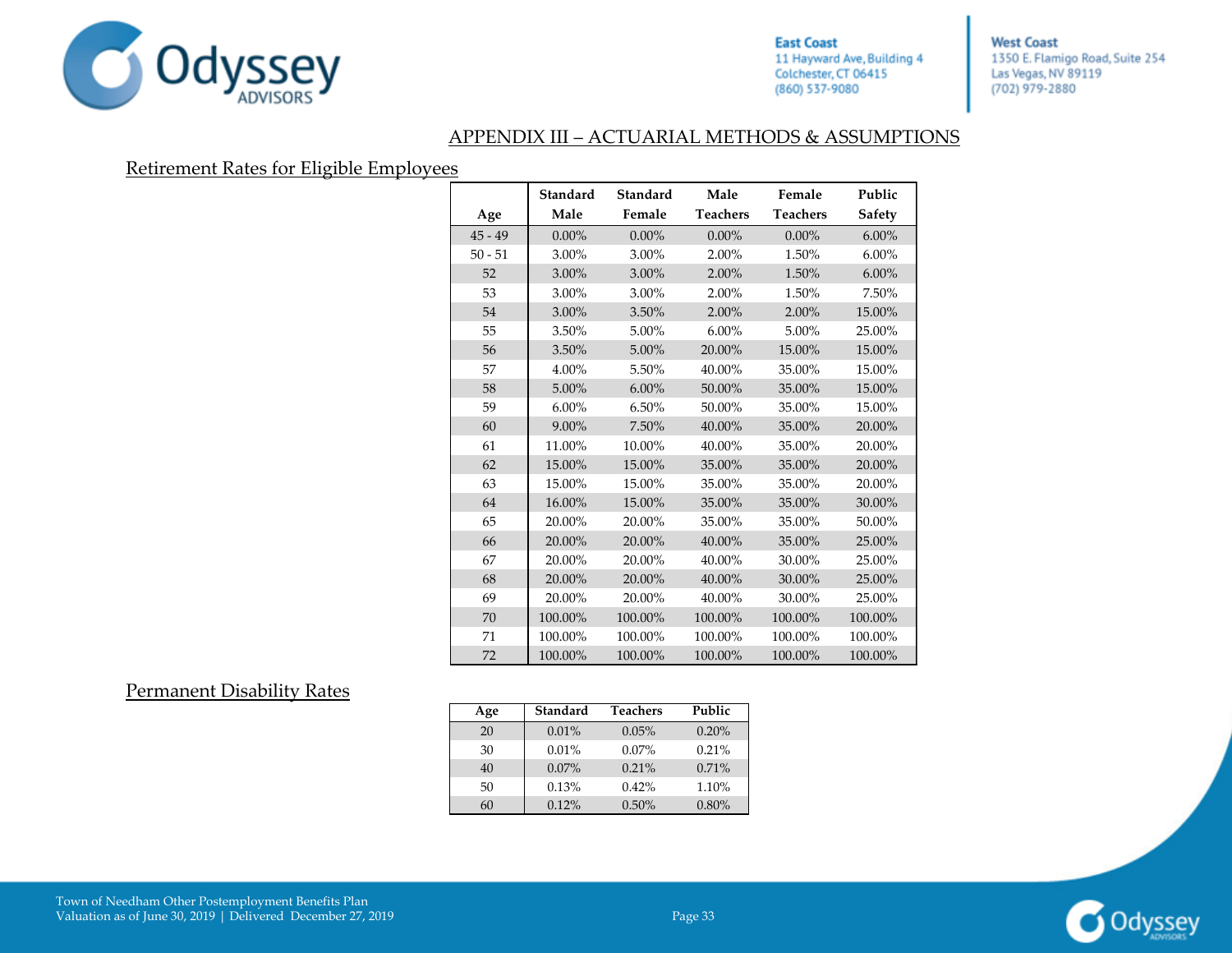## APPENDIX III – ACTUARIAL METHODS & ASSUMPTIONS

### Retirement Rates for Eligible Employees

| Age | Standard Male | Standard Female | Male Teachers | Female Teachers | Public Safety |
|---|---|---|---|---|---|
| 45 - 49 | 0.00% | 0.00% | 0.00% | 0.00% | 6.00% |
| 50 - 51 | 3.00% | 3.00% | 2.00% | 1.50% | 6.00% |
| 52 | 3.00% | 3.00% | 2.00% | 1.50% | 6.00% |
| 53 | 3.00% | 3.00% | 2.00% | 1.50% | 7.50% |
| 54 | 3.00% | 3.50% | 2.00% | 2.00% | 15.00% |
| 55 | 3.50% | 5.00% | 6.00% | 5.00% | 25.00% |
| 56 | 3.50% | 5.00% | 20.00% | 15.00% | 15.00% |
| 57 | 4.00% | 5.50% | 40.00% | 35.00% | 15.00% |
| 58 | 5.00% | 6.00% | 50.00% | 35.00% | 15.00% |
| 59 | 6.00% | 6.50% | 50.00% | 35.00% | 15.00% |
| 60 | 9.00% | 7.50% | 40.00% | 35.00% | 20.00% |
| 61 | 11.00% | 10.00% | 40.00% | 35.00% | 20.00% |
| 62 | 15.00% | 15.00% | 35.00% | 35.00% | 20.00% |
| 63 | 15.00% | 15.00% | 35.00% | 35.00% | 20.00% |
| 64 | 16.00% | 15.00% | 35.00% | 35.00% | 30.00% |
| 65 | 20.00% | 20.00% | 35.00% | 35.00% | 50.00% |
| 66 | 20.00% | 20.00% | 40.00% | 35.00% | 25.00% |
| 67 | 20.00% | 20.00% | 40.00% | 30.00% | 25.00% |
| 68 | 20.00% | 20.00% | 40.00% | 30.00% | 25.00% |
| 69 | 20.00% | 20.00% | 40.00% | 30.00% | 25.00% |
| 70 | 100.00% | 100.00% | 100.00% | 100.00% | 100.00% |
| 71 | 100.00% | 100.00% | 100.00% | 100.00% | 100.00% |
| 72 | 100.00% | 100.00% | 100.00% | 100.00% | 100.00% |

### Permanent Disability Rates

| Age | Standard | Teachers | Public |
|---|---|---|---|
| 20 | 0.01% | 0.05% | 0.20% |
| 30 | 0.01% | 0.07% | 0.21% |
| 40 | 0.07% | 0.21% | 0.71% |
| 50 | 0.13% | 0.42% | 1.10% |
| 60 | 0.12% | 0.50% | 0.80% |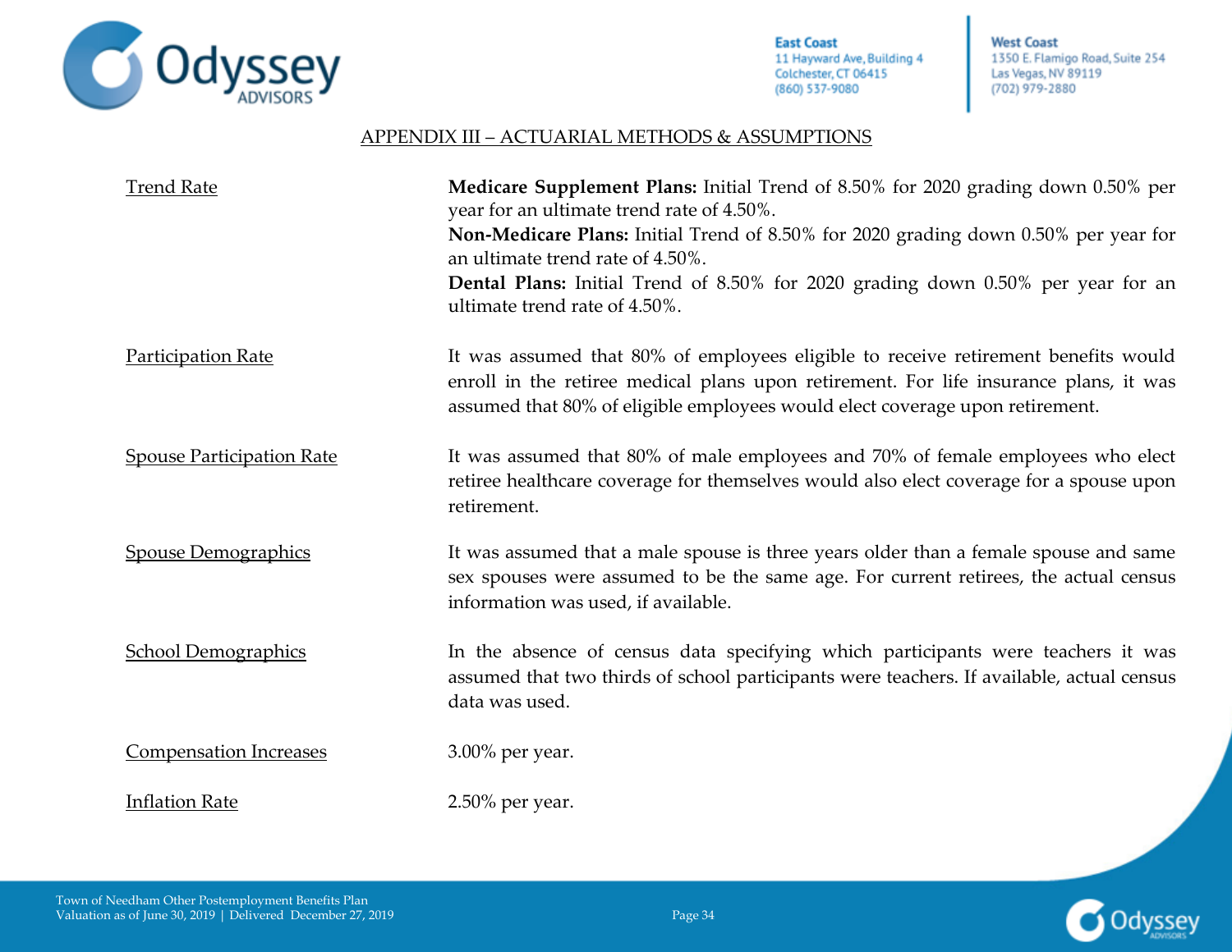## APPENDIX III – ACTUARIAL METHODS & ASSUMPTIONS

| | |
|---|---|
| Trend Rate | **Medicare Supplement Plans:** Initial Trend of 8.50% for 2020 grading down 0.50% per year for an ultimate trend rate of 4.50%.<br>**Non-Medicare Plans:** Initial Trend of 8.50% for 2020 grading down 0.50% per year for an ultimate trend rate of 4.50%.<br>**Dental Plans:** Initial Trend of 8.50% for 2020 grading down 0.50% per year for an ultimate trend rate of 4.50%. |
| Participation Rate | It was assumed that 80% of employees eligible to receive retirement benefits would enroll in the retiree medical plans upon retirement. For life insurance plans, it was assumed that 80% of eligible employees would elect coverage upon retirement. |
| Spouse Participation Rate | It was assumed that 80% of male employees and 70% of female employees who elect retiree healthcare coverage for themselves would also elect coverage for a spouse upon retirement. |
| Spouse Demographics | It was assumed that a male spouse is three years older than a female spouse and same sex spouses were assumed to be the same age. For current retirees, the actual census information was used, if available. |
| School Demographics | In the absence of census data specifying which participants were teachers it was assumed that two thirds of school participants were teachers. If available, actual census data was used. |
| Compensation Increases | 3.00% per year. |
| Inflation Rate | 2.50% per year. |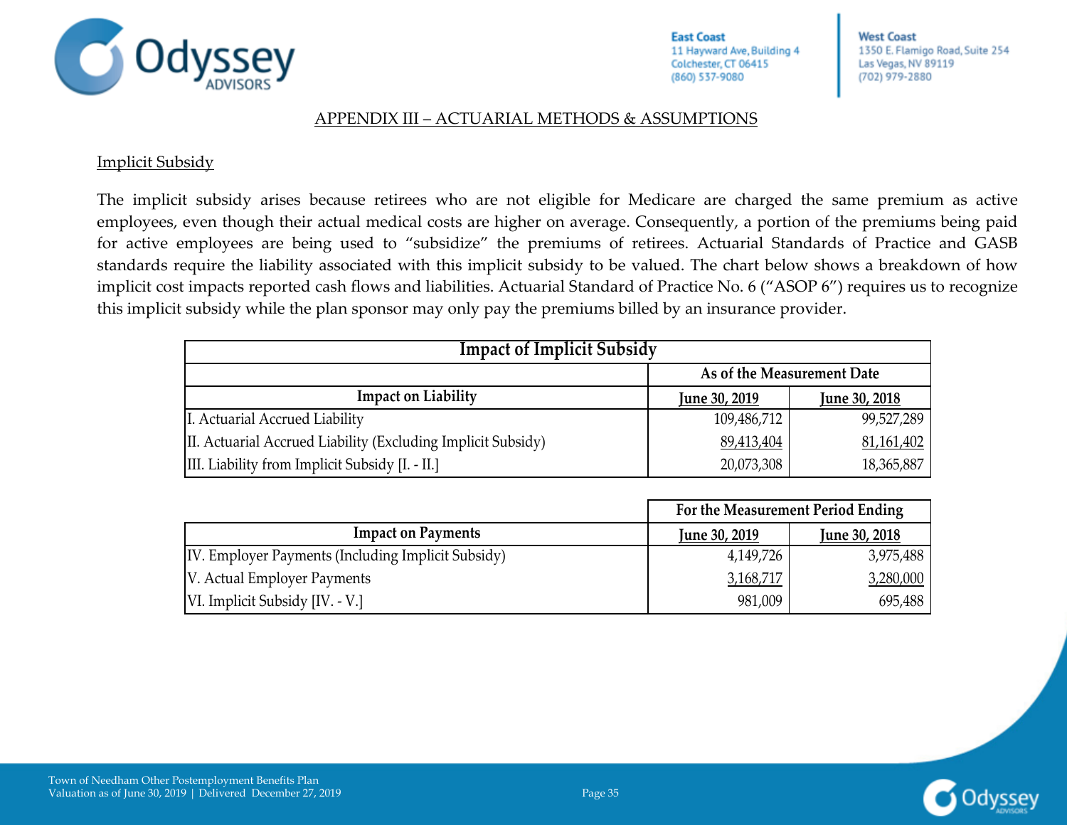## APPENDIX III – ACTUARIAL METHODS & ASSUMPTIONS

### Implicit Subsidy

The implicit subsidy arises because retirees who are not eligible for Medicare are charged the same premium as active employees, even though their actual medical costs are higher on average. Consequently, a portion of the premiums being paid for active employees are being used to "subsidize" the premiums of retirees. Actuarial Standards of Practice and GASB standards require the liability associated with this implicit subsidy to be valued. The chart below shows a breakdown of how implicit cost impacts reported cash flows and liabilities. Actuarial Standard of Practice No. 6 ("ASOP 6") requires us to recognize this implicit subsidy while the plan sponsor may only pay the premiums billed by an insurance provider.

**Impact of Implicit Subsidy**

| | As of the Measurement Date | |
|---|---|---|
| **Impact on Liability** | **June 30, 2019** | **June 30, 2018** |
| I. Actuarial Accrued Liability | 109,486,712 | 99,527,289 |
| II. Actuarial Accrued Liability (Excluding Implicit Subsidy) | 89,413,404 | 81,161,402 |
| III. Liability from Implicit Subsidy [I. - II.] | 20,073,308 | 18,365,887 |

| | For the Measurement Period Ending | |
|---|---|---|
| **Impact on Payments** | **June 30, 2019** | **June 30, 2018** |
| IV. Employer Payments (Including Implicit Subsidy) | 4,149,726 | 3,975,488 |
| V. Actual Employer Payments | 3,168,717 | 3,280,000 |
| VI. Implicit Subsidy [IV. - V.] | 981,009 | 695,488 |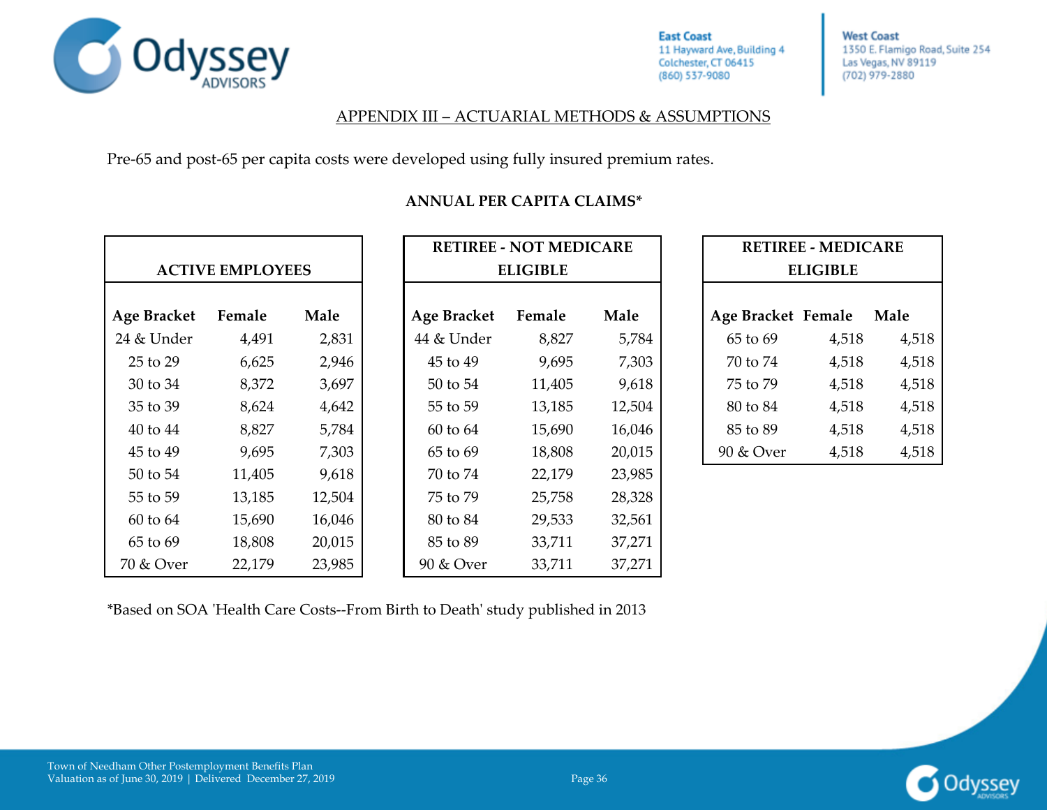## APPENDIX III – ACTUARIAL METHODS & ASSUMPTIONS

Pre-65 and post-65 per capita costs were developed using fully insured premium rates.

**ANNUAL PER CAPITA CLAIMS***

| ACTIVE EMPLOYEES | | |
|---|---|---|
| **Age Bracket** | **Female** | **Male** |
| 24 & Under | 4,491 | 2,831 |
| 25 to 29 | 6,625 | 2,946 |
| 30 to 34 | 8,372 | 3,697 |
| 35 to 39 | 8,624 | 4,642 |
| 40 to 44 | 8,827 | 5,784 |
| 45 to 49 | 9,695 | 7,303 |
| 50 to 54 | 11,405 | 9,618 |
| 55 to 59 | 13,185 | 12,504 |
| 60 to 64 | 15,690 | 16,046 |
| 65 to 69 | 18,808 | 20,015 |
| 70 & Over | 22,179 | 23,985 |

| RETIREE - NOT MEDICARE ELIGIBLE | | |
|---|---|---|
| **Age Bracket** | **Female** | **Male** |
| 44 & Under | 8,827 | 5,784 |
| 45 to 49 | 9,695 | 7,303 |
| 50 to 54 | 11,405 | 9,618 |
| 55 to 59 | 13,185 | 12,504 |
| 60 to 64 | 15,690 | 16,046 |
| 65 to 69 | 18,808 | 20,015 |
| 70 to 74 | 22,179 | 23,985 |
| 75 to 79 | 25,758 | 28,328 |
| 80 to 84 | 29,533 | 32,561 |
| 85 to 89 | 33,711 | 37,271 |
| 90 & Over | 33,711 | 37,271 |

| RETIREE - MEDICARE ELIGIBLE | | |
|---|---|---|
| **Age Bracket** | **Female** | **Male** |
| 65 to 69 | 4,518 | 4,518 |
| 70 to 74 | 4,518 | 4,518 |
| 75 to 79 | 4,518 | 4,518 |
| 80 to 84 | 4,518 | 4,518 |
| 85 to 89 | 4,518 | 4,518 |
| 90 & Over | 4,518 | 4,518 |

*Based on SOA 'Health Care Costs--From Birth to Death' study published in 2013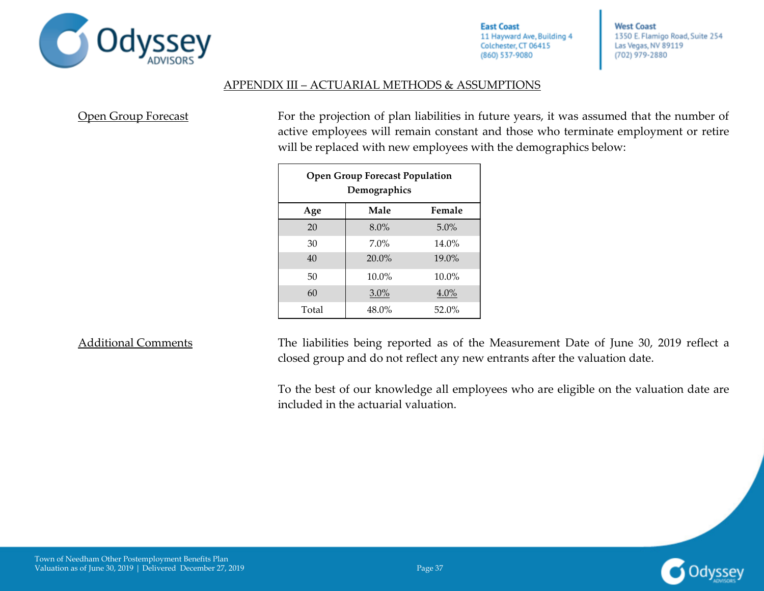## APPENDIX III – ACTUARIAL METHODS & ASSUMPTIONS

Open Group Forecast

For the projection of plan liabilities in future years, it was assumed that the number of active employees will remain constant and those who terminate employment or retire will be replaced with new employees with the demographics below:

| Open Group Forecast Population Demographics | | |
|---|---|---|
| Age | Male | Female |
| 20 | 8.0% | 5.0% |
| 30 | 7.0% | 14.0% |
| 40 | 20.0% | 19.0% |
| 50 | 10.0% | 10.0% |
| 60 | 3.0% | 4.0% |
| Total | 48.0% | 52.0% |

Additional Comments

The liabilities being reported as of the Measurement Date of June 30, 2019 reflect a closed group and do not reflect any new entrants after the valuation date.

To the best of our knowledge all employees who are eligible on the valuation date are included in the actuarial valuation.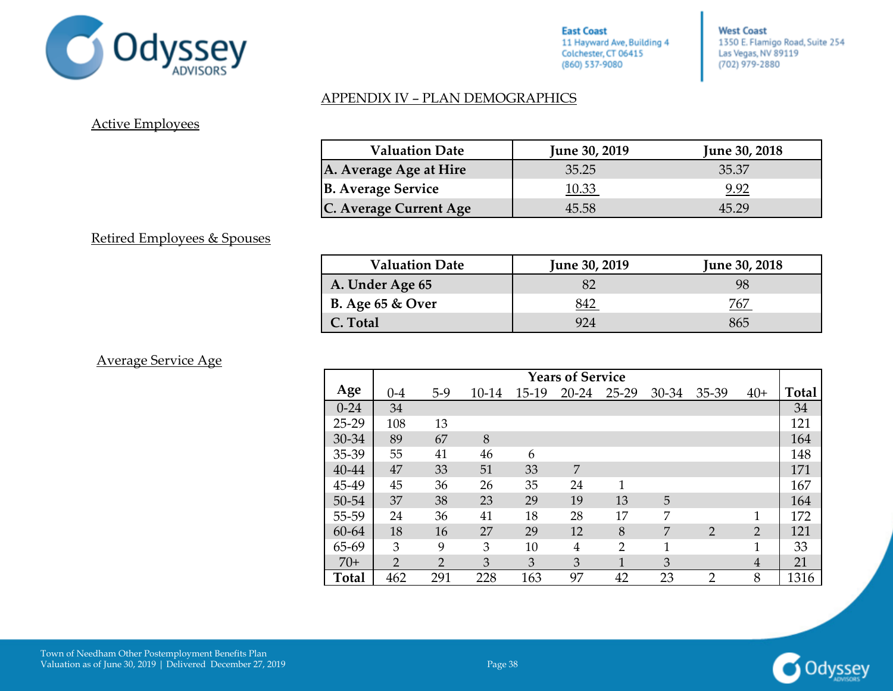## APPENDIX IV – PLAN DEMOGRAPHICS

### Active Employees

| Valuation Date | June 30, 2019 | June 30, 2018 |
|---|---|---|
| A. Average Age at Hire | 35.25 | 35.37 |
| B. Average Service | 10.33 | 9.92 |
| C. Average Current Age | 45.58 | 45.29 |

### Retired Employees & Spouses

| Valuation Date | June 30, 2019 | June 30, 2018 |
|---|---|---|
| A. Under Age 65 | 82 | 98 |
| B. Age 65 & Over | 842 | 767 |
| C. Total | 924 | 865 |

### Average Service Age

| Age | Years of Service | | | | | | | | | Total |
|---|---|---|---|---|---|---|---|---|---|---|
| | 0-4 | 5-9 | 10-14 | 15-19 | 20-24 | 25-29 | 30-34 | 35-39 | 40+ | |
| 0-24 | 34 | | | | | | | | | 34 |
| 25-29 | 108 | 13 | | | | | | | | 121 |
| 30-34 | 89 | 67 | 8 | | | | | | | 164 |
| 35-39 | 55 | 41 | 46 | 6 | | | | | | 148 |
| 40-44 | 47 | 33 | 51 | 33 | 7 | | | | | 171 |
| 45-49 | 45 | 36 | 26 | 35 | 24 | 1 | | | | 167 |
| 50-54 | 37 | 38 | 23 | 29 | 19 | 13 | 5 | | | 164 |
| 55-59 | 24 | 36 | 41 | 18 | 28 | 17 | 7 | | 1 | 172 |
| 60-64 | 18 | 16 | 27 | 29 | 12 | 8 | 7 | 2 | 2 | 121 |
| 65-69 | 3 | 9 | 3 | 10 | 4 | 2 | 1 | | 1 | 33 |
| 70+ | 2 | 2 | 3 | 3 | 3 | 1 | 3 | | 4 | 21 |
| Total | 462 | 291 | 228 | 163 | 97 | 42 | 23 | 2 | 8 | 1316 |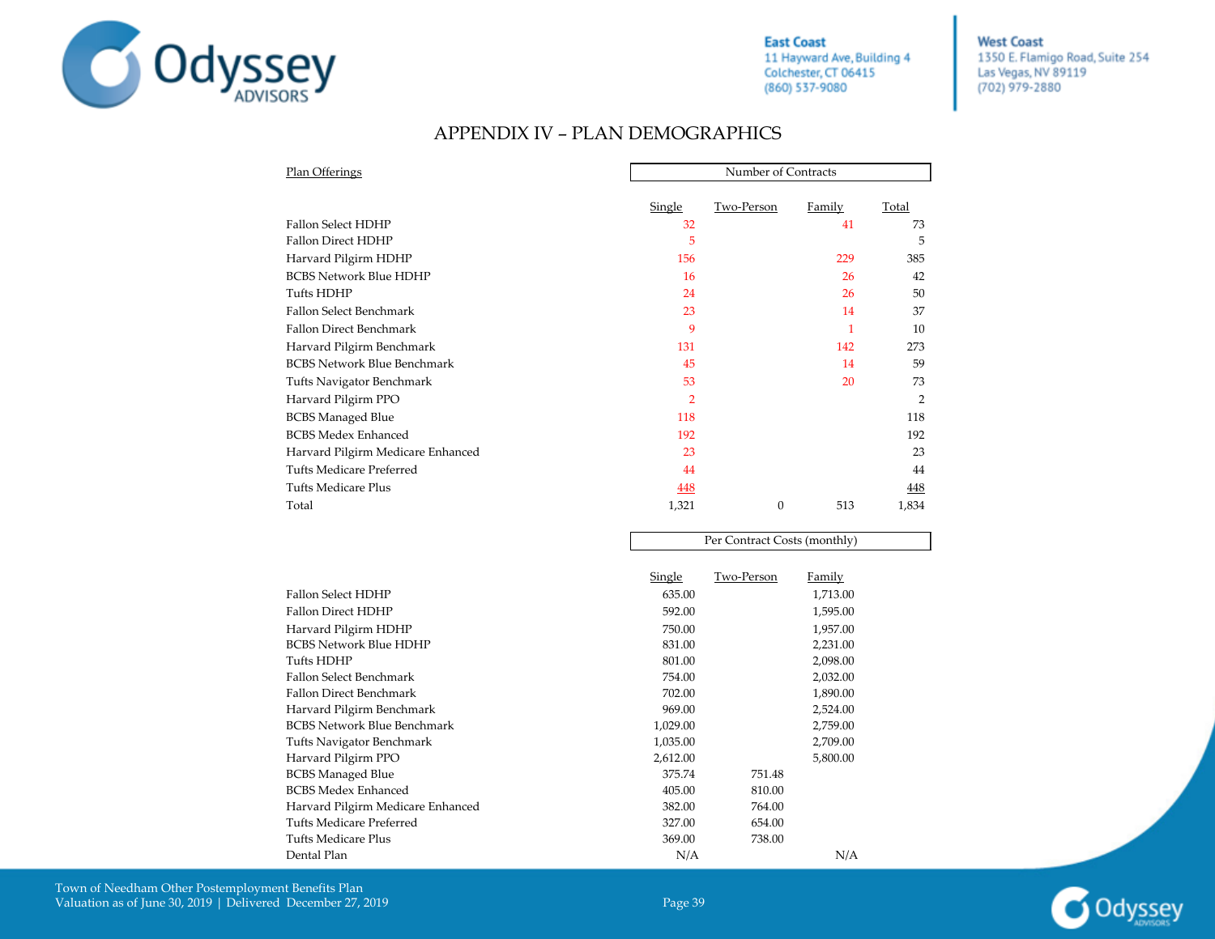# APPENDIX IV – PLAN DEMOGRAPHICS

| Plan Offerings | Number of Contracts | | | |
|---|---|---|---|---|
| | Single | Two-Person | Family | Total |
| Fallon Select HDHP | 32 | | 41 | 73 |
| Fallon Direct HDHP | 5 | | | 5 |
| Harvard Pilgirm HDHP | 156 | | 229 | 385 |
| BCBS Network Blue HDHP | 16 | | 26 | 42 |
| Tufts HDHP | 24 | | 26 | 50 |
| Fallon Select Benchmark | 23 | | 14 | 37 |
| Fallon Direct Benchmark | 9 | | 1 | 10 |
| Harvard Pilgirm Benchmark | 131 | | 142 | 273 |
| BCBS Network Blue Benchmark | 45 | | 14 | 59 |
| Tufts Navigator Benchmark | 53 | | 20 | 73 |
| Harvard Pilgirm PPO | 2 | | | 2 |
| BCBS Managed Blue | 118 | | | 118 |
| BCBS Medex Enhanced | 192 | | | 192 |
| Harvard Pilgirm Medicare Enhanced | 23 | | | 23 |
| Tufts Medicare Preferred | 44 | | | 44 |
| Tufts Medicare Plus | 448 | | | 448 |
| Total | 1,321 | 0 | 513 | 1,834 |

| | Per Contract Costs (monthly) | | |
|---|---|---|---|
| | Single | Two-Person | Family |
| Fallon Select HDHP | 635.00 | | 1,713.00 |
| Fallon Direct HDHP | 592.00 | | 1,595.00 |
| Harvard Pilgirm HDHP | 750.00 | | 1,957.00 |
| BCBS Network Blue HDHP | 831.00 | | 2,231.00 |
| Tufts HDHP | 801.00 | | 2,098.00 |
| Fallon Select Benchmark | 754.00 | | 2,032.00 |
| Fallon Direct Benchmark | 702.00 | | 1,890.00 |
| Harvard Pilgirm Benchmark | 969.00 | | 2,524.00 |
| BCBS Network Blue Benchmark | 1,029.00 | | 2,759.00 |
| Tufts Navigator Benchmark | 1,035.00 | | 2,709.00 |
| Harvard Pilgirm PPO | 2,612.00 | | 5,800.00 |
| BCBS Managed Blue | 375.74 | 751.48 | |
| BCBS Medex Enhanced | 405.00 | 810.00 | |
| Harvard Pilgirm Medicare Enhanced | 382.00 | 764.00 | |
| Tufts Medicare Preferred | 327.00 | 654.00 | |
| Tufts Medicare Plus | 369.00 | 738.00 | |
| Dental Plan | N/A | | N/A |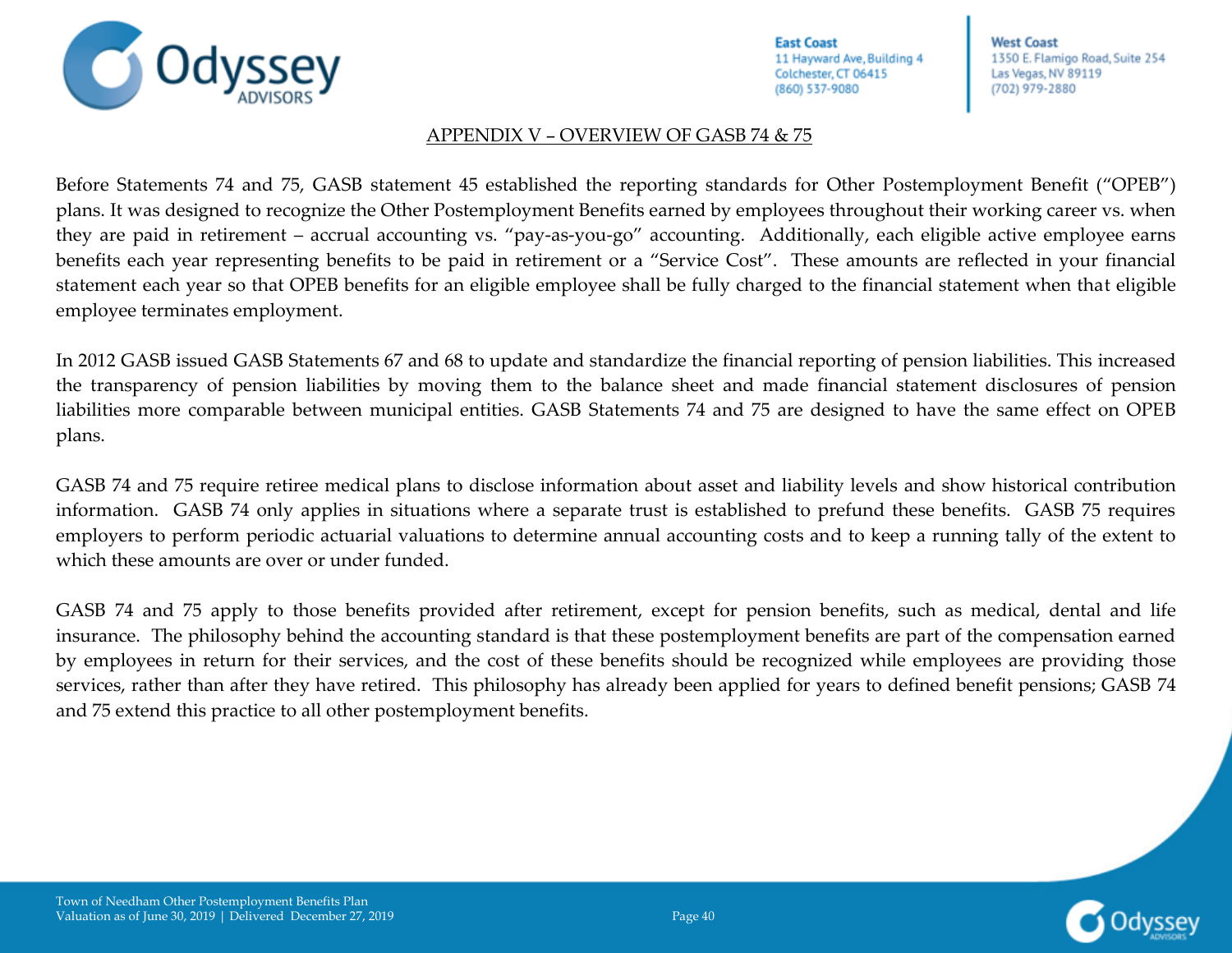## APPENDIX V – OVERVIEW OF GASB 74 & 75

Before Statements 74 and 75, GASB statement 45 established the reporting standards for Other Postemployment Benefit ("OPEB") plans. It was designed to recognize the Other Postemployment Benefits earned by employees throughout their working career vs. when they are paid in retirement – accrual accounting vs. "pay-as-you-go" accounting. Additionally, each eligible active employee earns benefits each year representing benefits to be paid in retirement or a "Service Cost". These amounts are reflected in your financial statement each year so that OPEB benefits for an eligible employee shall be fully charged to the financial statement when that eligible employee terminates employment.

In 2012 GASB issued GASB Statements 67 and 68 to update and standardize the financial reporting of pension liabilities. This increased the transparency of pension liabilities by moving them to the balance sheet and made financial statement disclosures of pension liabilities more comparable between municipal entities. GASB Statements 74 and 75 are designed to have the same effect on OPEB plans.

GASB 74 and 75 require retiree medical plans to disclose information about asset and liability levels and show historical contribution information. GASB 74 only applies in situations where a separate trust is established to prefund these benefits. GASB 75 requires employers to perform periodic actuarial valuations to determine annual accounting costs and to keep a running tally of the extent to which these amounts are over or under funded.

GASB 74 and 75 apply to those benefits provided after retirement, except for pension benefits, such as medical, dental and life insurance. The philosophy behind the accounting standard is that these postemployment benefits are part of the compensation earned by employees in return for their services, and the cost of these benefits should be recognized while employees are providing those services, rather than after they have retired. This philosophy has already been applied for years to defined benefit pensions; GASB 74 and 75 extend this practice to all other postemployment benefits.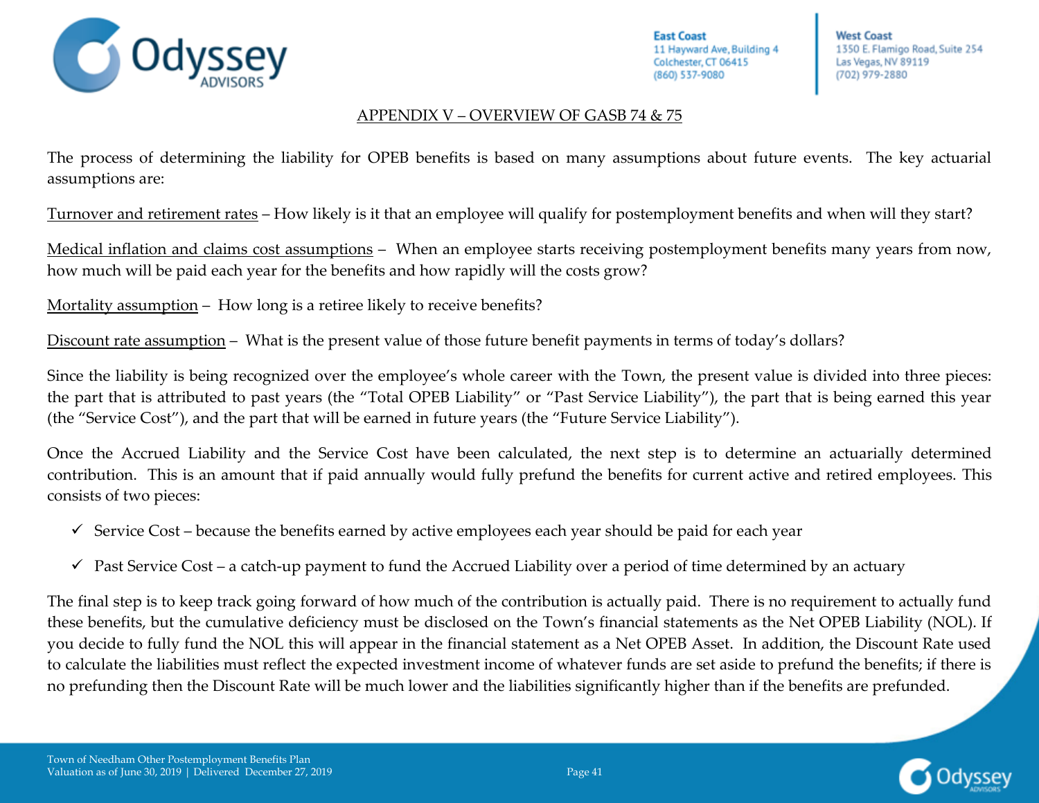## APPENDIX V – OVERVIEW OF GASB 74 & 75

The process of determining the liability for OPEB benefits is based on many assumptions about future events. The key actuarial assumptions are:

Turnover and retirement rates – How likely is it that an employee will qualify for postemployment benefits and when will they start?

Medical inflation and claims cost assumptions – When an employee starts receiving postemployment benefits many years from now, how much will be paid each year for the benefits and how rapidly will the costs grow?

Mortality assumption – How long is a retiree likely to receive benefits?

Discount rate assumption – What is the present value of those future benefit payments in terms of today's dollars?

Since the liability is being recognized over the employee's whole career with the Town, the present value is divided into three pieces: the part that is attributed to past years (the "Total OPEB Liability" or "Past Service Liability"), the part that is being earned this year (the "Service Cost"), and the part that will be earned in future years (the "Future Service Liability").

Once the Accrued Liability and the Service Cost have been calculated, the next step is to determine an actuarially determined contribution. This is an amount that if paid annually would fully prefund the benefits for current active and retired employees. This consists of two pieces:

- ✓ Service Cost – because the benefits earned by active employees each year should be paid for each year
- ✓ Past Service Cost – a catch-up payment to fund the Accrued Liability over a period of time determined by an actuary

The final step is to keep track going forward of how much of the contribution is actually paid. There is no requirement to actually fund these benefits, but the cumulative deficiency must be disclosed on the Town's financial statements as the Net OPEB Liability (NOL). If you decide to fully fund the NOL this will appear in the financial statement as a Net OPEB Asset. In addition, the Discount Rate used to calculate the liabilities must reflect the expected investment income of whatever funds are set aside to prefund the benefits; if there is no prefunding then the Discount Rate will be much lower and the liabilities significantly higher than if the benefits are prefunded.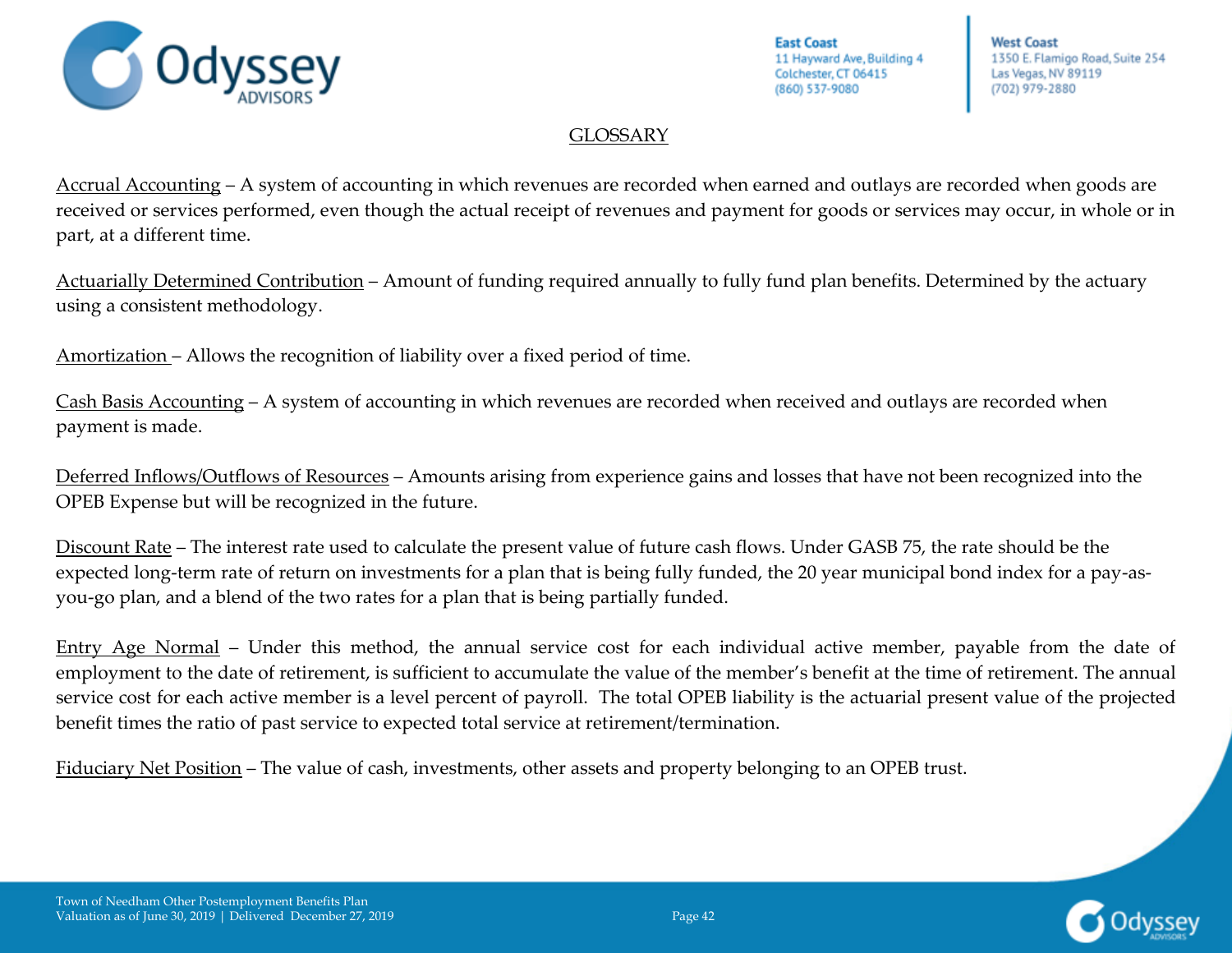## GLOSSARY

Accrual Accounting – A system of accounting in which revenues are recorded when earned and outlays are recorded when goods are received or services performed, even though the actual receipt of revenues and payment for goods or services may occur, in whole or in part, at a different time.

Actuarially Determined Contribution – Amount of funding required annually to fully fund plan benefits. Determined by the actuary using a consistent methodology.

Amortization – Allows the recognition of liability over a fixed period of time.

Cash Basis Accounting – A system of accounting in which revenues are recorded when received and outlays are recorded when payment is made.

Deferred Inflows/Outflows of Resources – Amounts arising from experience gains and losses that have not been recognized into the OPEB Expense but will be recognized in the future.

Discount Rate – The interest rate used to calculate the present value of future cash flows. Under GASB 75, the rate should be the expected long-term rate of return on investments for a plan that is being fully funded, the 20 year municipal bond index for a pay-as-you-go plan, and a blend of the two rates for a plan that is being partially funded.

Entry Age Normal – Under this method, the annual service cost for each individual active member, payable from the date of employment to the date of retirement, is sufficient to accumulate the value of the member's benefit at the time of retirement. The annual service cost for each active member is a level percent of payroll. The total OPEB liability is the actuarial present value of the projected benefit times the ratio of past service to expected total service at retirement/termination.

Fiduciary Net Position – The value of cash, investments, other assets and property belonging to an OPEB trust.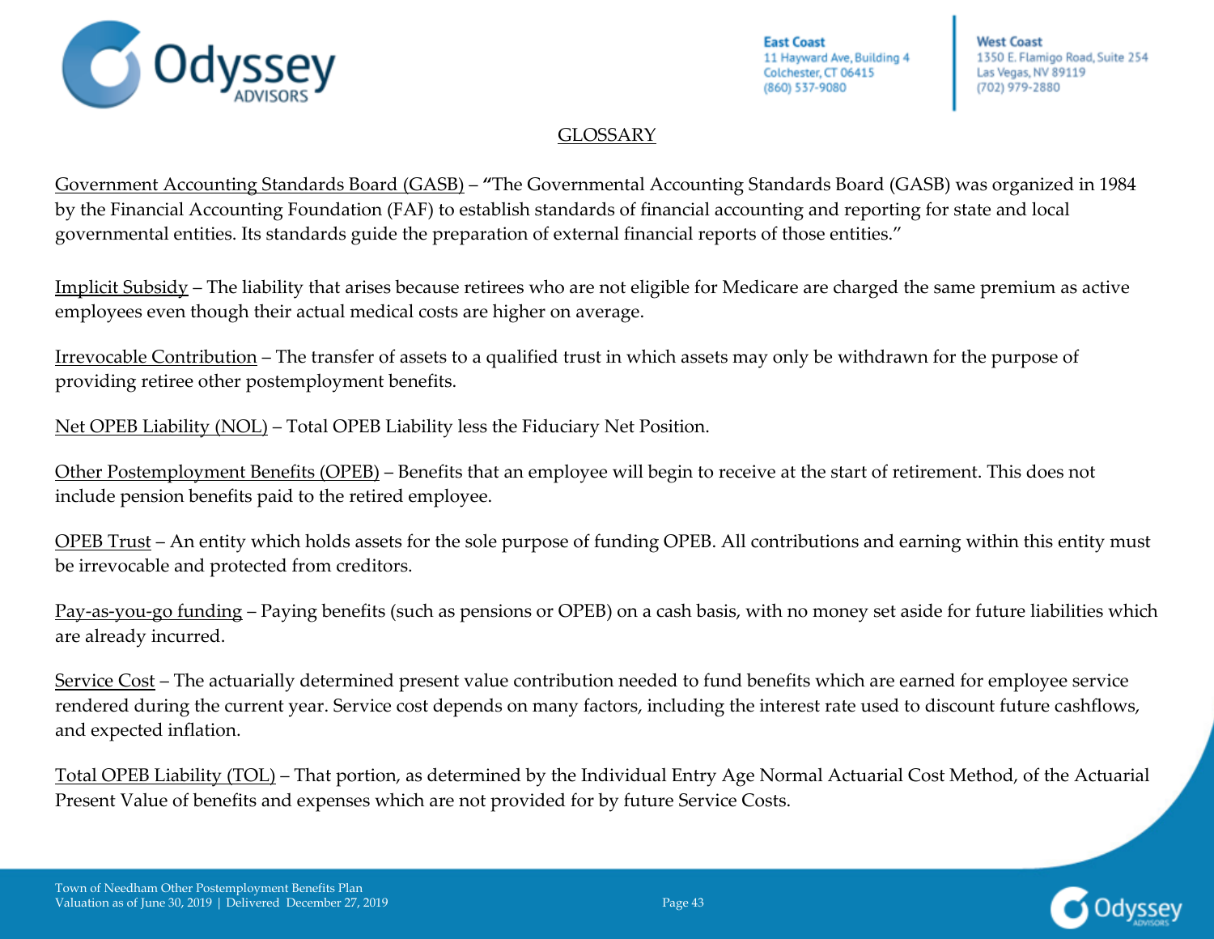## GLOSSARY

Government Accounting Standards Board (GASB) – "The Governmental Accounting Standards Board (GASB) was organized in 1984 by the Financial Accounting Foundation (FAF) to establish standards of financial accounting and reporting for state and local governmental entities. Its standards guide the preparation of external financial reports of those entities."

Implicit Subsidy – The liability that arises because retirees who are not eligible for Medicare are charged the same premium as active employees even though their actual medical costs are higher on average.

Irrevocable Contribution – The transfer of assets to a qualified trust in which assets may only be withdrawn for the purpose of providing retiree other postemployment benefits.

Net OPEB Liability (NOL) – Total OPEB Liability less the Fiduciary Net Position.

Other Postemployment Benefits (OPEB) – Benefits that an employee will begin to receive at the start of retirement. This does not include pension benefits paid to the retired employee.

OPEB Trust – An entity which holds assets for the sole purpose of funding OPEB. All contributions and earning within this entity must be irrevocable and protected from creditors.

Pay-as-you-go funding – Paying benefits (such as pensions or OPEB) on a cash basis, with no money set aside for future liabilities which are already incurred.

Service Cost – The actuarially determined present value contribution needed to fund benefits which are earned for employee service rendered during the current year. Service cost depends on many factors, including the interest rate used to discount future cashflows, and expected inflation.

Total OPEB Liability (TOL) – That portion, as determined by the Individual Entry Age Normal Actuarial Cost Method, of the Actuarial Present Value of benefits and expenses which are not provided for by future Service Costs.